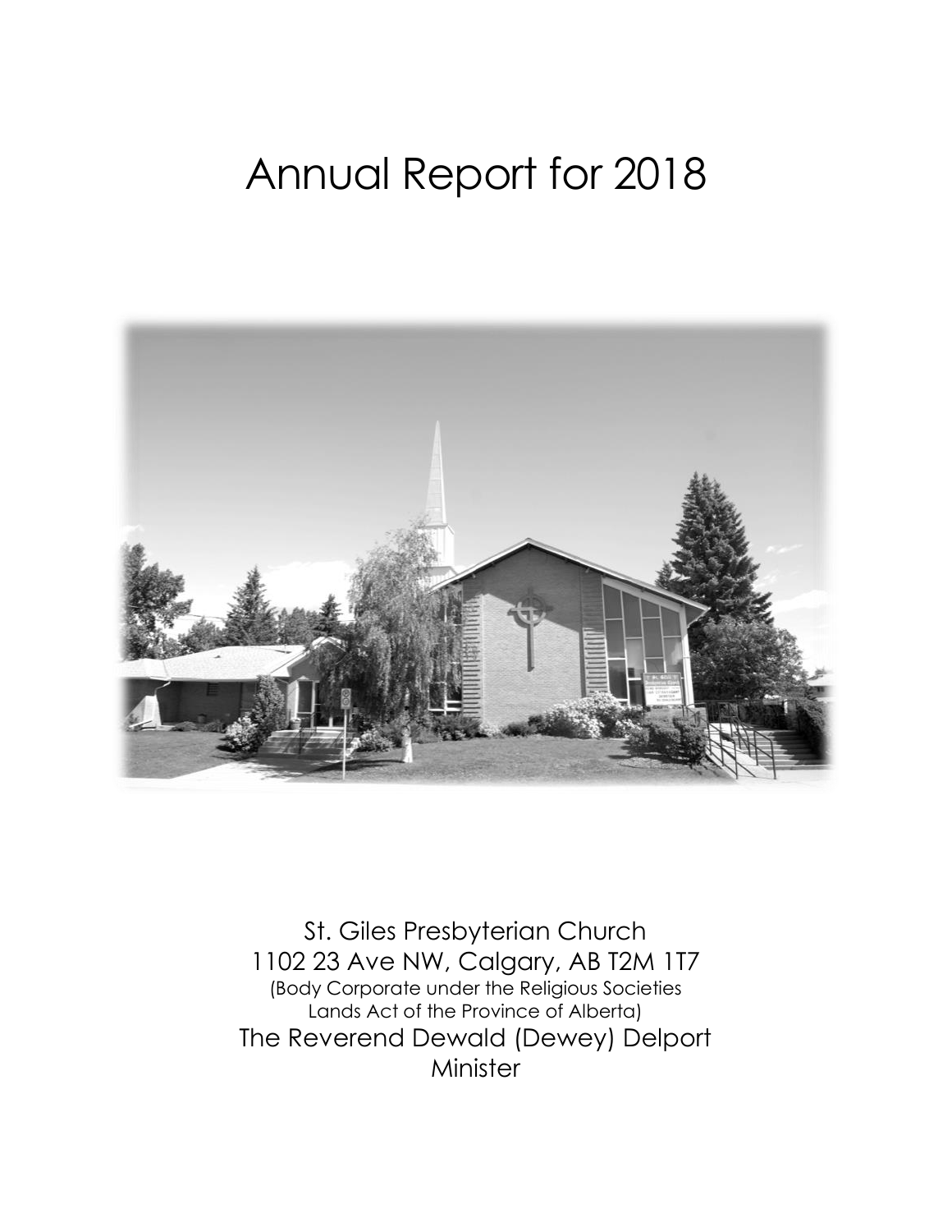# Annual Report for 2018

St. Giles Presbyterian Church
1102 23 Ave NW, Calgary, AB T2M 1T7
(Body Corporate under the Religious Societies Lands Act of the Province of Alberta)
The Reverend Dewald (Dewey) Delport
Minister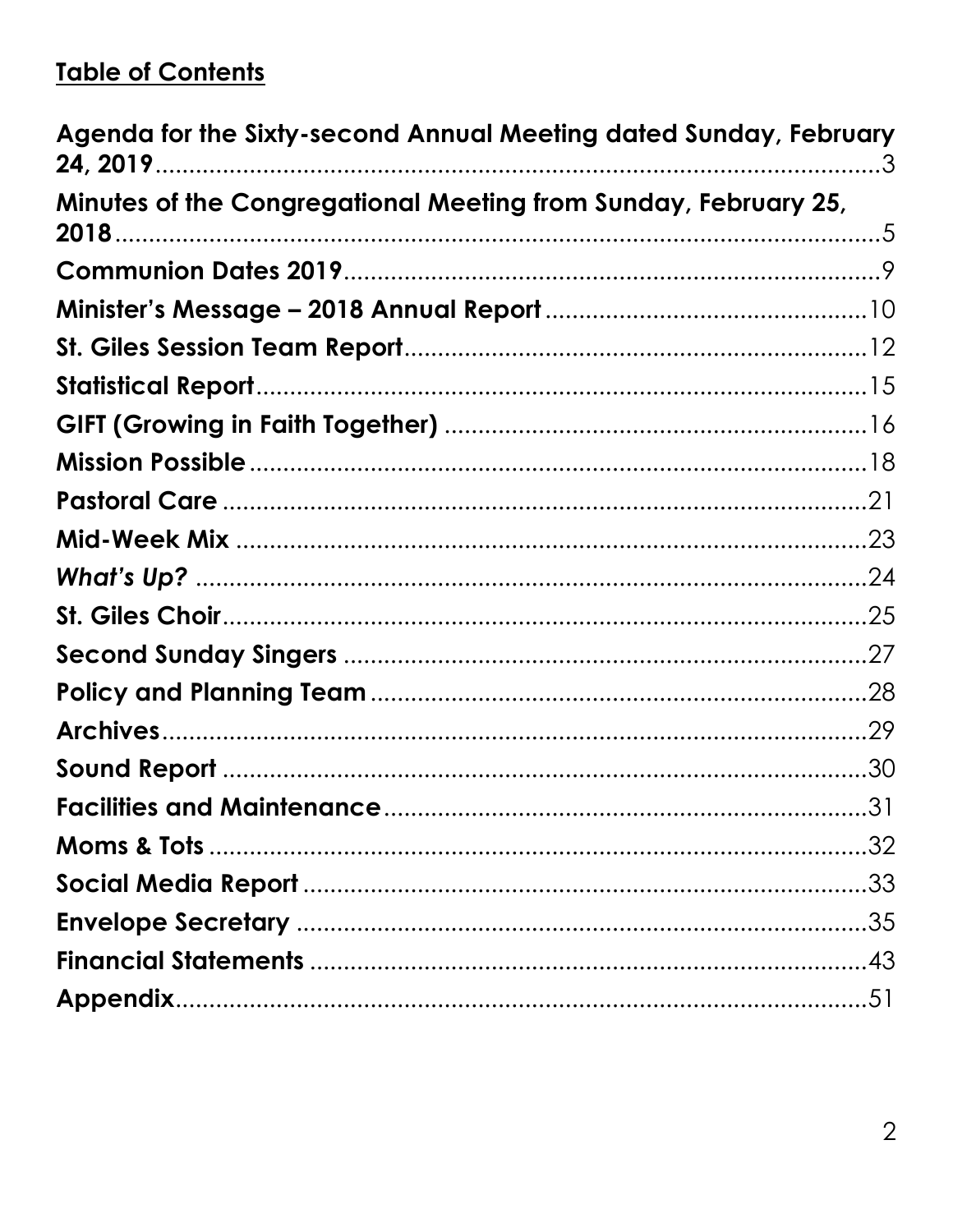## Table of Contents

**Agenda for the Sixty-second Annual Meeting dated Sunday, February 24, 2019** ..... 3

**Minutes of the Congregational Meeting from Sunday, February 25, 2018** ..... 5

**Communion Dates 2019** ..... 9

**Minister's Message – 2018 Annual Report** ..... 10

**St. Giles Session Team Report** ..... 12

**Statistical Report** ..... 15

**GIFT (Growing in Faith Together)** ..... 16

**Mission Possible** ..... 18

**Pastoral Care** ..... 21

**Mid-Week Mix** ..... 23

***What's Up?*** ..... 24

**St. Giles Choir** ..... 25

**Second Sunday Singers** ..... 27

**Policy and Planning Team** ..... 28

**Archives** ..... 29

**Sound Report** ..... 30

**Facilities and Maintenance** ..... 31

**Moms & Tots** ..... 32

**Social Media Report** ..... 33

**Envelope Secretary** ..... 35

**Financial Statements** ..... 43

**Appendix** ..... 51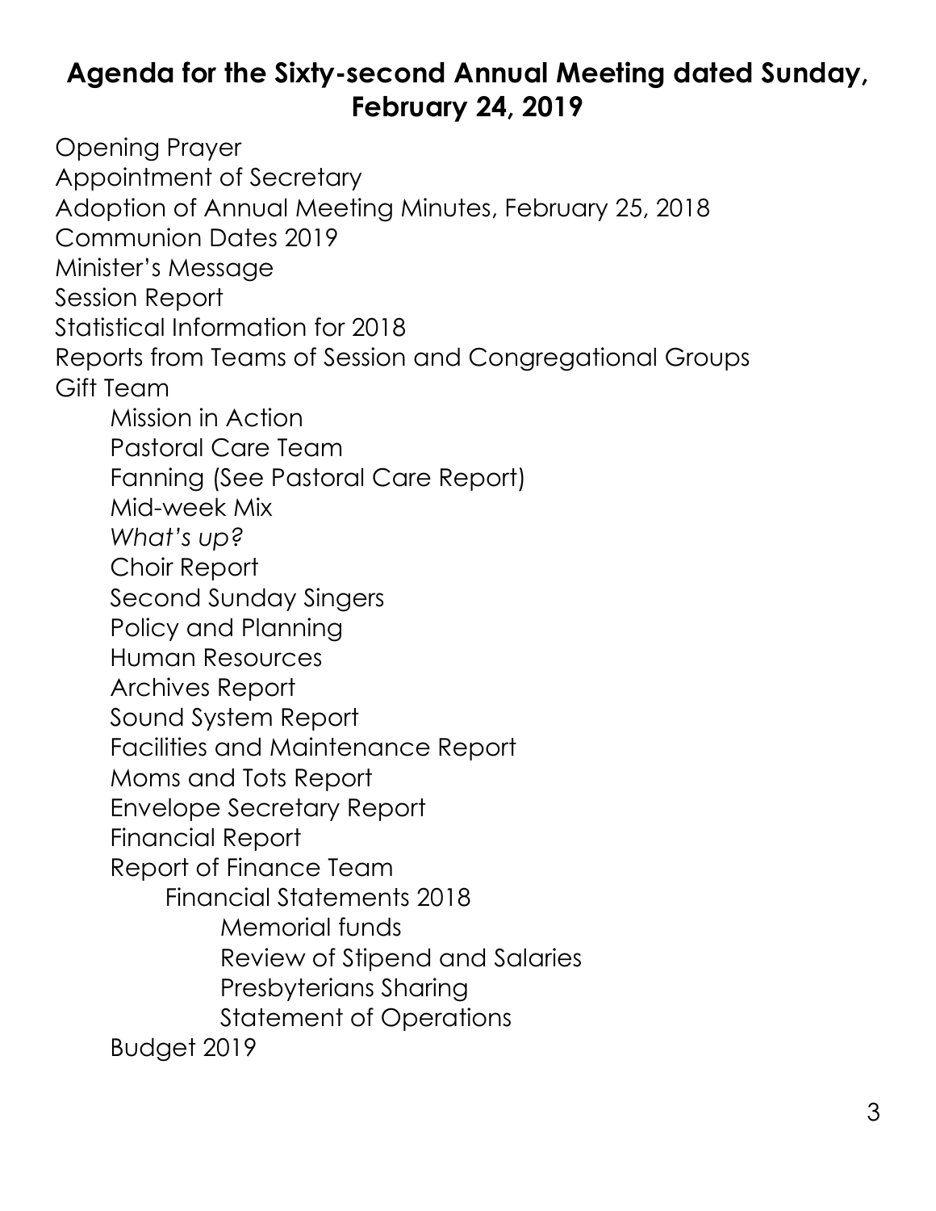## Agenda for the Sixty-second Annual Meeting dated Sunday, February 24, 2019

Opening Prayer
Appointment of Secretary
Adoption of Annual Meeting Minutes, February 25, 2018
Communion Dates 2019
Minister's Message
Session Report
Statistical Information for 2018
Reports from Teams of Session and Congregational Groups
Gift Team

- Mission in Action
- Pastoral Care Team
- Fanning (See Pastoral Care Report)
- Mid-week Mix
- *What's up?*
- Choir Report
- Second Sunday Singers
- Policy and Planning
- Human Resources
- Archives Report
- Sound System Report
- Facilities and Maintenance Report
- Moms and Tots Report
- Envelope Secretary Report
- Financial Report
- Report of Finance Team
    - Financial Statements 2018
        - Memorial funds
        - Review of Stipend and Salaries
        - Presbyterians Sharing
        - Statement of Operations
- Budget 2019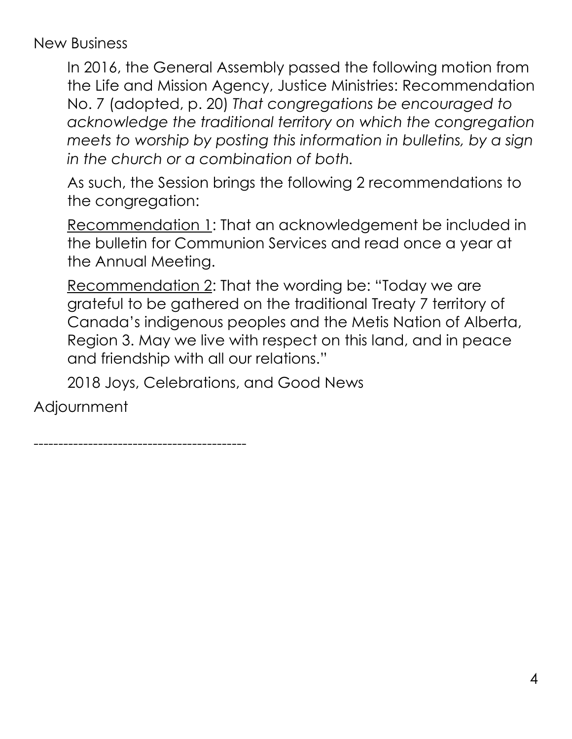New Business

In 2016, the General Assembly passed the following motion from the Life and Mission Agency, Justice Ministries: Recommendation No. 7 (adopted, p. 20) *That congregations be encouraged to acknowledge the traditional territory on which the congregation meets to worship by posting this information in bulletins, by a sign in the church or a combination of both.*

As such, the Session brings the following 2 recommendations to the congregation:

Recommendation 1: That an acknowledgement be included in the bulletin for Communion Services and read once a year at the Annual Meeting.

Recommendation 2: That the wording be: "Today we are grateful to be gathered on the traditional Treaty 7 territory of Canada's indigenous peoples and the Metis Nation of Alberta, Region 3. May we live with respect on this land, and in peace and friendship with all our relations."

2018 Joys, Celebrations, and Good News

Adjournment

-------------------------------------------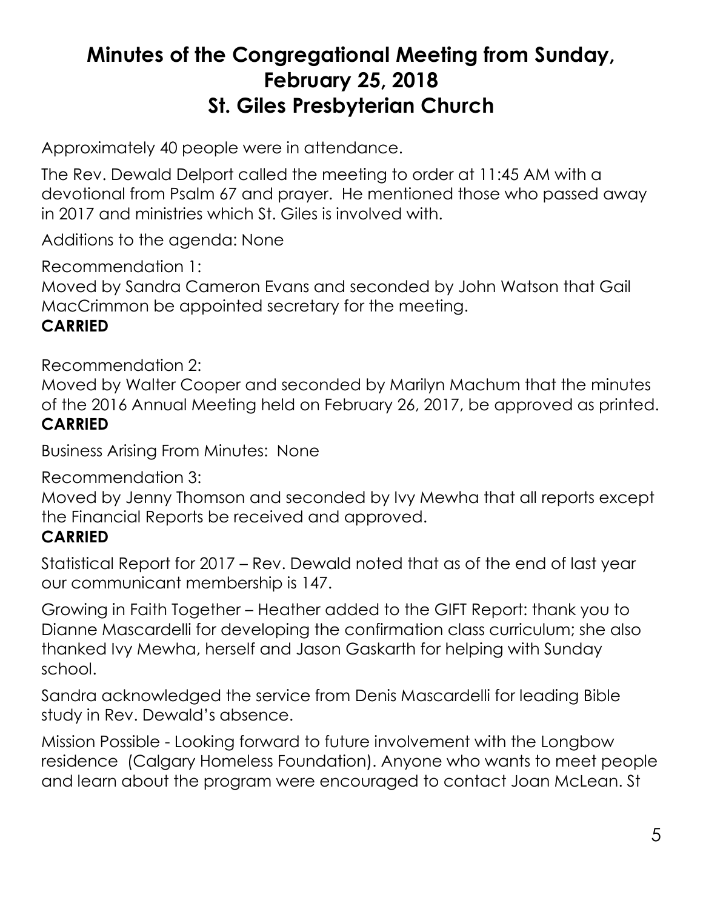# Minutes of the Congregational Meeting from Sunday, February 25, 2018 St. Giles Presbyterian Church

Approximately 40 people were in attendance.

The Rev. Dewald Delport called the meeting to order at 11:45 AM with a devotional from Psalm 67 and prayer. He mentioned those who passed away in 2017 and ministries which St. Giles is involved with.

Additions to the agenda: None

Recommendation 1:
Moved by Sandra Cameron Evans and seconded by John Watson that Gail MacCrimmon be appointed secretary for the meeting.
**CARRIED**

Recommendation 2:
Moved by Walter Cooper and seconded by Marilyn Machum that the minutes of the 2016 Annual Meeting held on February 26, 2017, be approved as printed.
**CARRIED**

Business Arising From Minutes: None

Recommendation 3:
Moved by Jenny Thomson and seconded by Ivy Mewha that all reports except the Financial Reports be received and approved.
**CARRIED**

Statistical Report for 2017 – Rev. Dewald noted that as of the end of last year our communicant membership is 147.

Growing in Faith Together – Heather added to the GIFT Report: thank you to Dianne Mascardelli for developing the confirmation class curriculum; she also thanked Ivy Mewha, herself and Jason Gaskarth for helping with Sunday school.

Sandra acknowledged the service from Denis Mascardelli for leading Bible study in Rev. Dewald's absence.

Mission Possible - Looking forward to future involvement with the Longbow residence (Calgary Homeless Foundation). Anyone who wants to meet people and learn about the program were encouraged to contact Joan McLean. St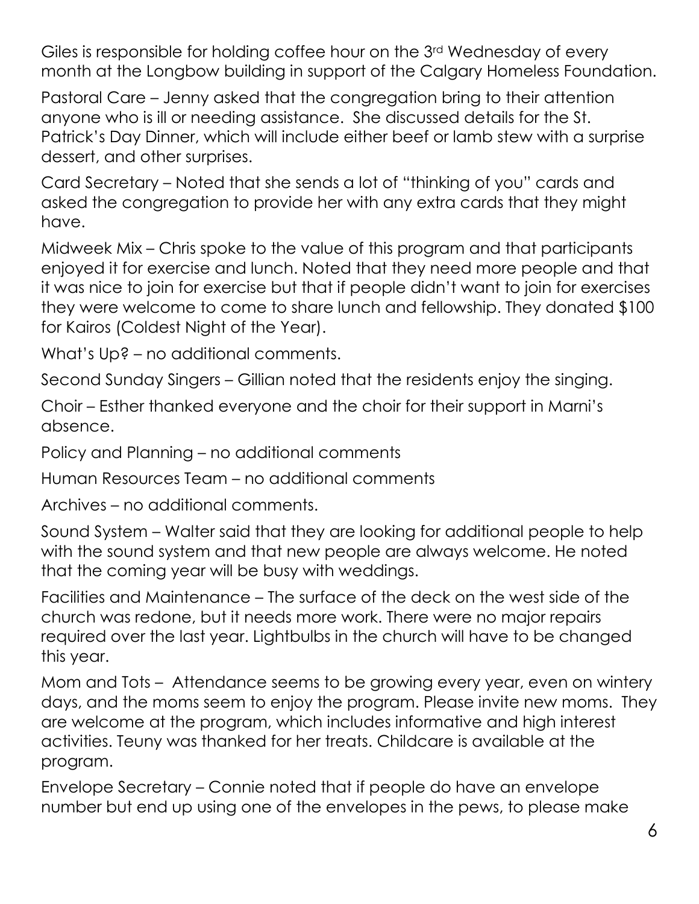Giles is responsible for holding coffee hour on the 3rd Wednesday of every month at the Longbow building in support of the Calgary Homeless Foundation.

Pastoral Care – Jenny asked that the congregation bring to their attention anyone who is ill or needing assistance. She discussed details for the St. Patrick's Day Dinner, which will include either beef or lamb stew with a surprise dessert, and other surprises.

Card Secretary – Noted that she sends a lot of "thinking of you" cards and asked the congregation to provide her with any extra cards that they might have.

Midweek Mix – Chris spoke to the value of this program and that participants enjoyed it for exercise and lunch. Noted that they need more people and that it was nice to join for exercise but that if people didn't want to join for exercises they were welcome to come to share lunch and fellowship. They donated $100 for Kairos (Coldest Night of the Year).

What's Up? – no additional comments.

Second Sunday Singers – Gillian noted that the residents enjoy the singing.

Choir – Esther thanked everyone and the choir for their support in Marni's absence.

Policy and Planning – no additional comments

Human Resources Team – no additional comments

Archives – no additional comments.

Sound System – Walter said that they are looking for additional people to help with the sound system and that new people are always welcome. He noted that the coming year will be busy with weddings.

Facilities and Maintenance – The surface of the deck on the west side of the church was redone, but it needs more work. There were no major repairs required over the last year. Lightbulbs in the church will have to be changed this year.

Mom and Tots – Attendance seems to be growing every year, even on wintery days, and the moms seem to enjoy the program. Please invite new moms. They are welcome at the program, which includes informative and high interest activities. Teuny was thanked for her treats. Childcare is available at the program.

Envelope Secretary – Connie noted that if people do have an envelope number but end up using one of the envelopes in the pews, to please make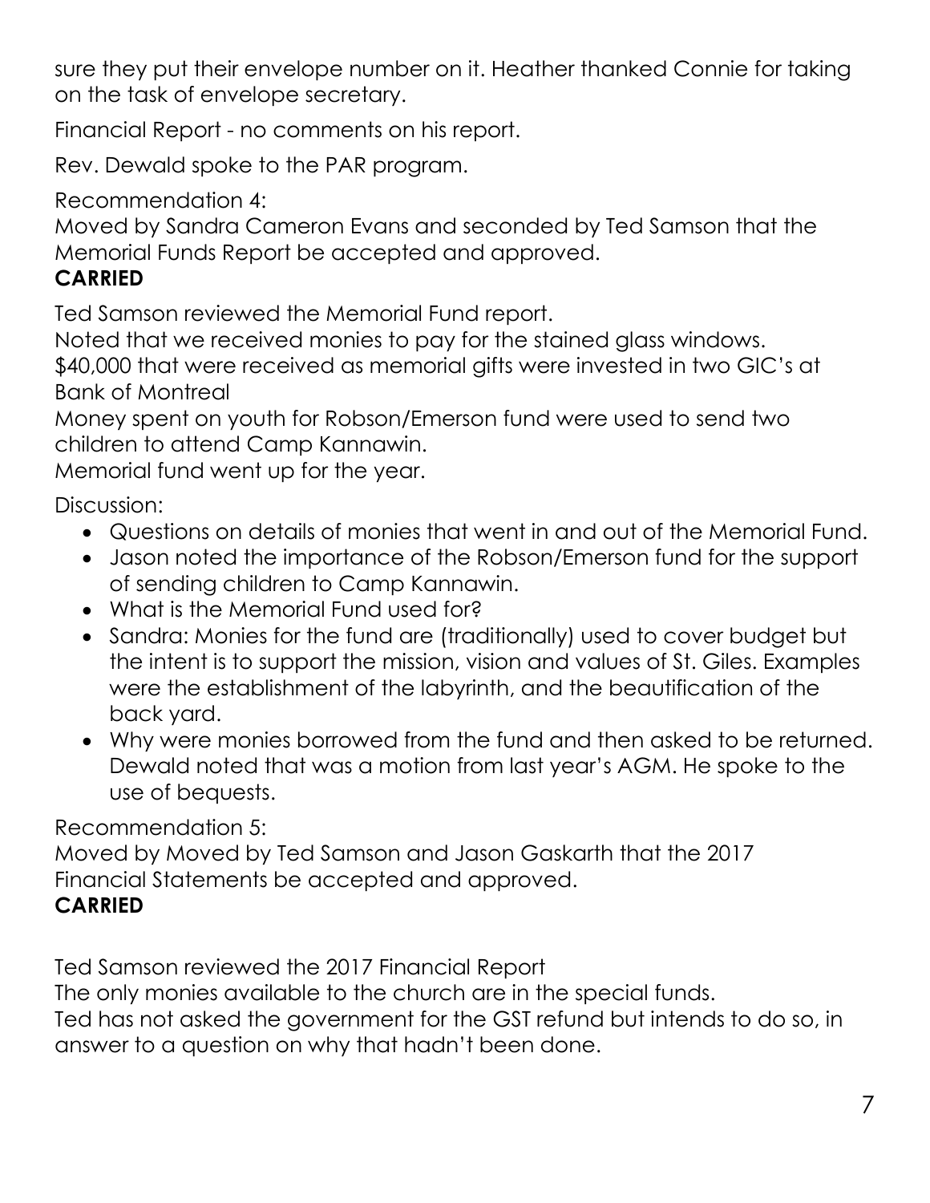sure they put their envelope number on it. Heather thanked Connie for taking on the task of envelope secretary.

Financial Report - no comments on his report.

Rev. Dewald spoke to the PAR program.

Recommendation 4:
Moved by Sandra Cameron Evans and seconded by Ted Samson that the Memorial Funds Report be accepted and approved.
**CARRIED**

Ted Samson reviewed the Memorial Fund report.
Noted that we received monies to pay for the stained glass windows.
$40,000 that were received as memorial gifts were invested in two GIC's at Bank of Montreal
Money spent on youth for Robson/Emerson fund were used to send two children to attend Camp Kannawin.
Memorial fund went up for the year.

Discussion:

- Questions on details of monies that went in and out of the Memorial Fund.
- Jason noted the importance of the Robson/Emerson fund for the support of sending children to Camp Kannawin.
- What is the Memorial Fund used for?
- Sandra: Monies for the fund are (traditionally) used to cover budget but the intent is to support the mission, vision and values of St. Giles. Examples were the establishment of the labyrinth, and the beautification of the back yard.
- Why were monies borrowed from the fund and then asked to be returned. Dewald noted that was a motion from last year's AGM. He spoke to the use of bequests.

Recommendation 5:
Moved by Moved by Ted Samson and Jason Gaskarth that the 2017 Financial Statements be accepted and approved.
**CARRIED**

Ted Samson reviewed the 2017 Financial Report
The only monies available to the church are in the special funds.
Ted has not asked the government for the GST refund but intends to do so, in answer to a question on why that hadn't been done.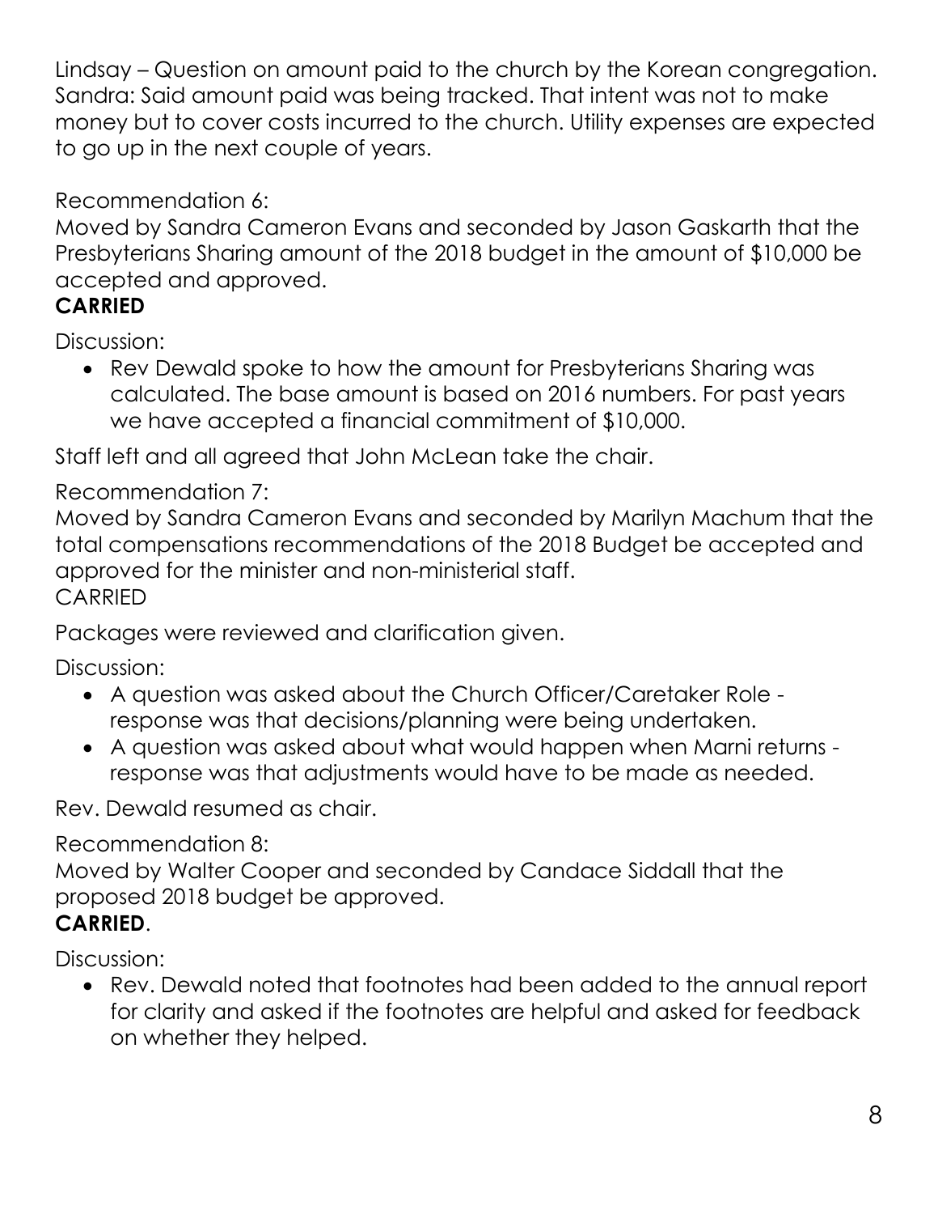Lindsay – Question on amount paid to the church by the Korean congregation. Sandra: Said amount paid was being tracked. That intent was not to make money but to cover costs incurred to the church. Utility expenses are expected to go up in the next couple of years.

Recommendation 6:

Moved by Sandra Cameron Evans and seconded by Jason Gaskarth that the Presbyterians Sharing amount of the 2018 budget in the amount of $10,000 be accepted and approved.

**CARRIED**

Discussion:

- Rev Dewald spoke to how the amount for Presbyterians Sharing was calculated. The base amount is based on 2016 numbers. For past years we have accepted a financial commitment of $10,000.

Staff left and all agreed that John McLean take the chair.

Recommendation 7:

Moved by Sandra Cameron Evans and seconded by Marilyn Machum that the total compensations recommendations of the 2018 Budget be accepted and approved for the minister and non-ministerial staff.

CARRIED

Packages were reviewed and clarification given.

Discussion:

- A question was asked about the Church Officer/Caretaker Role - response was that decisions/planning were being undertaken.
- A question was asked about what would happen when Marni returns - response was that adjustments would have to be made as needed.

Rev. Dewald resumed as chair.

Recommendation 8:

Moved by Walter Cooper and seconded by Candace Siddall that the proposed 2018 budget be approved.

**CARRIED**.

Discussion:

- Rev. Dewald noted that footnotes had been added to the annual report for clarity and asked if the footnotes are helpful and asked for feedback on whether they helped.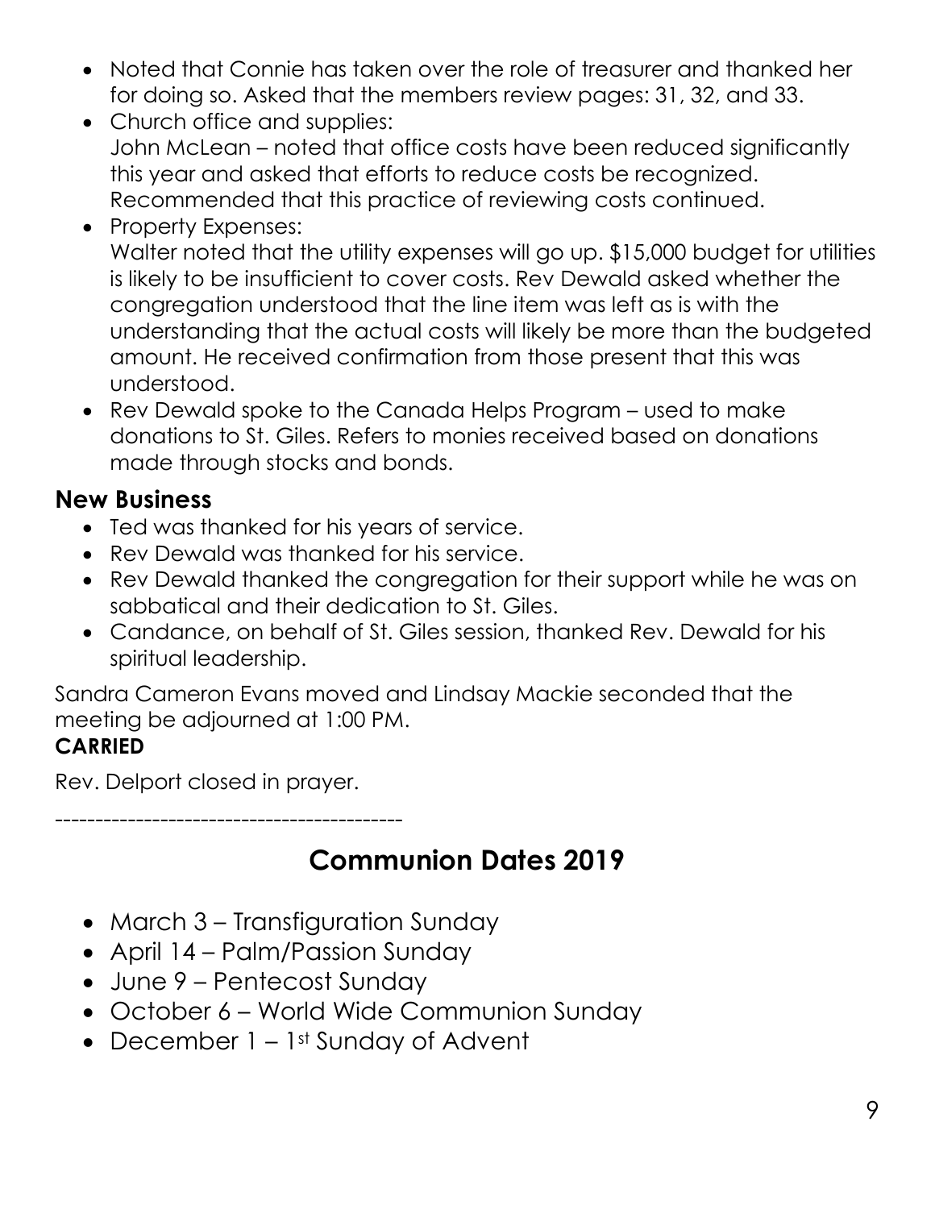- Noted that Connie has taken over the role of treasurer and thanked her for doing so. Asked that the members review pages: 31, 32, and 33.
- Church office and supplies:
  John McLean – noted that office costs have been reduced significantly this year and asked that efforts to reduce costs be recognized. Recommended that this practice of reviewing costs continued.
- Property Expenses:
  Walter noted that the utility expenses will go up. $15,000 budget for utilities is likely to be insufficient to cover costs. Rev Dewald asked whether the congregation understood that the line item was left as is with the understanding that the actual costs will likely be more than the budgeted amount. He received confirmation from those present that this was understood.
- Rev Dewald spoke to the Canada Helps Program – used to make donations to St. Giles. Refers to monies received based on donations made through stocks and bonds.

## New Business

- Ted was thanked for his years of service.
- Rev Dewald was thanked for his service.
- Rev Dewald thanked the congregation for their support while he was on sabbatical and their dedication to St. Giles.
- Candance, on behalf of St. Giles session, thanked Rev. Dewald for his spiritual leadership.

Sandra Cameron Evans moved and Lindsay Mackie seconded that the meeting be adjourned at 1:00 PM.
**CARRIED**

Rev. Delport closed in prayer.

---

# Communion Dates 2019

- March 3 – Transfiguration Sunday
- April 14 – Palm/Passion Sunday
- June 9 – Pentecost Sunday
- October 6 – World Wide Communion Sunday
- December 1 – 1st Sunday of Advent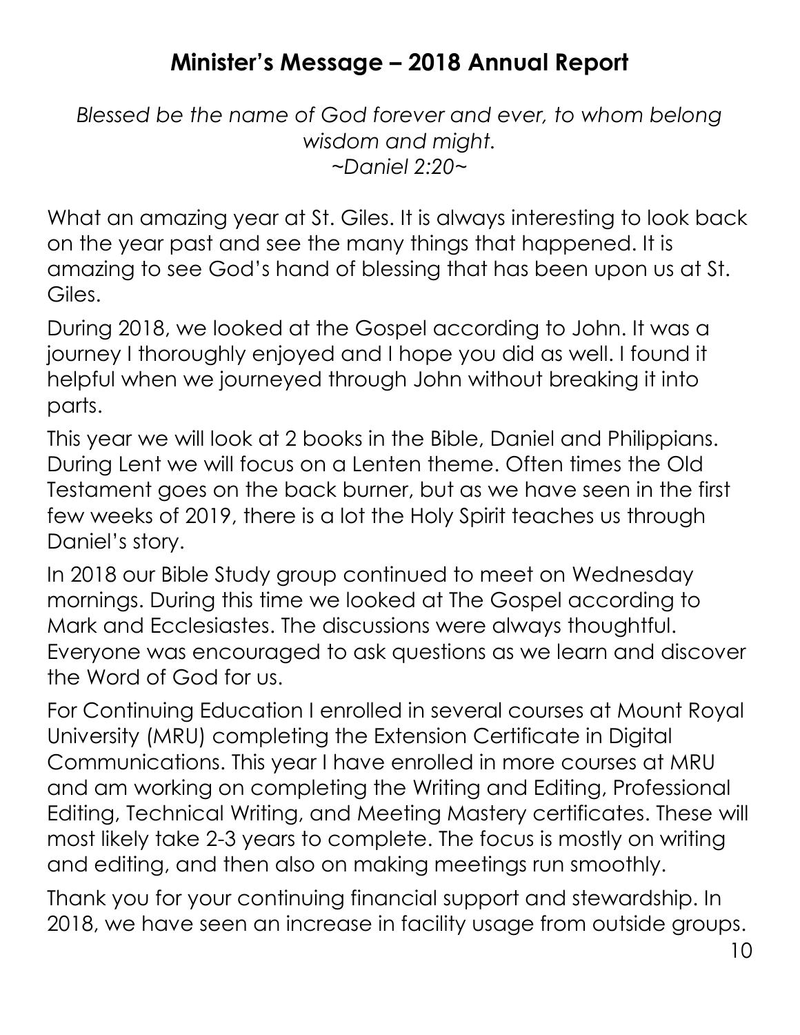## Minister's Message – 2018 Annual Report

*Blessed be the name of God forever and ever, to whom belong wisdom and might.*
*~Daniel 2:20~*

What an amazing year at St. Giles. It is always interesting to look back on the year past and see the many things that happened. It is amazing to see God's hand of blessing that has been upon us at St. Giles.

During 2018, we looked at the Gospel according to John. It was a journey I thoroughly enjoyed and I hope you did as well. I found it helpful when we journeyed through John without breaking it into parts.

This year we will look at 2 books in the Bible, Daniel and Philippians. During Lent we will focus on a Lenten theme. Often times the Old Testament goes on the back burner, but as we have seen in the first few weeks of 2019, there is a lot the Holy Spirit teaches us through Daniel's story.

In 2018 our Bible Study group continued to meet on Wednesday mornings. During this time we looked at The Gospel according to Mark and Ecclesiastes. The discussions were always thoughtful. Everyone was encouraged to ask questions as we learn and discover the Word of God for us.

For Continuing Education I enrolled in several courses at Mount Royal University (MRU) completing the Extension Certificate in Digital Communications. This year I have enrolled in more courses at MRU and am working on completing the Writing and Editing, Professional Editing, Technical Writing, and Meeting Mastery certificates. These will most likely take 2-3 years to complete. The focus is mostly on writing and editing, and then also on making meetings run smoothly.

Thank you for your continuing financial support and stewardship. In 2018, we have seen an increase in facility usage from outside groups.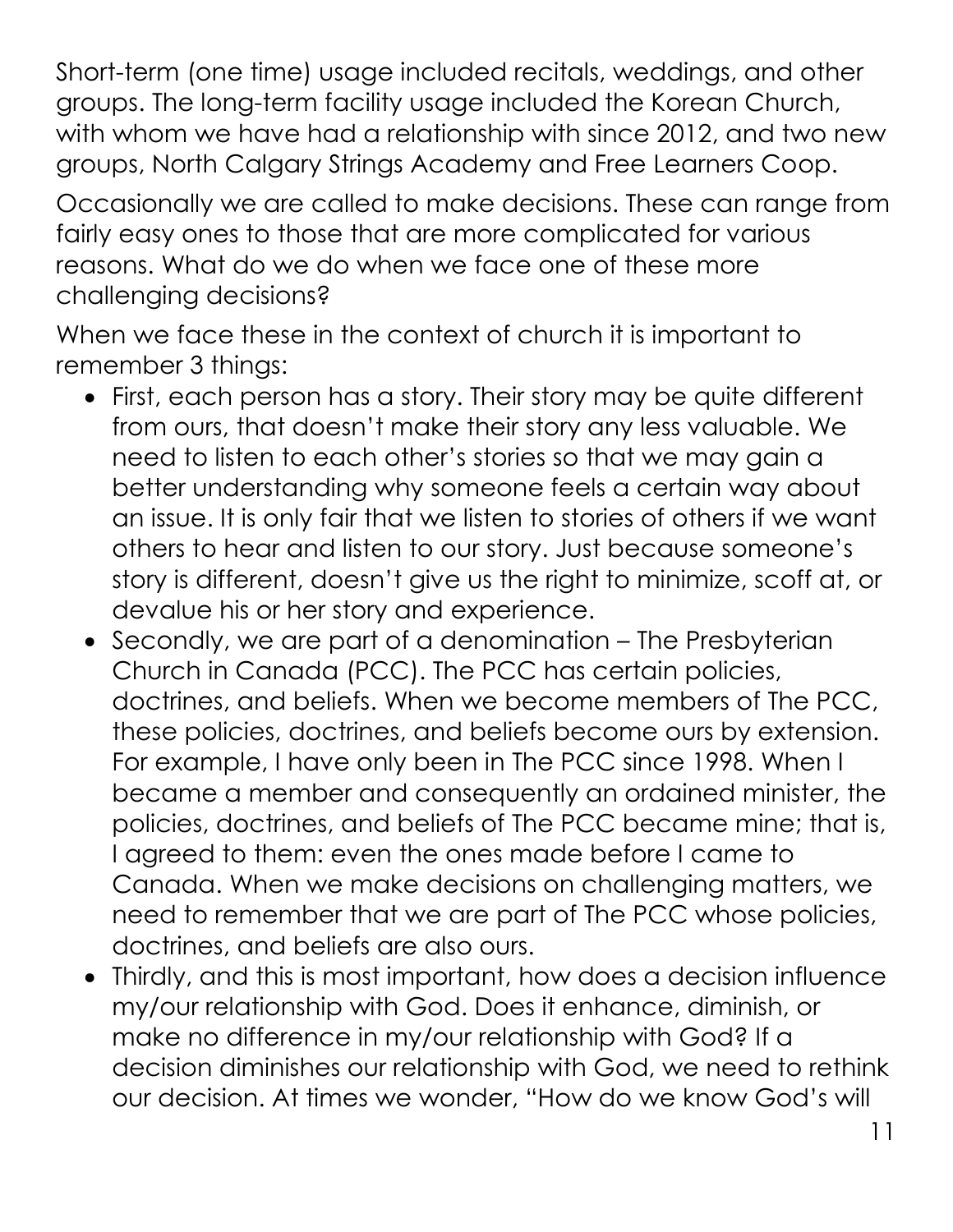Short-term (one time) usage included recitals, weddings, and other groups. The long-term facility usage included the Korean Church, with whom we have had a relationship with since 2012, and two new groups, North Calgary Strings Academy and Free Learners Coop.

Occasionally we are called to make decisions. These can range from fairly easy ones to those that are more complicated for various reasons. What do we do when we face one of these more challenging decisions?

When we face these in the context of church it is important to remember 3 things:

- First, each person has a story. Their story may be quite different from ours, that doesn't make their story any less valuable. We need to listen to each other's stories so that we may gain a better understanding why someone feels a certain way about an issue. It is only fair that we listen to stories of others if we want others to hear and listen to our story. Just because someone's story is different, doesn't give us the right to minimize, scoff at, or devalue his or her story and experience.
- Secondly, we are part of a denomination – The Presbyterian Church in Canada (PCC). The PCC has certain policies, doctrines, and beliefs. When we become members of The PCC, these policies, doctrines, and beliefs become ours by extension. For example, I have only been in The PCC since 1998. When I became a member and consequently an ordained minister, the policies, doctrines, and beliefs of The PCC became mine; that is, I agreed to them: even the ones made before I came to Canada. When we make decisions on challenging matters, we need to remember that we are part of The PCC whose policies, doctrines, and beliefs are also ours.
- Thirdly, and this is most important, how does a decision influence my/our relationship with God. Does it enhance, diminish, or make no difference in my/our relationship with God? If a decision diminishes our relationship with God, we need to rethink our decision. At times we wonder, "How do we know God's will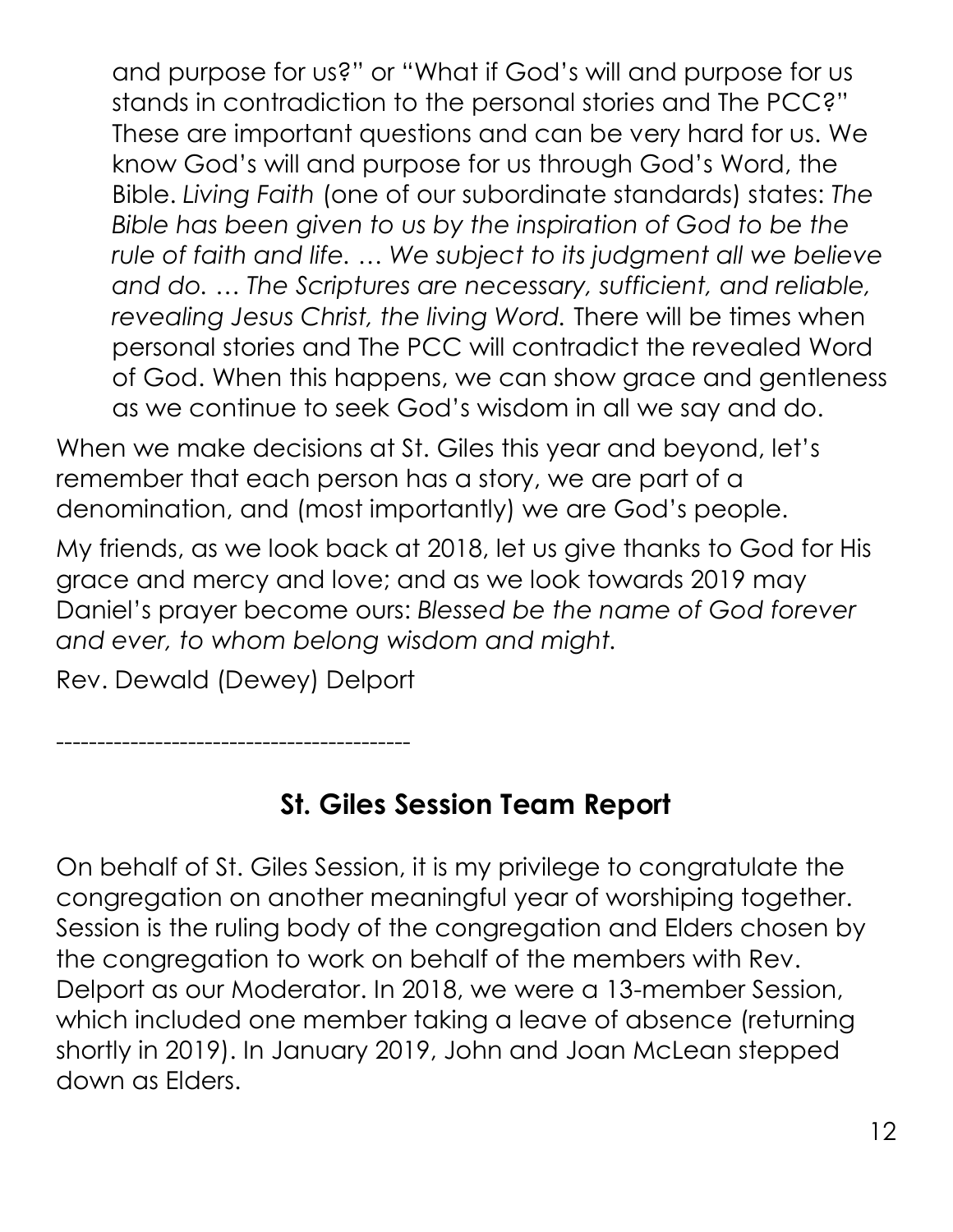and purpose for us?" or "What if God's will and purpose for us stands in contradiction to the personal stories and The PCC?" These are important questions and can be very hard for us. We know God's will and purpose for us through God's Word, the Bible. *Living Faith* (one of our subordinate standards) states: *The Bible has been given to us by the inspiration of God to be the rule of faith and life. … We subject to its judgment all we believe and do. … The Scriptures are necessary, sufficient, and reliable, revealing Jesus Christ, the living Word.* There will be times when personal stories and The PCC will contradict the revealed Word of God. When this happens, we can show grace and gentleness as we continue to seek God's wisdom in all we say and do.

When we make decisions at St. Giles this year and beyond, let's remember that each person has a story, we are part of a denomination, and (most importantly) we are God's people.

My friends, as we look back at 2018, let us give thanks to God for His grace and mercy and love; and as we look towards 2019 may Daniel's prayer become ours: *Blessed be the name of God forever and ever, to whom belong wisdom and might.*

Rev. Dewald (Dewey) Delport

------------------------------------------

## St. Giles Session Team Report

On behalf of St. Giles Session, it is my privilege to congratulate the congregation on another meaningful year of worshiping together. Session is the ruling body of the congregation and Elders chosen by the congregation to work on behalf of the members with Rev. Delport as our Moderator. In 2018, we were a 13-member Session, which included one member taking a leave of absence (returning shortly in 2019). In January 2019, John and Joan McLean stepped down as Elders.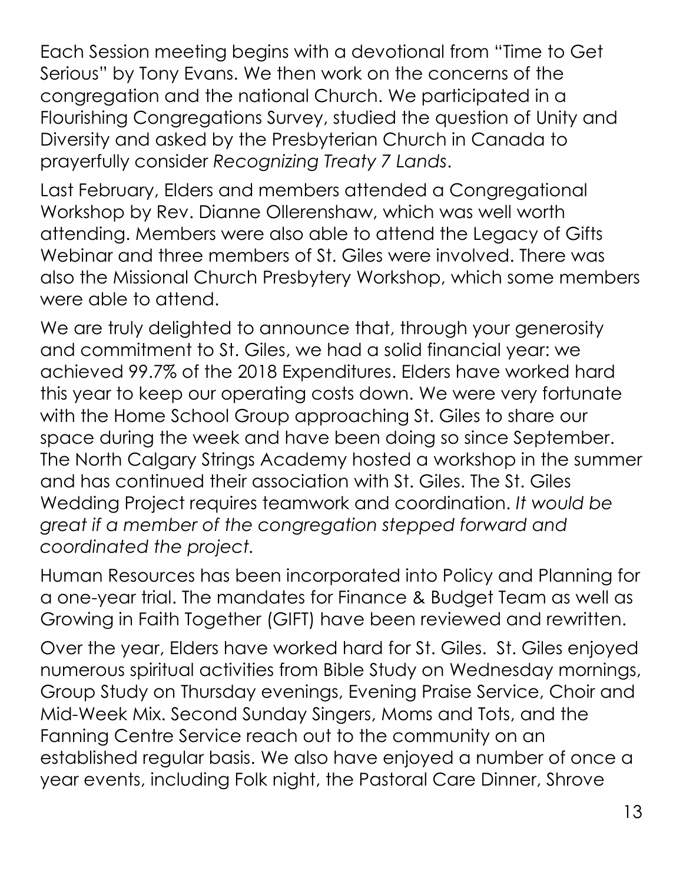Each Session meeting begins with a devotional from "Time to Get Serious" by Tony Evans. We then work on the concerns of the congregation and the national Church. We participated in a Flourishing Congregations Survey, studied the question of Unity and Diversity and asked by the Presbyterian Church in Canada to prayerfully consider *Recognizing Treaty 7 Lands*.

Last February, Elders and members attended a Congregational Workshop by Rev. Dianne Ollerenshaw, which was well worth attending. Members were also able to attend the Legacy of Gifts Webinar and three members of St. Giles were involved. There was also the Missional Church Presbytery Workshop, which some members were able to attend.

We are truly delighted to announce that, through your generosity and commitment to St. Giles, we had a solid financial year: we achieved 99.7% of the 2018 Expenditures. Elders have worked hard this year to keep our operating costs down. We were very fortunate with the Home School Group approaching St. Giles to share our space during the week and have been doing so since September. The North Calgary Strings Academy hosted a workshop in the summer and has continued their association with St. Giles. The St. Giles Wedding Project requires teamwork and coordination. *It would be great if a member of the congregation stepped forward and coordinated the project.*

Human Resources has been incorporated into Policy and Planning for a one-year trial. The mandates for Finance & Budget Team as well as Growing in Faith Together (GIFT) have been reviewed and rewritten.

Over the year, Elders have worked hard for St. Giles. St. Giles enjoyed numerous spiritual activities from Bible Study on Wednesday mornings, Group Study on Thursday evenings, Evening Praise Service, Choir and Mid-Week Mix. Second Sunday Singers, Moms and Tots, and the Fanning Centre Service reach out to the community on an established regular basis. We also have enjoyed a number of once a year events, including Folk night, the Pastoral Care Dinner, Shrove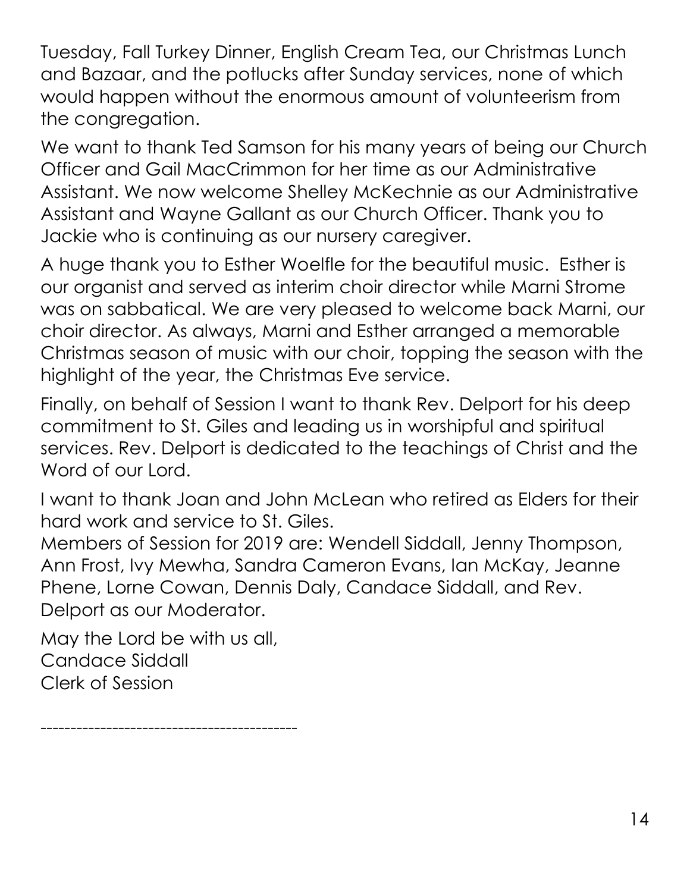Tuesday, Fall Turkey Dinner, English Cream Tea, our Christmas Lunch and Bazaar, and the potlucks after Sunday services, none of which would happen without the enormous amount of volunteerism from the congregation.

We want to thank Ted Samson for his many years of being our Church Officer and Gail MacCrimmon for her time as our Administrative Assistant. We now welcome Shelley McKechnie as our Administrative Assistant and Wayne Gallant as our Church Officer. Thank you to Jackie who is continuing as our nursery caregiver.

A huge thank you to Esther Woelfle for the beautiful music. Esther is our organist and served as interim choir director while Marni Strome was on sabbatical. We are very pleased to welcome back Marni, our choir director. As always, Marni and Esther arranged a memorable Christmas season of music with our choir, topping the season with the highlight of the year, the Christmas Eve service.

Finally, on behalf of Session I want to thank Rev. Delport for his deep commitment to St. Giles and leading us in worshipful and spiritual services. Rev. Delport is dedicated to the teachings of Christ and the Word of our Lord.

I want to thank Joan and John McLean who retired as Elders for their hard work and service to St. Giles.
Members of Session for 2019 are: Wendell Siddall, Jenny Thompson, Ann Frost, Ivy Mewha, Sandra Cameron Evans, Ian McKay, Jeanne Phene, Lorne Cowan, Dennis Daly, Candace Siddall, and Rev. Delport as our Moderator.

May the Lord be with us all,
Candace Siddall
Clerk of Session

------------------------------------------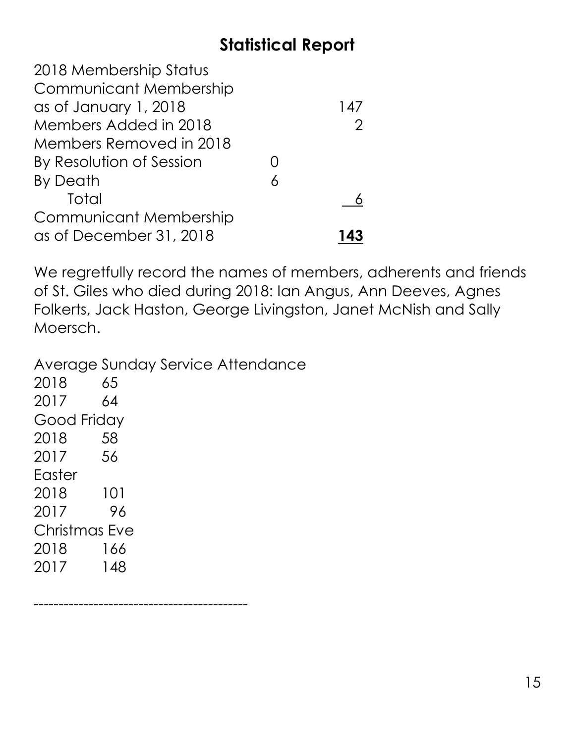## Statistical Report

| 2018 Membership Status | | |
|---|---|---|
| Communicant Membership as of January 1, 2018 | | 147 |
| Members Added in 2018 | | 2 |
| Members Removed in 2018 | | |
| By Resolution of Session | 0 | |
| By Death | 6 | |
| Total | | 6 |
| Communicant Membership as of December 31, 2018 | | **143** |

We regretfully record the names of members, adherents and friends of St. Giles who died during 2018: Ian Angus, Ann Deeves, Agnes Folkerts, Jack Haston, George Livingston, Janet McNish and Sally Moersch.

Average Sunday Service Attendance

| | |
|---|---|
| 2018 | 65 |
| 2017 | 64 |

Good Friday

| | |
|---|---|
| 2018 | 58 |
| 2017 | 56 |

Easter

| | |
|---|---|
| 2018 | 101 |
| 2017 | 96 |

Christmas Eve

| | |
|---|---|
| 2018 | 166 |
| 2017 | 148 |

-----------------------------------------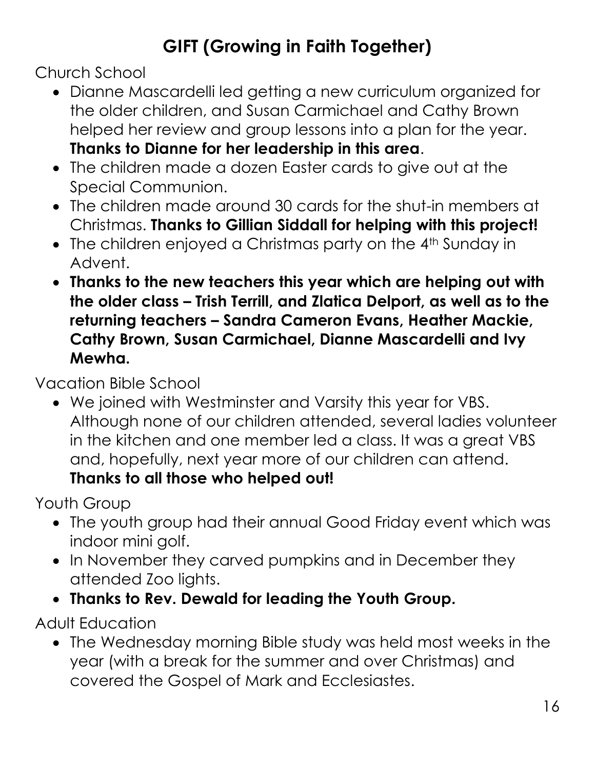## GIFT (Growing in Faith Together)

Church School

- Dianne Mascardelli led getting a new curriculum organized for the older children, and Susan Carmichael and Cathy Brown helped her review and group lessons into a plan for the year. **Thanks to Dianne for her leadership in this area**.
- The children made a dozen Easter cards to give out at the Special Communion.
- The children made around 30 cards for the shut-in members at Christmas. **Thanks to Gillian Siddall for helping with this project!**
- The children enjoyed a Christmas party on the 4th Sunday in Advent.
- **Thanks to the new teachers this year which are helping out with the older class – Trish Terrill, and Zlatica Delport, as well as to the returning teachers – Sandra Cameron Evans, Heather Mackie, Cathy Brown, Susan Carmichael, Dianne Mascardelli and Ivy Mewha.**

Vacation Bible School

- We joined with Westminster and Varsity this year for VBS. Although none of our children attended, several ladies volunteer in the kitchen and one member led a class. It was a great VBS and, hopefully, next year more of our children can attend. **Thanks to all those who helped out!**

Youth Group

- The youth group had their annual Good Friday event which was indoor mini golf.
- In November they carved pumpkins and in December they attended Zoo lights.
- **Thanks to Rev. Dewald for leading the Youth Group.**

Adult Education

- The Wednesday morning Bible study was held most weeks in the year (with a break for the summer and over Christmas) and covered the Gospel of Mark and Ecclesiastes.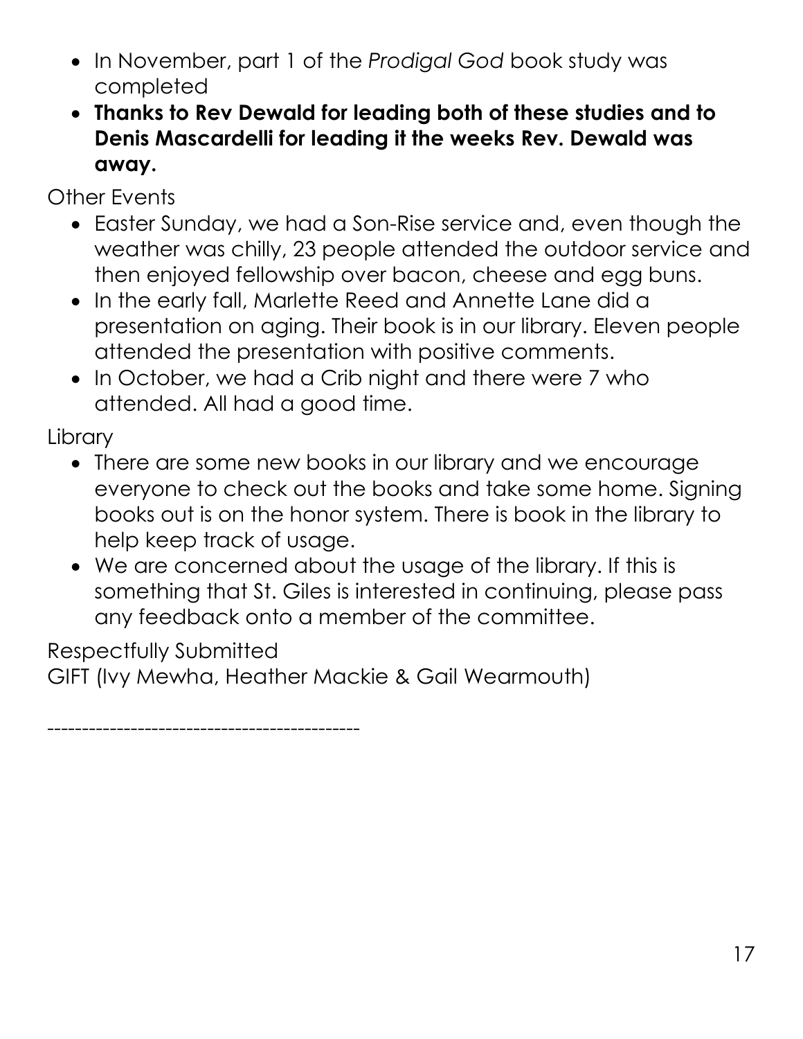- In November, part 1 of the *Prodigal God* book study was completed
- **Thanks to Rev Dewald for leading both of these studies and to Denis Mascardelli for leading it the weeks Rev. Dewald was away.**

Other Events

- Easter Sunday, we had a Son-Rise service and, even though the weather was chilly, 23 people attended the outdoor service and then enjoyed fellowship over bacon, cheese and egg buns.
- In the early fall, Marlette Reed and Annette Lane did a presentation on aging. Their book is in our library. Eleven people attended the presentation with positive comments.
- In October, we had a Crib night and there were 7 who attended. All had a good time.

Library

- There are some new books in our library and we encourage everyone to check out the books and take some home. Signing books out is on the honor system. There is book in the library to help keep track of usage.
- We are concerned about the usage of the library. If this is something that St. Giles is interested in continuing, please pass any feedback onto a member of the committee.

Respectfully Submitted
GIFT (Ivy Mewha, Heather Mackie & Gail Wearmouth)

-------------------------------------------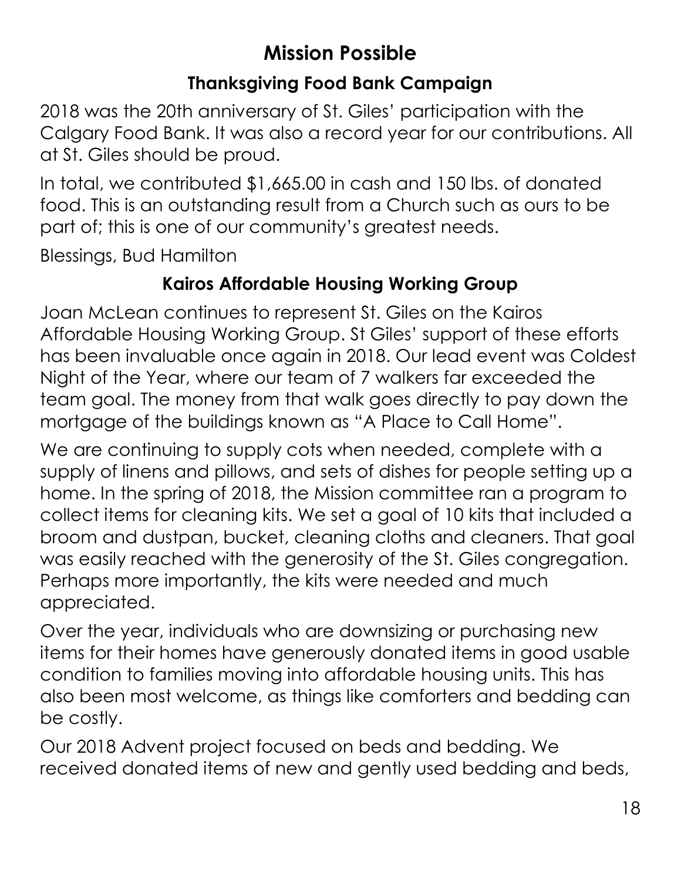# Mission Possible

## Thanksgiving Food Bank Campaign

2018 was the 20th anniversary of St. Giles' participation with the Calgary Food Bank. It was also a record year for our contributions. All at St. Giles should be proud.

In total, we contributed $1,665.00 in cash and 150 lbs. of donated food. This is an outstanding result from a Church such as ours to be part of; this is one of our community's greatest needs.

Blessings, Bud Hamilton

## Kairos Affordable Housing Working Group

Joan McLean continues to represent St. Giles on the Kairos Affordable Housing Working Group. St Giles' support of these efforts has been invaluable once again in 2018. Our lead event was Coldest Night of the Year, where our team of 7 walkers far exceeded the team goal. The money from that walk goes directly to pay down the mortgage of the buildings known as "A Place to Call Home".

We are continuing to supply cots when needed, complete with a supply of linens and pillows, and sets of dishes for people setting up a home. In the spring of 2018, the Mission committee ran a program to collect items for cleaning kits. We set a goal of 10 kits that included a broom and dustpan, bucket, cleaning cloths and cleaners. That goal was easily reached with the generosity of the St. Giles congregation. Perhaps more importantly, the kits were needed and much appreciated.

Over the year, individuals who are downsizing or purchasing new items for their homes have generously donated items in good usable condition to families moving into affordable housing units. This has also been most welcome, as things like comforters and bedding can be costly.

Our 2018 Advent project focused on beds and bedding. We received donated items of new and gently used bedding and beds,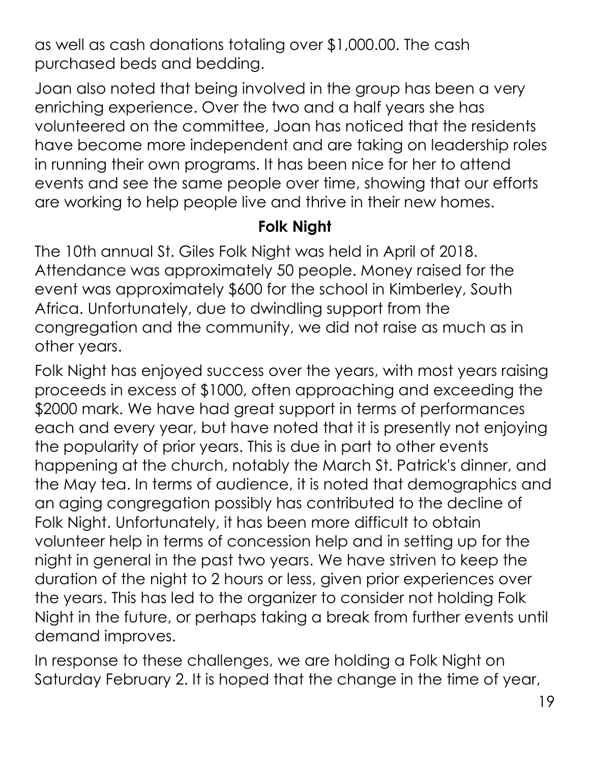as well as cash donations totaling over $1,000.00. The cash purchased beds and bedding.

Joan also noted that being involved in the group has been a very enriching experience. Over the two and a half years she has volunteered on the committee, Joan has noticed that the residents have become more independent and are taking on leadership roles in running their own programs. It has been nice for her to attend events and see the same people over time, showing that our efforts are working to help people live and thrive in their new homes.

### Folk Night

The 10th annual St. Giles Folk Night was held in April of 2018. Attendance was approximately 50 people. Money raised for the event was approximately $600 for the school in Kimberley, South Africa. Unfortunately, due to dwindling support from the congregation and the community, we did not raise as much as in other years.

Folk Night has enjoyed success over the years, with most years raising proceeds in excess of $1000, often approaching and exceeding the $2000 mark. We have had great support in terms of performances each and every year, but have noted that it is presently not enjoying the popularity of prior years. This is due in part to other events happening at the church, notably the March St. Patrick's dinner, and the May tea. In terms of audience, it is noted that demographics and an aging congregation possibly has contributed to the decline of Folk Night. Unfortunately, it has been more difficult to obtain volunteer help in terms of concession help and in setting up for the night in general in the past two years. We have striven to keep the duration of the night to 2 hours or less, given prior experiences over the years. This has led to the organizer to consider not holding Folk Night in the future, or perhaps taking a break from further events until demand improves.

In response to these challenges, we are holding a Folk Night on Saturday February 2. It is hoped that the change in the time of year,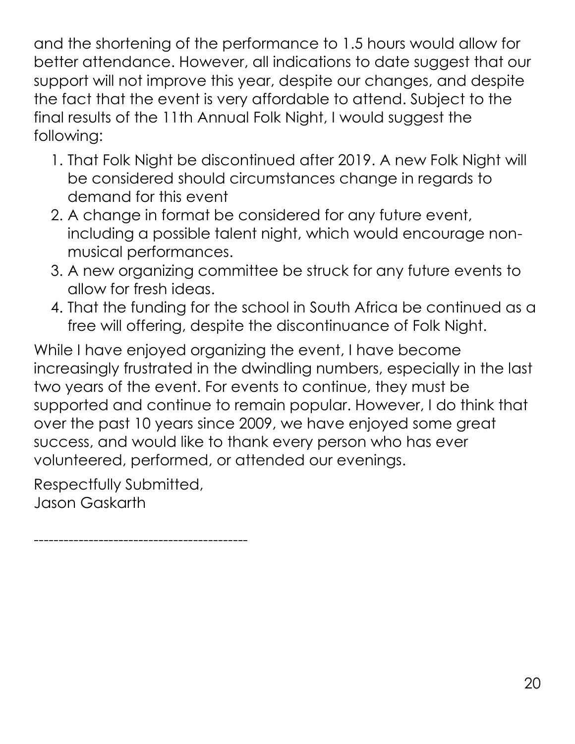and the shortening of the performance to 1.5 hours would allow for better attendance. However, all indications to date suggest that our support will not improve this year, despite our changes, and despite the fact that the event is very affordable to attend. Subject to the final results of the 11th Annual Folk Night, I would suggest the following:

1. That Folk Night be discontinued after 2019. A new Folk Night will be considered should circumstances change in regards to demand for this event
2. A change in format be considered for any future event, including a possible talent night, which would encourage non-musical performances.
3. A new organizing committee be struck for any future events to allow for fresh ideas.
4. That the funding for the school in South Africa be continued as a free will offering, despite the discontinuance of Folk Night.

While I have enjoyed organizing the event, I have become increasingly frustrated in the dwindling numbers, especially in the last two years of the event. For events to continue, they must be supported and continue to remain popular. However, I do think that over the past 10 years since 2009, we have enjoyed some great success, and would like to thank every person who has ever volunteered, performed, or attended our evenings.

Respectfully Submitted,
Jason Gaskarth

-----------------------------------------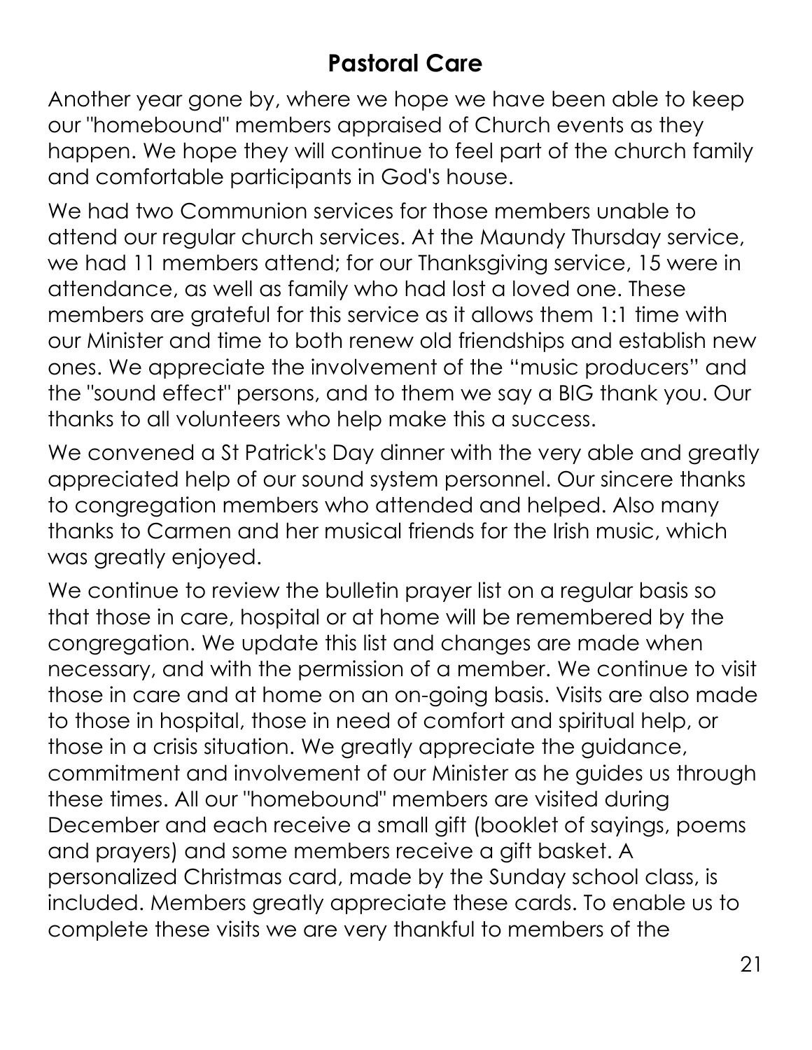## Pastoral Care

Another year gone by, where we hope we have been able to keep our "homebound" members appraised of Church events as they happen. We hope they will continue to feel part of the church family and comfortable participants in God's house.

We had two Communion services for those members unable to attend our regular church services. At the Maundy Thursday service, we had 11 members attend; for our Thanksgiving service, 15 were in attendance, as well as family who had lost a loved one. These members are grateful for this service as it allows them 1:1 time with our Minister and time to both renew old friendships and establish new ones. We appreciate the involvement of the "music producers" and the "sound effect" persons, and to them we say a BIG thank you. Our thanks to all volunteers who help make this a success.

We convened a St Patrick's Day dinner with the very able and greatly appreciated help of our sound system personnel. Our sincere thanks to congregation members who attended and helped. Also many thanks to Carmen and her musical friends for the Irish music, which was greatly enjoyed.

We continue to review the bulletin prayer list on a regular basis so that those in care, hospital or at home will be remembered by the congregation. We update this list and changes are made when necessary, and with the permission of a member. We continue to visit those in care and at home on an on-going basis. Visits are also made to those in hospital, those in need of comfort and spiritual help, or those in a crisis situation. We greatly appreciate the guidance, commitment and involvement of our Minister as he guides us through these times. All our "homebound" members are visited during December and each receive a small gift (booklet of sayings, poems and prayers) and some members receive a gift basket. A personalized Christmas card, made by the Sunday school class, is included. Members greatly appreciate these cards. To enable us to complete these visits we are very thankful to members of the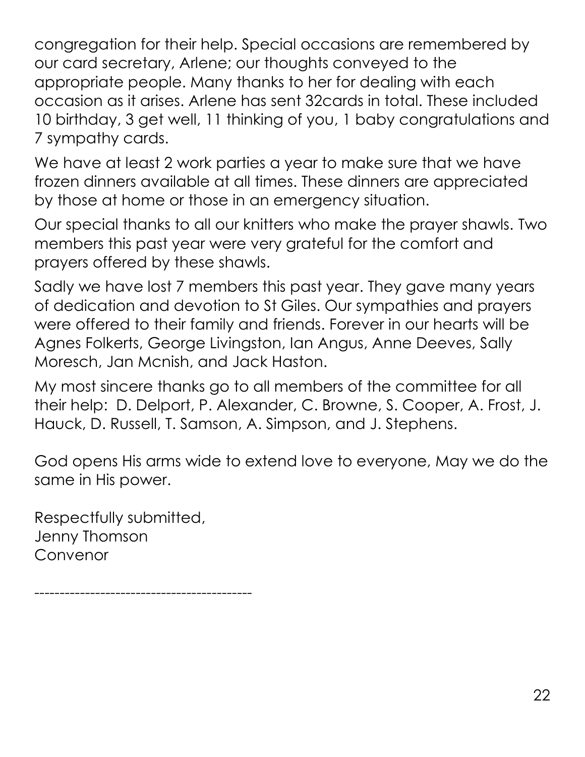congregation for their help. Special occasions are remembered by our card secretary, Arlene; our thoughts conveyed to the appropriate people. Many thanks to her for dealing with each occasion as it arises. Arlene has sent 32cards in total. These included 10 birthday, 3 get well, 11 thinking of you, 1 baby congratulations and 7 sympathy cards.

We have at least 2 work parties a year to make sure that we have frozen dinners available at all times. These dinners are appreciated by those at home or those in an emergency situation.

Our special thanks to all our knitters who make the prayer shawls. Two members this past year were very grateful for the comfort and prayers offered by these shawls.

Sadly we have lost 7 members this past year. They gave many years of dedication and devotion to St Giles. Our sympathies and prayers were offered to their family and friends. Forever in our hearts will be Agnes Folkerts, George Livingston, Ian Angus, Anne Deeves, Sally Moresch, Jan Mcnish, and Jack Haston.

My most sincere thanks go to all members of the committee for all their help: D. Delport, P. Alexander, C. Browne, S. Cooper, A. Frost, J. Hauck, D. Russell, T. Samson, A. Simpson, and J. Stephens.

God opens His arms wide to extend love to everyone, May we do the same in His power.

Respectfully submitted,
Jenny Thomson
Convenor

------------------------------------------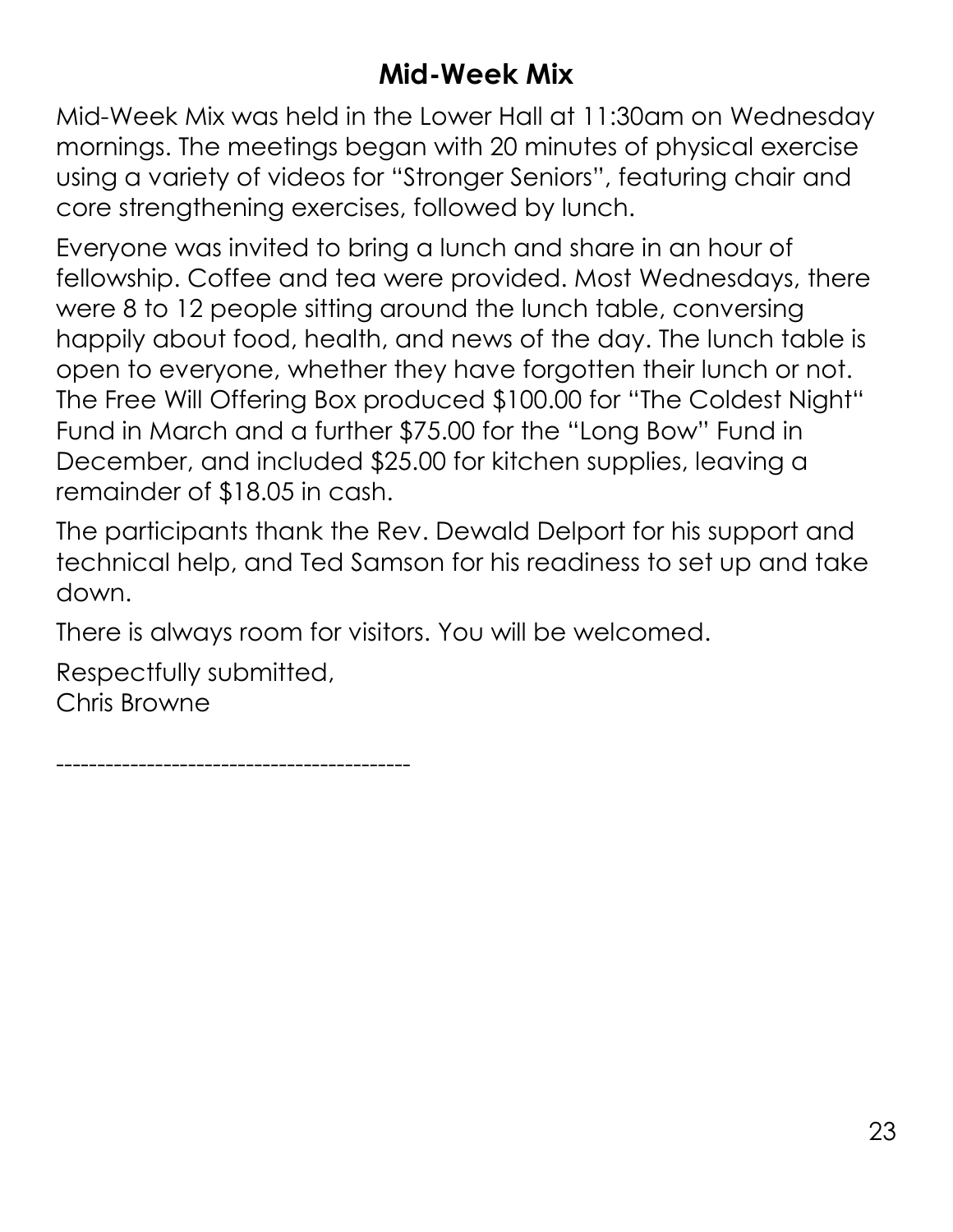## Mid-Week Mix

Mid-Week Mix was held in the Lower Hall at 11:30am on Wednesday mornings. The meetings began with 20 minutes of physical exercise using a variety of videos for "Stronger Seniors", featuring chair and core strengthening exercises, followed by lunch.

Everyone was invited to bring a lunch and share in an hour of fellowship. Coffee and tea were provided. Most Wednesdays, there were 8 to 12 people sitting around the lunch table, conversing happily about food, health, and news of the day. The lunch table is open to everyone, whether they have forgotten their lunch or not. The Free Will Offering Box produced $100.00 for "The Coldest Night" Fund in March and a further $75.00 for the "Long Bow" Fund in December, and included $25.00 for kitchen supplies, leaving a remainder of $18.05 in cash.

The participants thank the Rev. Dewald Delport for his support and technical help, and Ted Samson for his readiness to set up and take down.

There is always room for visitors. You will be welcomed.

Respectfully submitted,
Chris Browne

------------------------------------------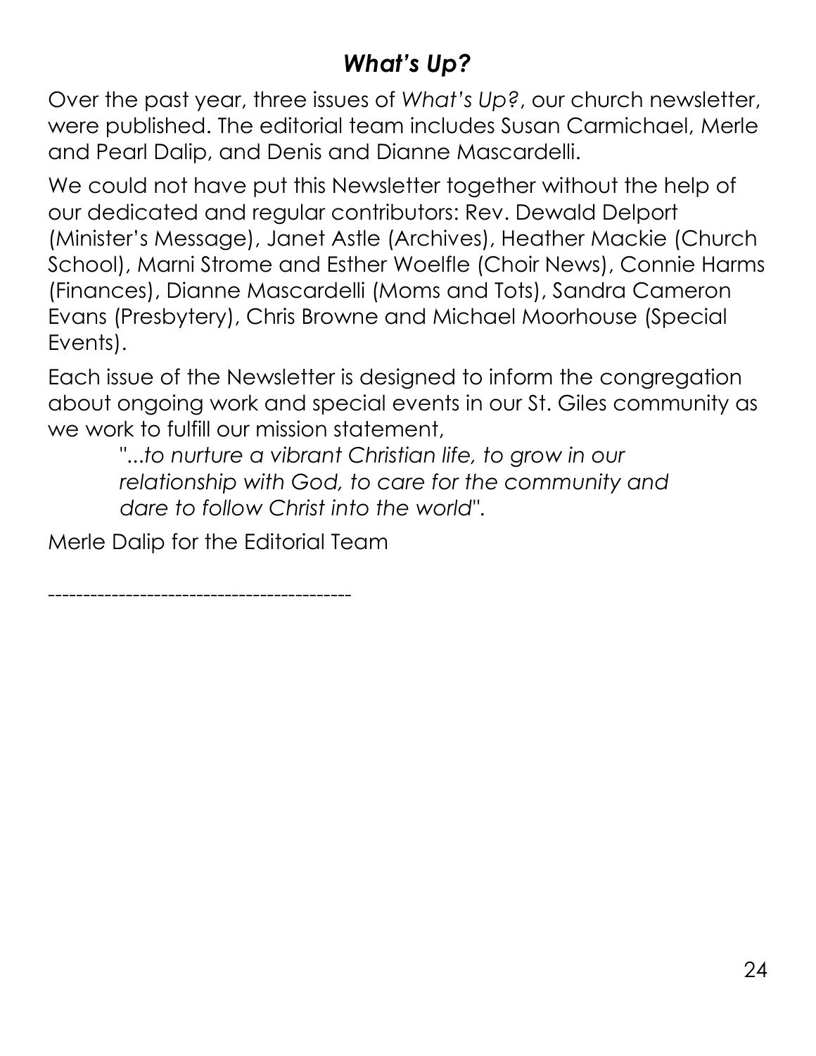## *What's Up?*

Over the past year, three issues of *What's Up?*, our church newsletter, were published. The editorial team includes Susan Carmichael, Merle and Pearl Dalip, and Denis and Dianne Mascardelli.

We could not have put this Newsletter together without the help of our dedicated and regular contributors: Rev. Dewald Delport (Minister's Message), Janet Astle (Archives), Heather Mackie (Church School), Marni Strome and Esther Woelfle (Choir News), Connie Harms (Finances), Dianne Mascardelli (Moms and Tots), Sandra Cameron Evans (Presbytery), Chris Browne and Michael Moorhouse (Special Events).

Each issue of the Newsletter is designed to inform the congregation about ongoing work and special events in our St. Giles community as we work to fulfill our mission statement,

> "*...to nurture a vibrant Christian life, to grow in our relationship with God, to care for the community and dare to follow Christ into the world*".

Merle Dalip for the Editorial Team

---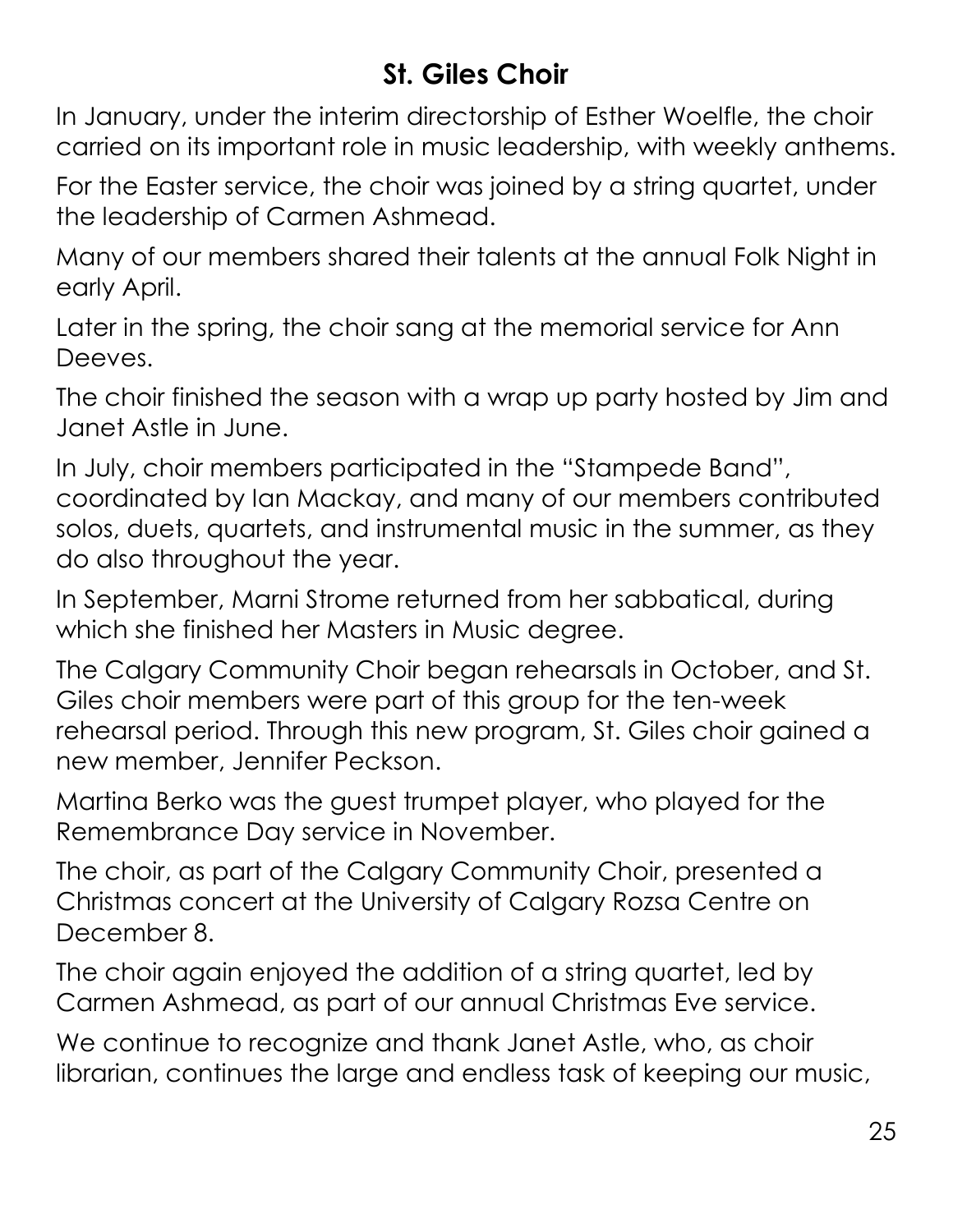## St. Giles Choir

In January, under the interim directorship of Esther Woelfle, the choir carried on its important role in music leadership, with weekly anthems.

For the Easter service, the choir was joined by a string quartet, under the leadership of Carmen Ashmead.

Many of our members shared their talents at the annual Folk Night in early April.

Later in the spring, the choir sang at the memorial service for Ann Deeves.

The choir finished the season with a wrap up party hosted by Jim and Janet Astle in June.

In July, choir members participated in the "Stampede Band", coordinated by Ian Mackay, and many of our members contributed solos, duets, quartets, and instrumental music in the summer, as they do also throughout the year.

In September, Marni Strome returned from her sabbatical, during which she finished her Masters in Music degree.

The Calgary Community Choir began rehearsals in October, and St. Giles choir members were part of this group for the ten-week rehearsal period. Through this new program, St. Giles choir gained a new member, Jennifer Peckson.

Martina Berko was the guest trumpet player, who played for the Remembrance Day service in November.

The choir, as part of the Calgary Community Choir, presented a Christmas concert at the University of Calgary Rozsa Centre on December 8.

The choir again enjoyed the addition of a string quartet, led by Carmen Ashmead, as part of our annual Christmas Eve service.

We continue to recognize and thank Janet Astle, who, as choir librarian, continues the large and endless task of keeping our music,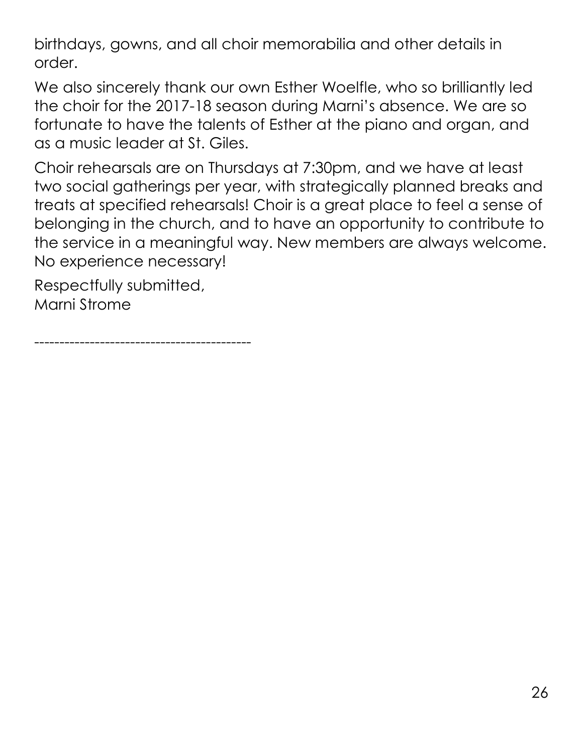birthdays, gowns, and all choir memorabilia and other details in order.

We also sincerely thank our own Esther Woelfle, who so brilliantly led the choir for the 2017-18 season during Marni's absence. We are so fortunate to have the talents of Esther at the piano and organ, and as a music leader at St. Giles.

Choir rehearsals are on Thursdays at 7:30pm, and we have at least two social gatherings per year, with strategically planned breaks and treats at specified rehearsals! Choir is a great place to feel a sense of belonging in the church, and to have an opportunity to contribute to the service in a meaningful way. New members are always welcome. No experience necessary!

Respectfully submitted,  
Marni Strome

-------------------------------------------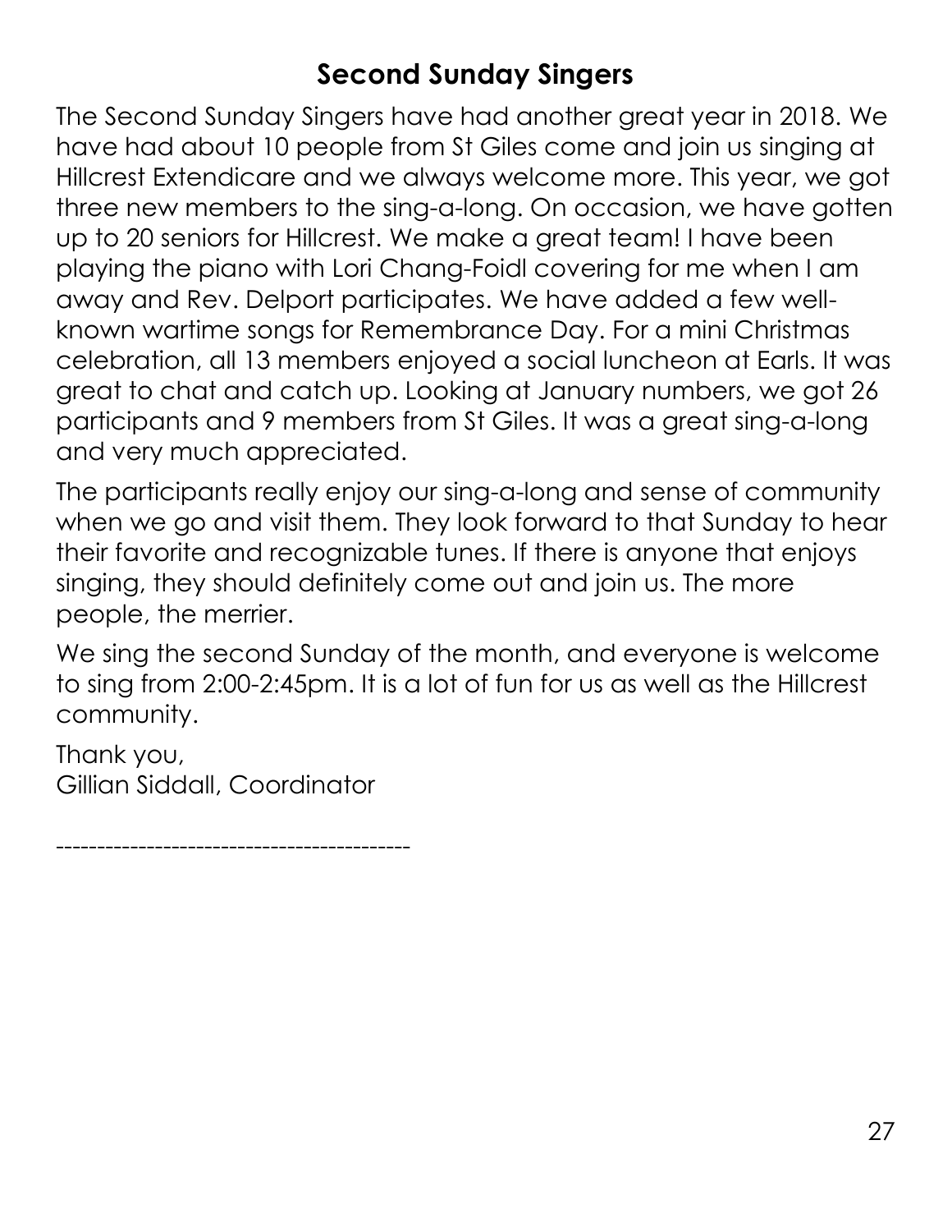## Second Sunday Singers

The Second Sunday Singers have had another great year in 2018. We have had about 10 people from St Giles come and join us singing at Hillcrest Extendicare and we always welcome more. This year, we got three new members to the sing-a-long. On occasion, we have gotten up to 20 seniors for Hillcrest. We make a great team! I have been playing the piano with Lori Chang-Foidl covering for me when I am away and Rev. Delport participates. We have added a few well-known wartime songs for Remembrance Day. For a mini Christmas celebration, all 13 members enjoyed a social luncheon at Earls. It was great to chat and catch up. Looking at January numbers, we got 26 participants and 9 members from St Giles. It was a great sing-a-long and very much appreciated.

The participants really enjoy our sing-a-long and sense of community when we go and visit them. They look forward to that Sunday to hear their favorite and recognizable tunes. If there is anyone that enjoys singing, they should definitely come out and join us. The more people, the merrier.

We sing the second Sunday of the month, and everyone is welcome to sing from 2:00-2:45pm. It is a lot of fun for us as well as the Hillcrest community.

Thank you,
Gillian Siddall, Coordinator

-------------------------------------------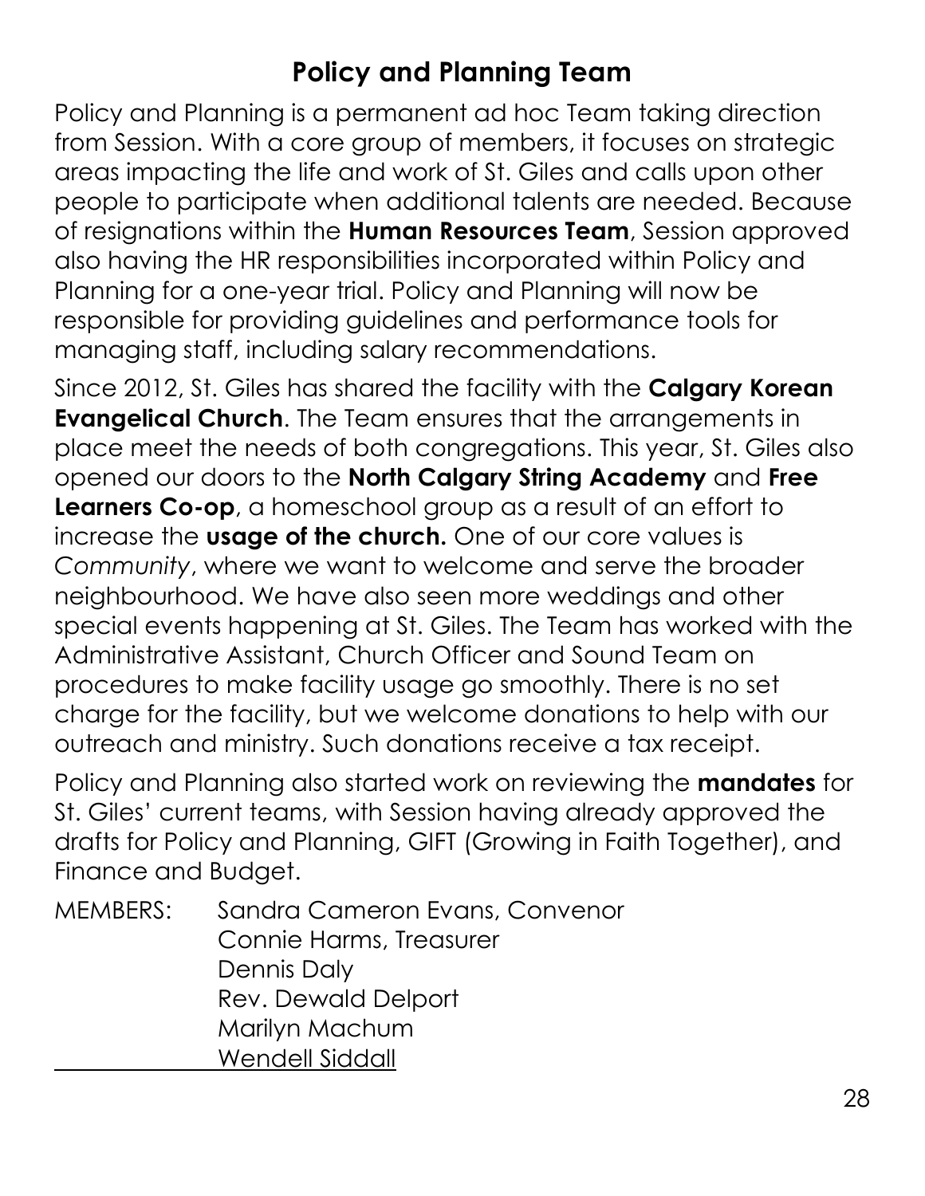## Policy and Planning Team

Policy and Planning is a permanent ad hoc Team taking direction from Session. With a core group of members, it focuses on strategic areas impacting the life and work of St. Giles and calls upon other people to participate when additional talents are needed. Because of resignations within the **Human Resources Team**, Session approved also having the HR responsibilities incorporated within Policy and Planning for a one-year trial. Policy and Planning will now be responsible for providing guidelines and performance tools for managing staff, including salary recommendations.

Since 2012, St. Giles has shared the facility with the **Calgary Korean Evangelical Church**. The Team ensures that the arrangements in place meet the needs of both congregations. This year, St. Giles also opened our doors to the **North Calgary String Academy** and **Free Learners Co-op**, a homeschool group as a result of an effort to increase the **usage of the church.** One of our core values is *Community*, where we want to welcome and serve the broader neighbourhood. We have also seen more weddings and other special events happening at St. Giles. The Team has worked with the Administrative Assistant, Church Officer and Sound Team on procedures to make facility usage go smoothly. There is no set charge for the facility, but we welcome donations to help with our outreach and ministry. Such donations receive a tax receipt.

Policy and Planning also started work on reviewing the **mandates** for St. Giles' current teams, with Session having already approved the drafts for Policy and Planning, GIFT (Growing in Faith Together), and Finance and Budget.

MEMBERS:
Sandra Cameron Evans, Convenor
Connie Harms, Treasurer
Dennis Daly
Rev. Dewald Delport
Marilyn Machum
Wendell Siddall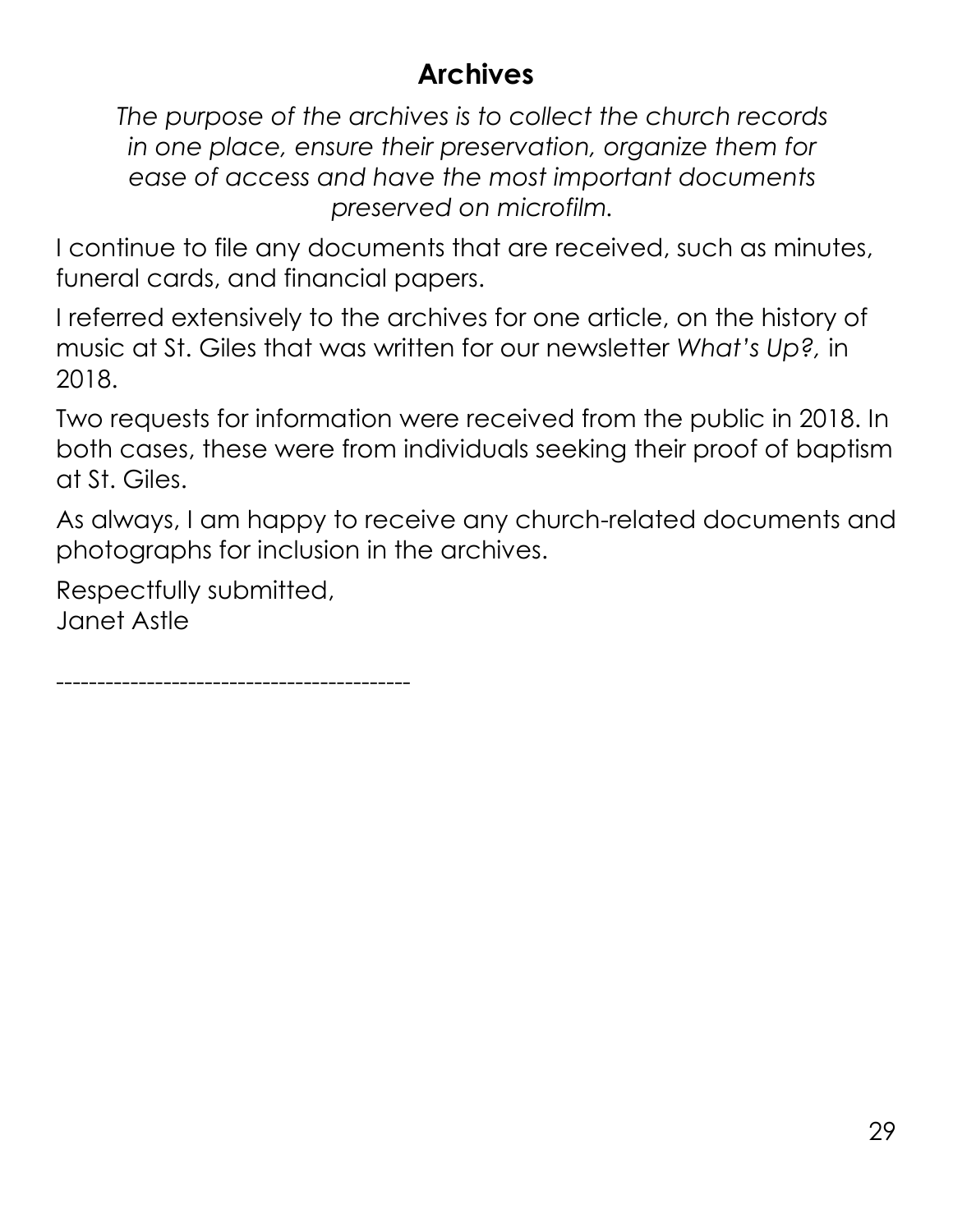## Archives

*The purpose of the archives is to collect the church records in one place, ensure their preservation, organize them for ease of access and have the most important documents preserved on microfilm.*

I continue to file any documents that are received, such as minutes, funeral cards, and financial papers.

I referred extensively to the archives for one article, on the history of music at St. Giles that was written for our newsletter *What's Up?,* in 2018.

Two requests for information were received from the public in 2018. In both cases, these were from individuals seeking their proof of baptism at St. Giles.

As always, I am happy to receive any church-related documents and photographs for inclusion in the archives.

Respectfully submitted,
Janet Astle

------------------------------------------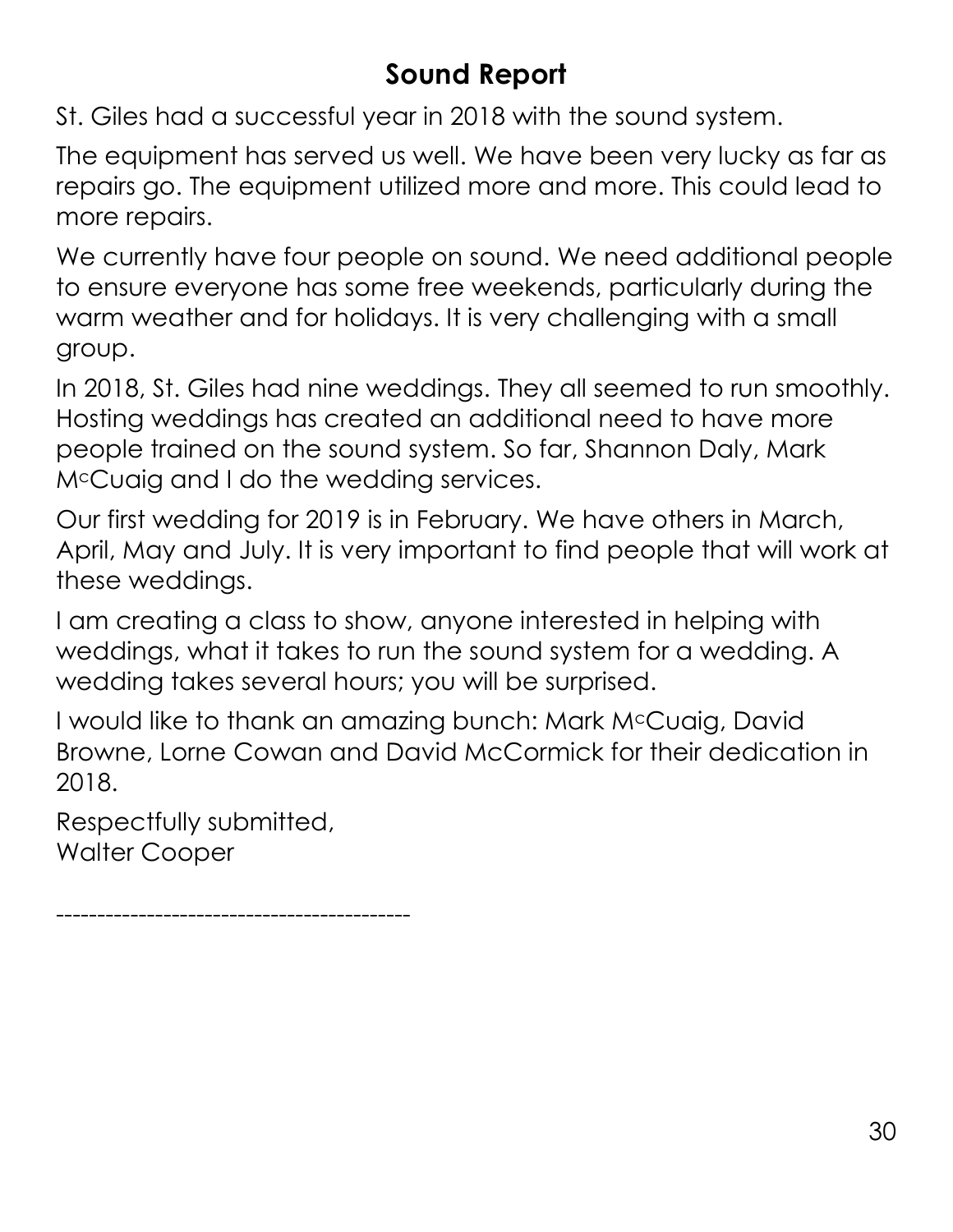## Sound Report

St. Giles had a successful year in 2018 with the sound system.

The equipment has served us well. We have been very lucky as far as repairs go. The equipment utilized more and more. This could lead to more repairs.

We currently have four people on sound. We need additional people to ensure everyone has some free weekends, particularly during the warm weather and for holidays. It is very challenging with a small group.

In 2018, St. Giles had nine weddings. They all seemed to run smoothly. Hosting weddings has created an additional need to have more people trained on the sound system. So far, Shannon Daly, Mark McCuaig and I do the wedding services.

Our first wedding for 2019 is in February. We have others in March, April, May and July. It is very important to find people that will work at these weddings.

I am creating a class to show, anyone interested in helping with weddings, what it takes to run the sound system for a wedding. A wedding takes several hours; you will be surprised.

I would like to thank an amazing bunch: Mark McCuaig, David Browne, Lorne Cowan and David McCormick for their dedication in 2018.

Respectfully submitted,
Walter Cooper

-------------------------------------------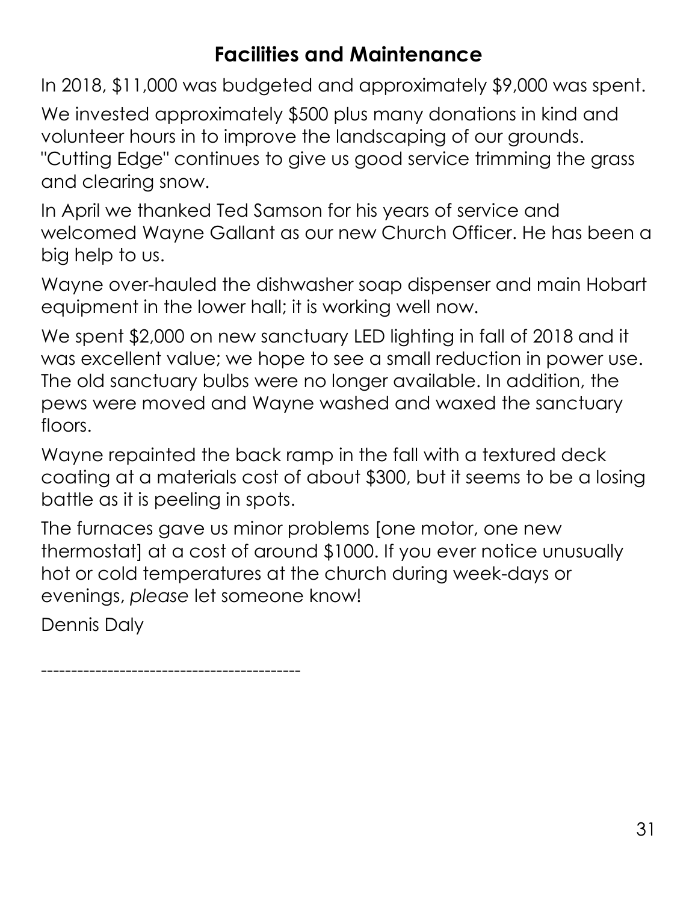## Facilities and Maintenance

In 2018, $11,000 was budgeted and approximately $9,000 was spent.

We invested approximately $500 plus many donations in kind and volunteer hours in to improve the landscaping of our grounds. "Cutting Edge" continues to give us good service trimming the grass and clearing snow.

In April we thanked Ted Samson for his years of service and welcomed Wayne Gallant as our new Church Officer. He has been a big help to us.

Wayne over-hauled the dishwasher soap dispenser and main Hobart equipment in the lower hall; it is working well now.

We spent $2,000 on new sanctuary LED lighting in fall of 2018 and it was excellent value; we hope to see a small reduction in power use. The old sanctuary bulbs were no longer available. In addition, the pews were moved and Wayne washed and waxed the sanctuary floors.

Wayne repainted the back ramp in the fall with a textured deck coating at a materials cost of about $300, but it seems to be a losing battle as it is peeling in spots.

The furnaces gave us minor problems [one motor, one new thermostat] at a cost of around $1000. If you ever notice unusually hot or cold temperatures at the church during week-days or evenings, *please* let someone know!

Dennis Daly

-------------------------------------------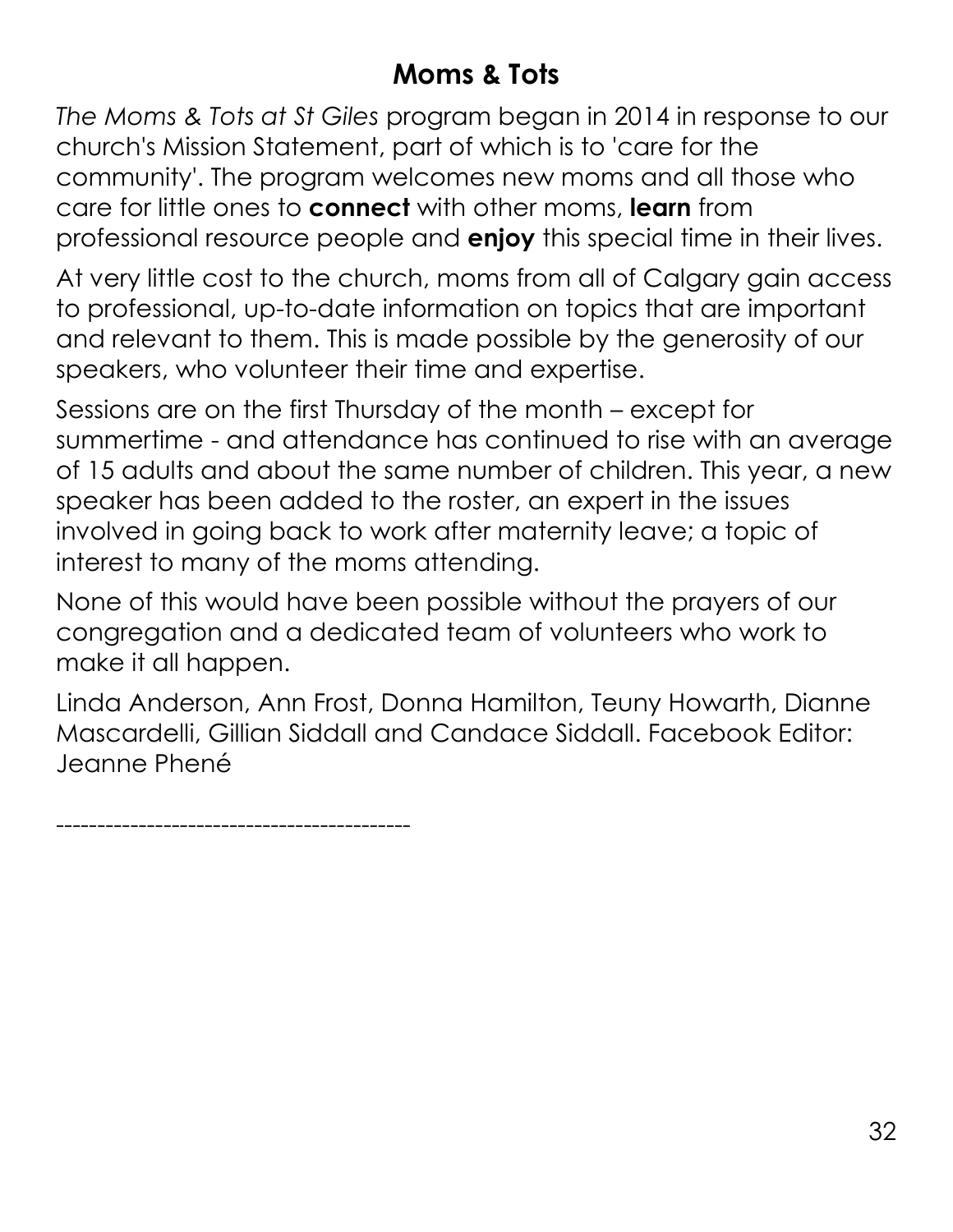## Moms & Tots

*The Moms & Tots at St Giles* program began in 2014 in response to our church's Mission Statement, part of which is to 'care for the community'. The program welcomes new moms and all those who care for little ones to **connect** with other moms, **learn** from professional resource people and **enjoy** this special time in their lives.

At very little cost to the church, moms from all of Calgary gain access to professional, up-to-date information on topics that are important and relevant to them. This is made possible by the generosity of our speakers, who volunteer their time and expertise.

Sessions are on the first Thursday of the month – except for summertime - and attendance has continued to rise with an average of 15 adults and about the same number of children. This year, a new speaker has been added to the roster, an expert in the issues involved in going back to work after maternity leave; a topic of interest to many of the moms attending.

None of this would have been possible without the prayers of our congregation and a dedicated team of volunteers who work to make it all happen.

Linda Anderson, Ann Frost, Donna Hamilton, Teuny Howarth, Dianne Mascardelli, Gillian Siddall and Candace Siddall. Facebook Editor: Jeanne Phené

------------------------------------------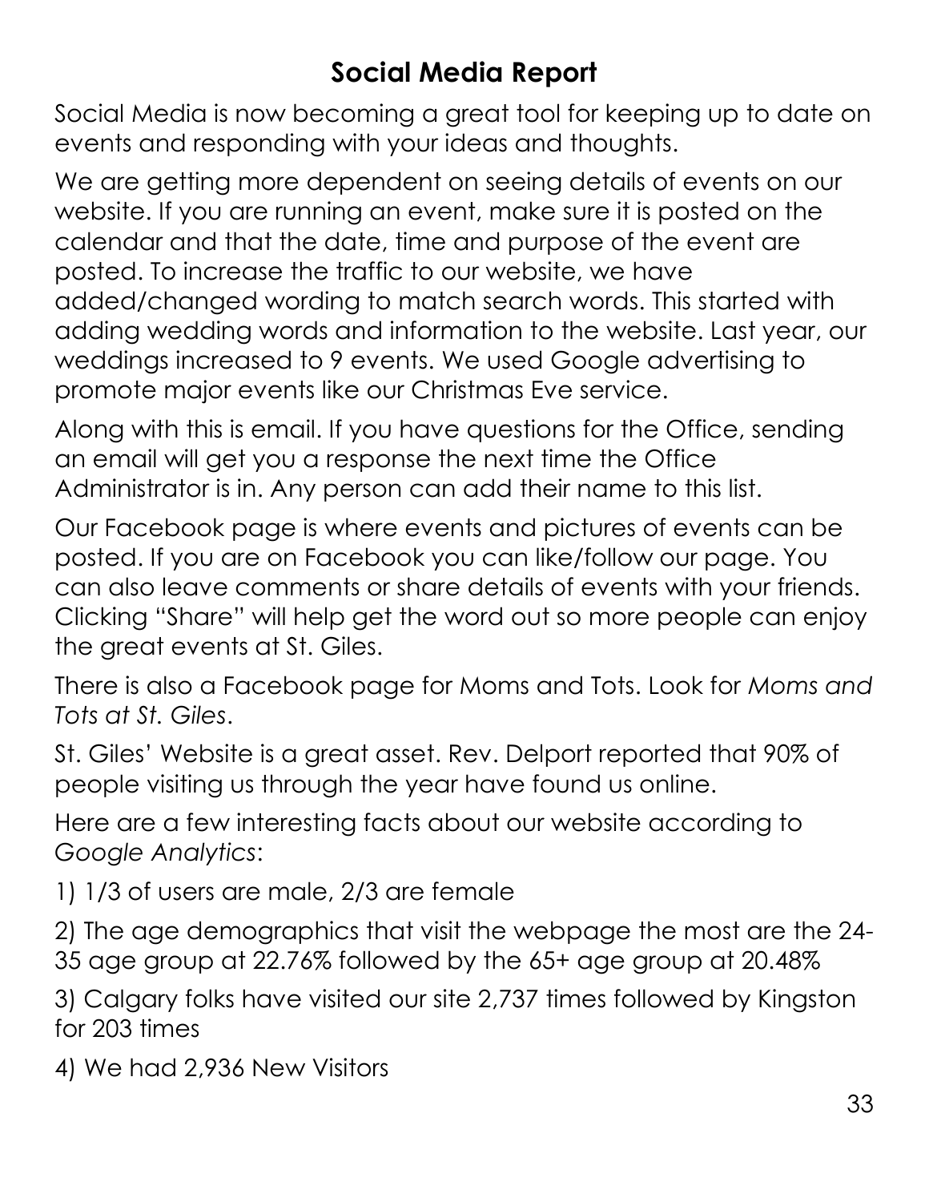## Social Media Report

Social Media is now becoming a great tool for keeping up to date on events and responding with your ideas and thoughts.

We are getting more dependent on seeing details of events on our website. If you are running an event, make sure it is posted on the calendar and that the date, time and purpose of the event are posted. To increase the traffic to our website, we have added/changed wording to match search words. This started with adding wedding words and information to the website. Last year, our weddings increased to 9 events. We used Google advertising to promote major events like our Christmas Eve service.

Along with this is email. If you have questions for the Office, sending an email will get you a response the next time the Office Administrator is in. Any person can add their name to this list.

Our Facebook page is where events and pictures of events can be posted. If you are on Facebook you can like/follow our page. You can also leave comments or share details of events with your friends. Clicking "Share" will help get the word out so more people can enjoy the great events at St. Giles.

There is also a Facebook page for Moms and Tots. Look for *Moms and Tots at St. Giles*.

St. Giles' Website is a great asset. Rev. Delport reported that 90% of people visiting us through the year have found us online.

Here are a few interesting facts about our website according to *Google Analytics*:

1) 1/3 of users are male, 2/3 are female

2) The age demographics that visit the webpage the most are the 24-35 age group at 22.76% followed by the 65+ age group at 20.48%

3) Calgary folks have visited our site 2,737 times followed by Kingston for 203 times

4) We had 2,936 New Visitors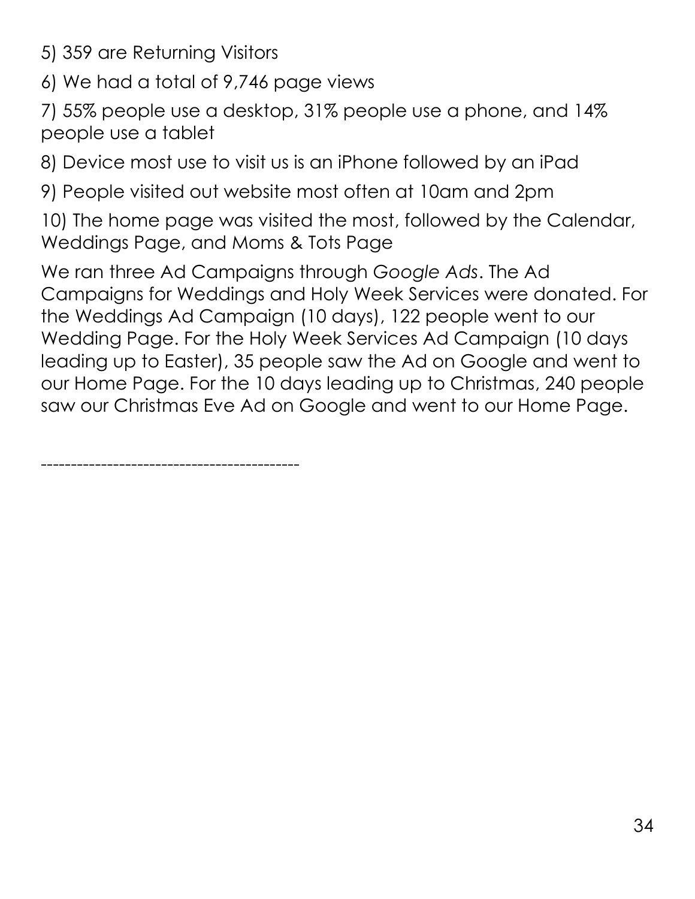5) 359 are Returning Visitors

6) We had a total of 9,746 page views

7) 55% people use a desktop, 31% people use a phone, and 14% people use a tablet

8) Device most use to visit us is an iPhone followed by an iPad

9) People visited out website most often at 10am and 2pm

10) The home page was visited the most, followed by the Calendar, Weddings Page, and Moms & Tots Page

We ran three Ad Campaigns through *Google Ads*. The Ad Campaigns for Weddings and Holy Week Services were donated. For the Weddings Ad Campaign (10 days), 122 people went to our Wedding Page. For the Holy Week Services Ad Campaign (10 days leading up to Easter), 35 people saw the Ad on Google and went to our Home Page. For the 10 days leading up to Christmas, 240 people saw our Christmas Eve Ad on Google and went to our Home Page.

-------------------------------------------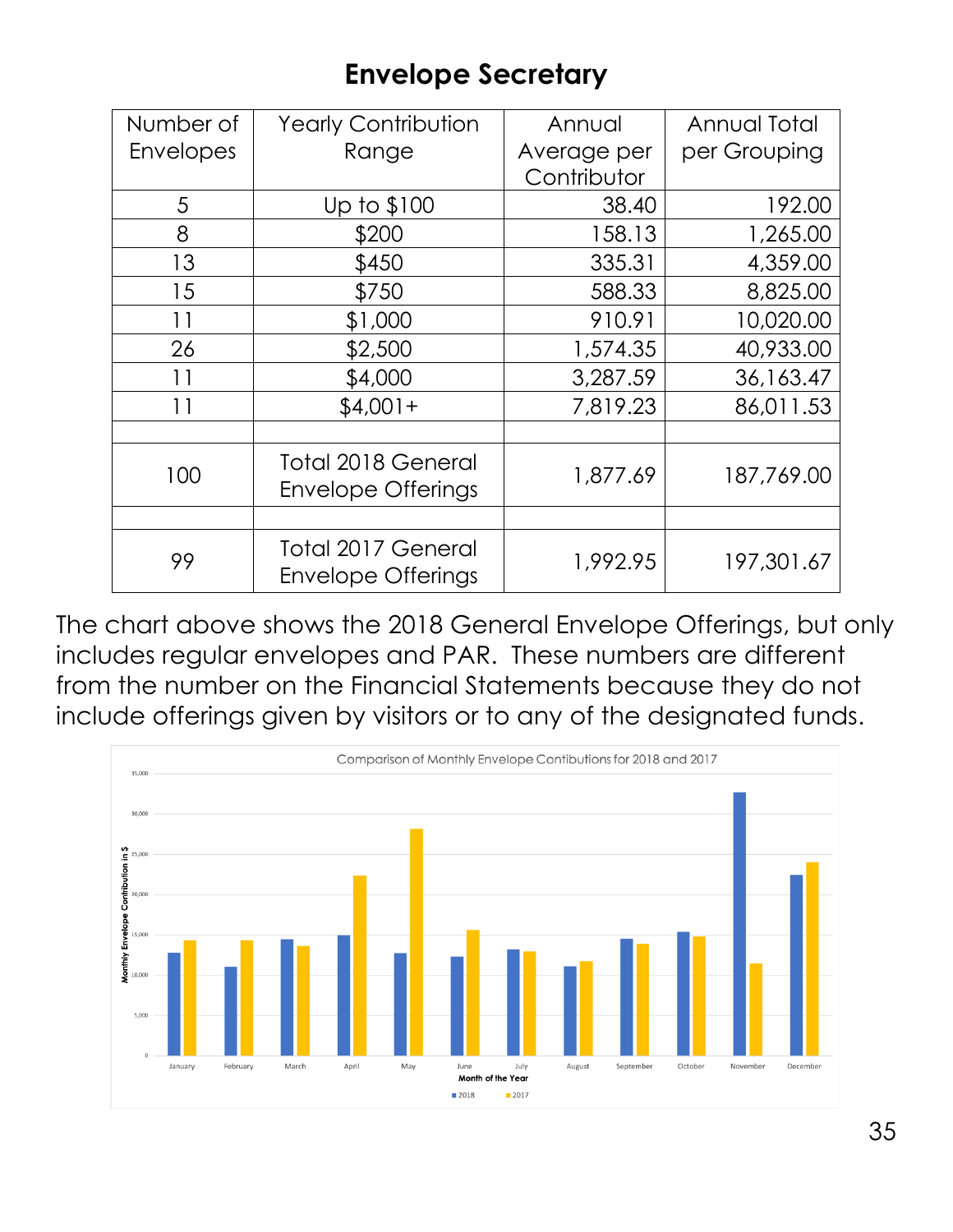# Envelope Secretary

| Number of Envelopes | Yearly Contribution Range | Annual Average per Contributor | Annual Total per Grouping |
|---|---|---|---|
| 5 | Up to $100 | 38.40 | 192.00 |
| 8 | $200 | 158.13 | 1,265.00 |
| 13 | $450 | 335.31 | 4,359.00 |
| 15 | $750 | 588.33 | 8,825.00 |
| 11 | $1,000 | 910.91 | 10,020.00 |
| 26 | $2,500 | 1,574.35 | 40,933.00 |
| 11 | $4,000 | 3,287.59 | 36,163.47 |
| 11 | $4,001+ | 7,819.23 | 86,011.53 |
| | | | |
| 100 | Total 2018 General Envelope Offerings | 1,877.69 | 187,769.00 |
| | | | |
| 99 | Total 2017 General Envelope Offerings | 1,992.95 | 197,301.67 |

The chart above shows the 2018 General Envelope Offerings, but only includes regular envelopes and PAR. These numbers are different from the number on the Financial Statements because they do not include offerings given by visitors or to any of the designated funds.

Comparison of Monthly Envelope Contibutions for 2018 and 2017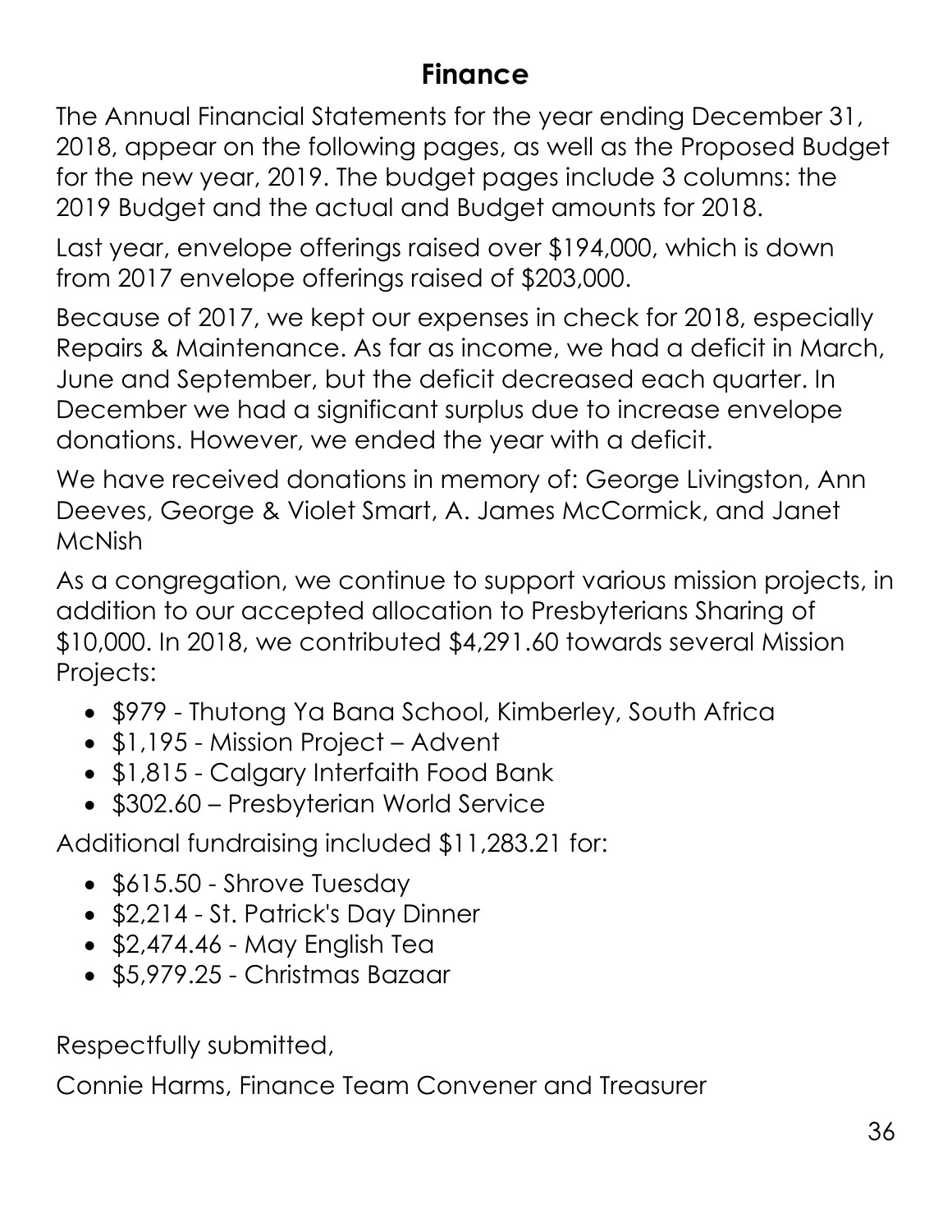# Finance

The Annual Financial Statements for the year ending December 31, 2018, appear on the following pages, as well as the Proposed Budget for the new year, 2019. The budget pages include 3 columns: the 2019 Budget and the actual and Budget amounts for 2018.

Last year, envelope offerings raised over $194,000, which is down from 2017 envelope offerings raised of $203,000.

Because of 2017, we kept our expenses in check for 2018, especially Repairs & Maintenance. As far as income, we had a deficit in March, June and September, but the deficit decreased each quarter. In December we had a significant surplus due to increase envelope donations. However, we ended the year with a deficit.

We have received donations in memory of: George Livingston, Ann Deeves, George & Violet Smart, A. James McCormick, and Janet McNish

As a congregation, we continue to support various mission projects, in addition to our accepted allocation to Presbyterians Sharing of $10,000. In 2018, we contributed $4,291.60 towards several Mission Projects:

- $979 - Thutong Ya Bana School, Kimberley, South Africa
- $1,195 - Mission Project – Advent
- $1,815 - Calgary Interfaith Food Bank
- $302.60 – Presbyterian World Service

Additional fundraising included $11,283.21 for:

- $615.50 - Shrove Tuesday
- $2,214 - St. Patrick's Day Dinner
- $2,474.46 - May English Tea
- $5,979.25 - Christmas Bazaar

Respectfully submitted,

Connie Harms, Finance Team Convener and Treasurer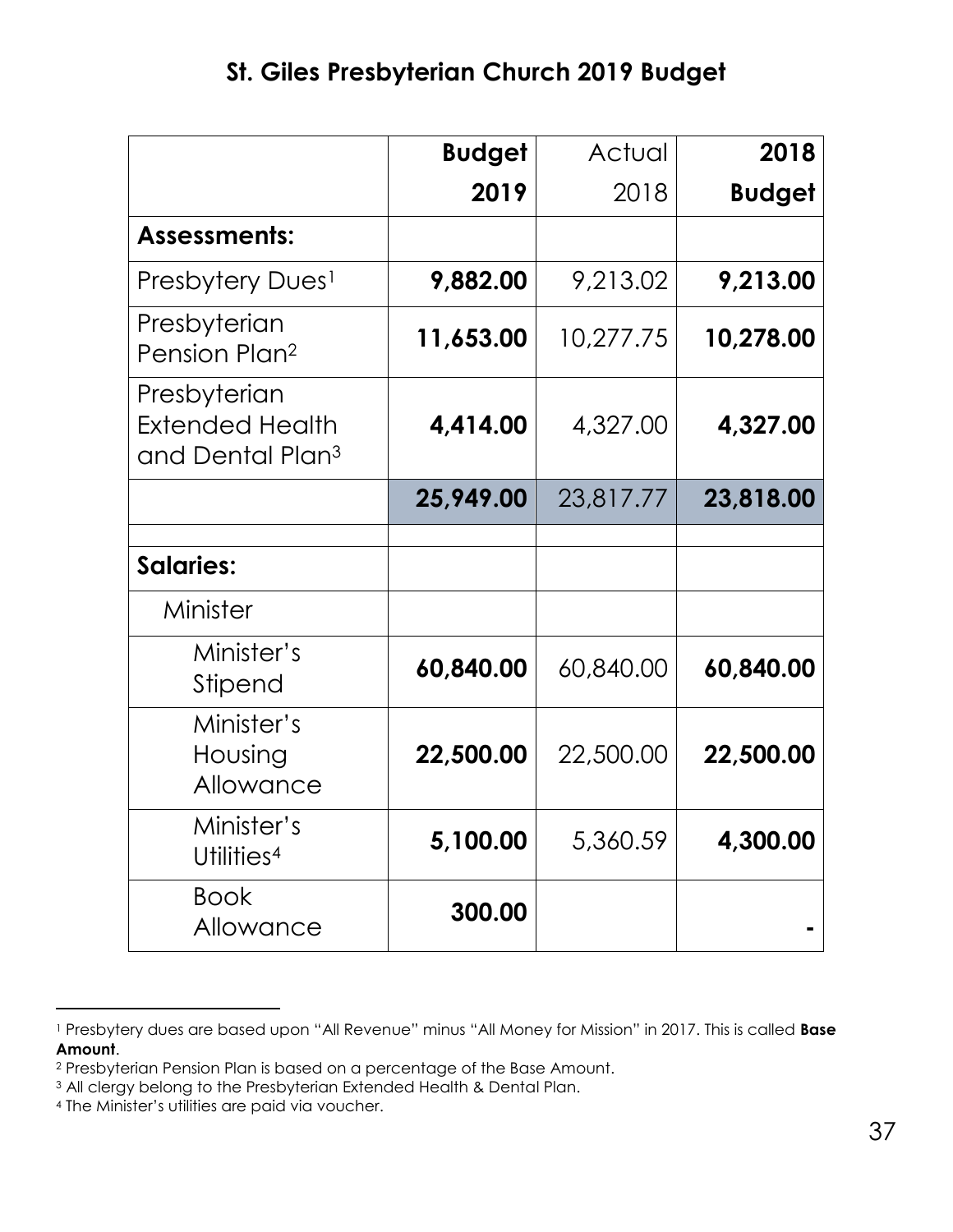# St. Giles Presbyterian Church 2019 Budget

| | **Budget 2019** | Actual 2018 | **2018 Budget** |
|---|---|---|---|
| **Assessments:** | | | |
| Presbytery Dues[1] | **9,882.00** | 9,213.02 | **9,213.00** |
| Presbyterian Pension Plan[2] | **11,653.00** | 10,277.75 | **10,278.00** |
| Presbyterian Extended Health and Dental Plan[3] | **4,414.00** | 4,327.00 | **4,327.00** |
| | **25,949.00** | 23,817.77 | **23,818.00** |
| | | | |
| **Salaries:** | | | |
| Minister | | | |
| Minister's Stipend | **60,840.00** | 60,840.00 | **60,840.00** |
| Minister's Housing Allowance | **22,500.00** | 22,500.00 | **22,500.00** |
| Minister's Utilities[4] | **5,100.00** | 5,360.59 | **4,300.00** |
| Book Allowance | **300.00** | | **-** |

[1] Presbytery dues are based upon "All Revenue" minus "All Money for Mission" in 2017. This is called **Base Amount**.

[2] Presbyterian Pension Plan is based on a percentage of the Base Amount.

[3] All clergy belong to the Presbyterian Extended Health & Dental Plan.

[4] The Minister's utilities are paid via voucher.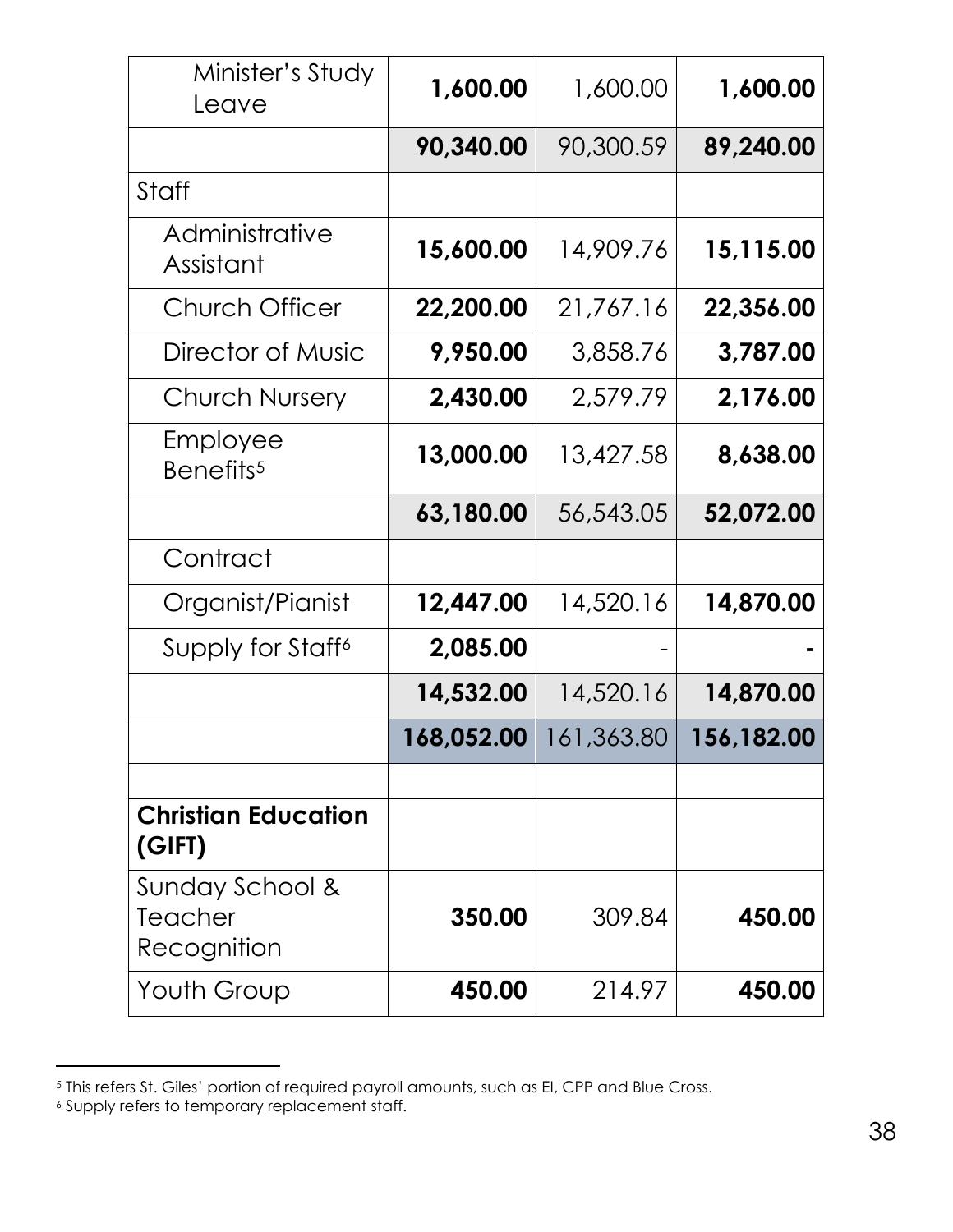| | | | |
|---|---|---|---|
| Minister's Study Leave | **1,600.00** | 1,600.00 | **1,600.00** |
| | **90,340.00** | 90,300.59 | **89,240.00** |
| Staff | | | |
| Administrative Assistant | **15,600.00** | 14,909.76 | **15,115.00** |
| Church Officer | **22,200.00** | 21,767.16 | **22,356.00** |
| Director of Music | **9,950.00** | 3,858.76 | **3,787.00** |
| Church Nursery | **2,430.00** | 2,579.79 | **2,176.00** |
| Employee Benefits[5] | **13,000.00** | 13,427.58 | **8,638.00** |
| | **63,180.00** | 56,543.05 | **52,072.00** |
| Contract | | | |
| Organist/Pianist | **12,447.00** | 14,520.16 | **14,870.00** |
| Supply for Staff[6] | **2,085.00** | - | **-** |
| | **14,532.00** | 14,520.16 | **14,870.00** |
| | **168,052.00** | 161,363.80 | **156,182.00** |
| | | | |
| **Christian Education (GIFT)** | | | |
| Sunday School & Teacher Recognition | **350.00** | 309.84 | **450.00** |
| Youth Group | **450.00** | 214.97 | **450.00** |

[5] This refers St. Giles' portion of required payroll amounts, such as EI, CPP and Blue Cross.

[6] Supply refers to temporary replacement staff.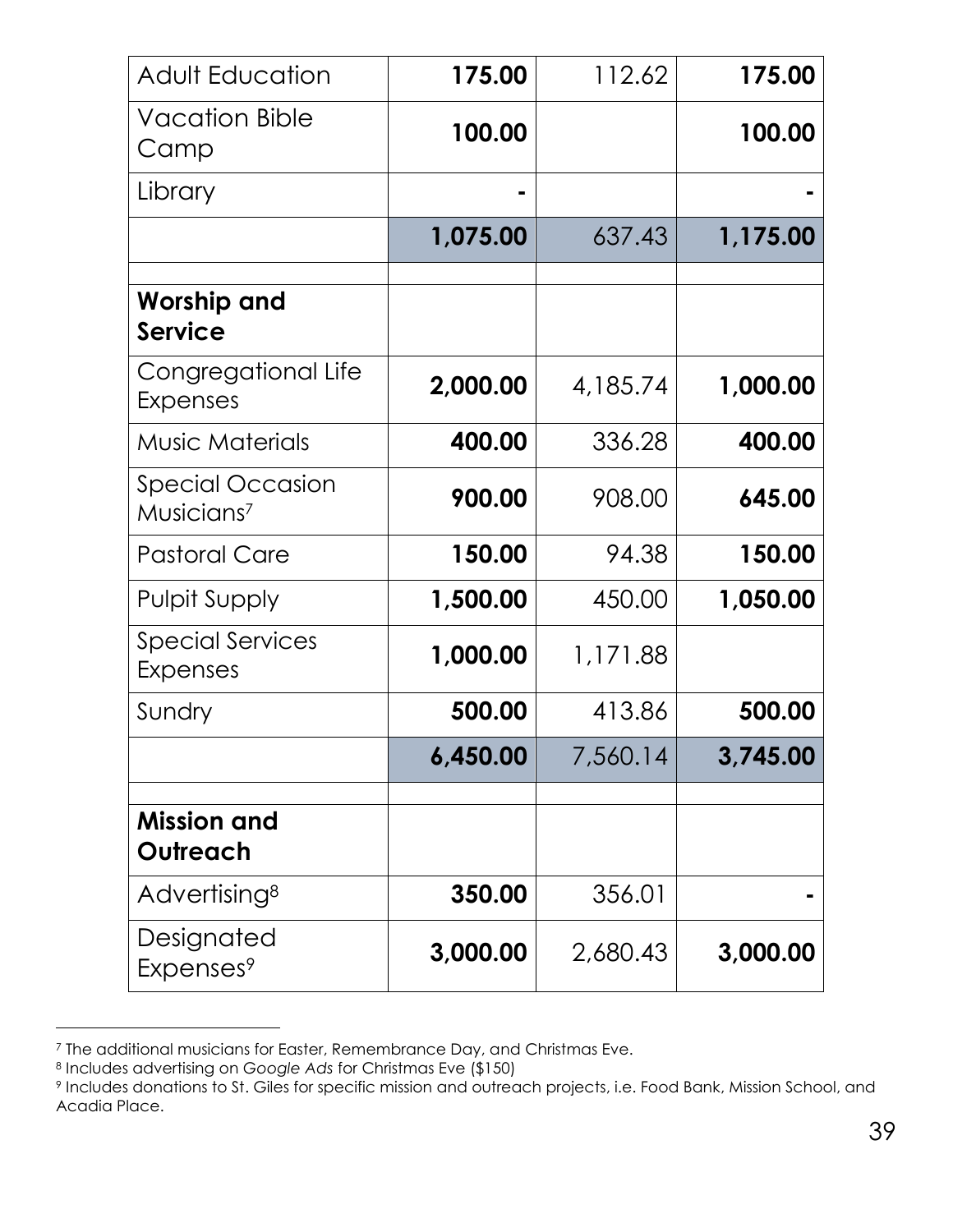| | | | |
|---|---|---|---|
| Adult Education | **175.00** | 112.62 | **175.00** |
| Vacation Bible Camp | **100.00** | | **100.00** |
| Library | **-** | | **-** |
| | **1,075.00** | 637.43 | **1,175.00** |
| | | | |
| **Worship and Service** | | | |
| Congregational Life Expenses | **2,000.00** | 4,185.74 | **1,000.00** |
| Music Materials | **400.00** | 336.28 | **400.00** |
| Special Occasion Musicians[7] | **900.00** | 908.00 | **645.00** |
| Pastoral Care | **150.00** | 94.38 | **150.00** |
| Pulpit Supply | **1,500.00** | 450.00 | **1,050.00** |
| Special Services Expenses | **1,000.00** | 1,171.88 | |
| Sundry | **500.00** | 413.86 | **500.00** |
| | **6,450.00** | 7,560.14 | **3,745.00** |
| | | | |
| **Mission and Outreach** | | | |
| Advertising[8] | **350.00** | 356.01 | **-** |
| Designated Expenses[9] | **3,000.00** | 2,680.43 | **3,000.00** |

[7] The additional musicians for Easter, Remembrance Day, and Christmas Eve.

[8] Includes advertising on *Google Ads* for Christmas Eve ($150)

[9] Includes donations to St. Giles for specific mission and outreach projects, i.e. Food Bank, Mission School, and Acadia Place.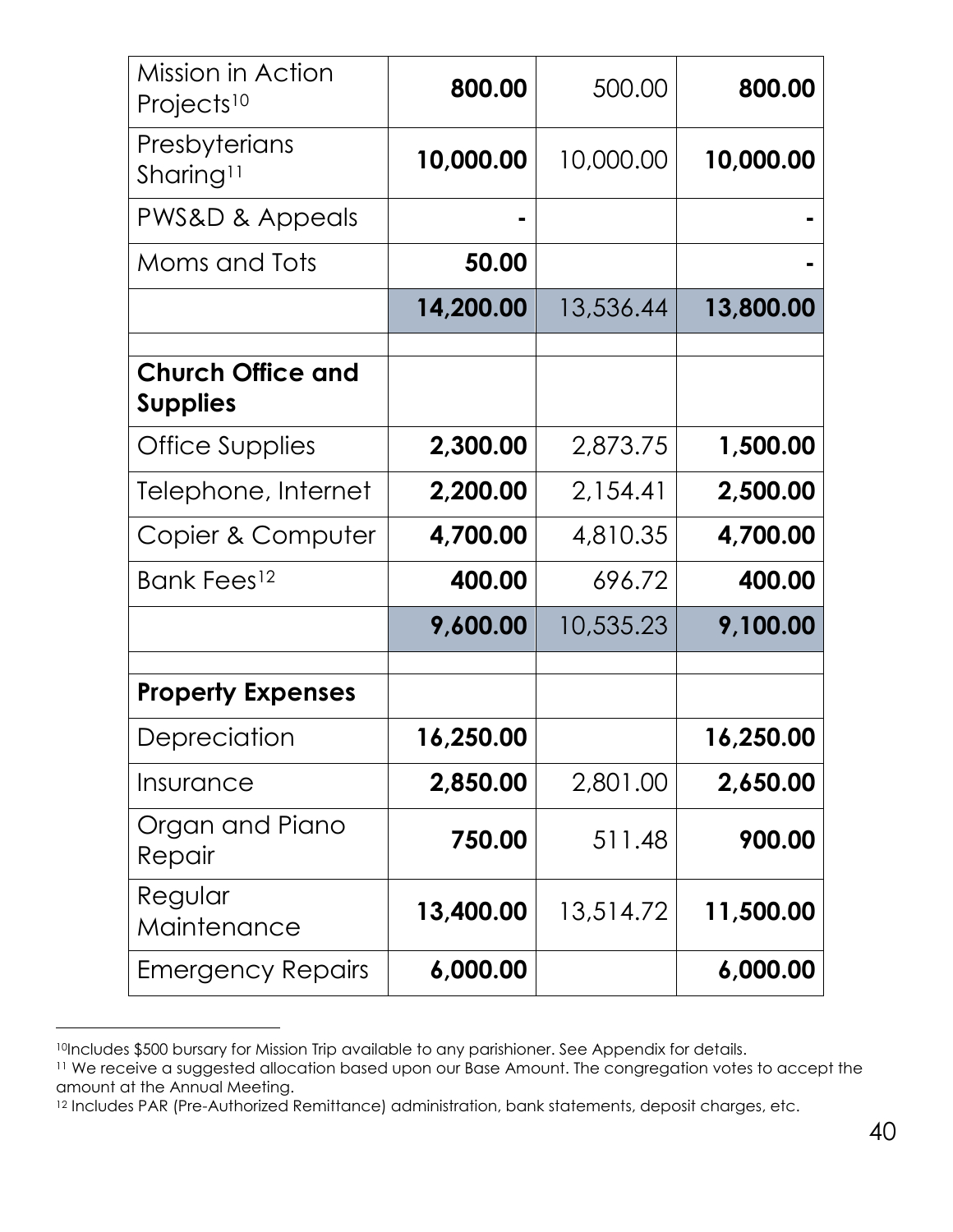| | | | |
|---|---|---|---|
| Mission in Action Projects[10] | **800.00** | 500.00 | **800.00** |
| Presbyterians Sharing[11] | **10,000.00** | 10,000.00 | **10,000.00** |
| PWS&D & Appeals | **-** | | **-** |
| Moms and Tots | **50.00** | | **-** |
| | **14,200.00** | 13,536.44 | **13,800.00** |
| | | | |
| **Church Office and Supplies** | | | |
| Office Supplies | **2,300.00** | 2,873.75 | **1,500.00** |
| Telephone, Internet | **2,200.00** | 2,154.41 | **2,500.00** |
| Copier & Computer | **4,700.00** | 4,810.35 | **4,700.00** |
| Bank Fees[12] | **400.00** | 696.72 | **400.00** |
| | **9,600.00** | 10,535.23 | **9,100.00** |
| | | | |
| **Property Expenses** | | | |
| Depreciation | **16,250.00** | | **16,250.00** |
| Insurance | **2,850.00** | 2,801.00 | **2,650.00** |
| Organ and Piano Repair | **750.00** | 511.48 | **900.00** |
| Regular Maintenance | **13,400.00** | 13,514.72 | **11,500.00** |
| Emergency Repairs | **6,000.00** | | **6,000.00** |

---

[10] Includes $500 bursary for Mission Trip available to any parishioner. See Appendix for details.

[11] We receive a suggested allocation based upon our Base Amount. The congregation votes to accept the amount at the Annual Meeting.

[12] Includes PAR (Pre-Authorized Remittance) administration, bank statements, deposit charges, etc.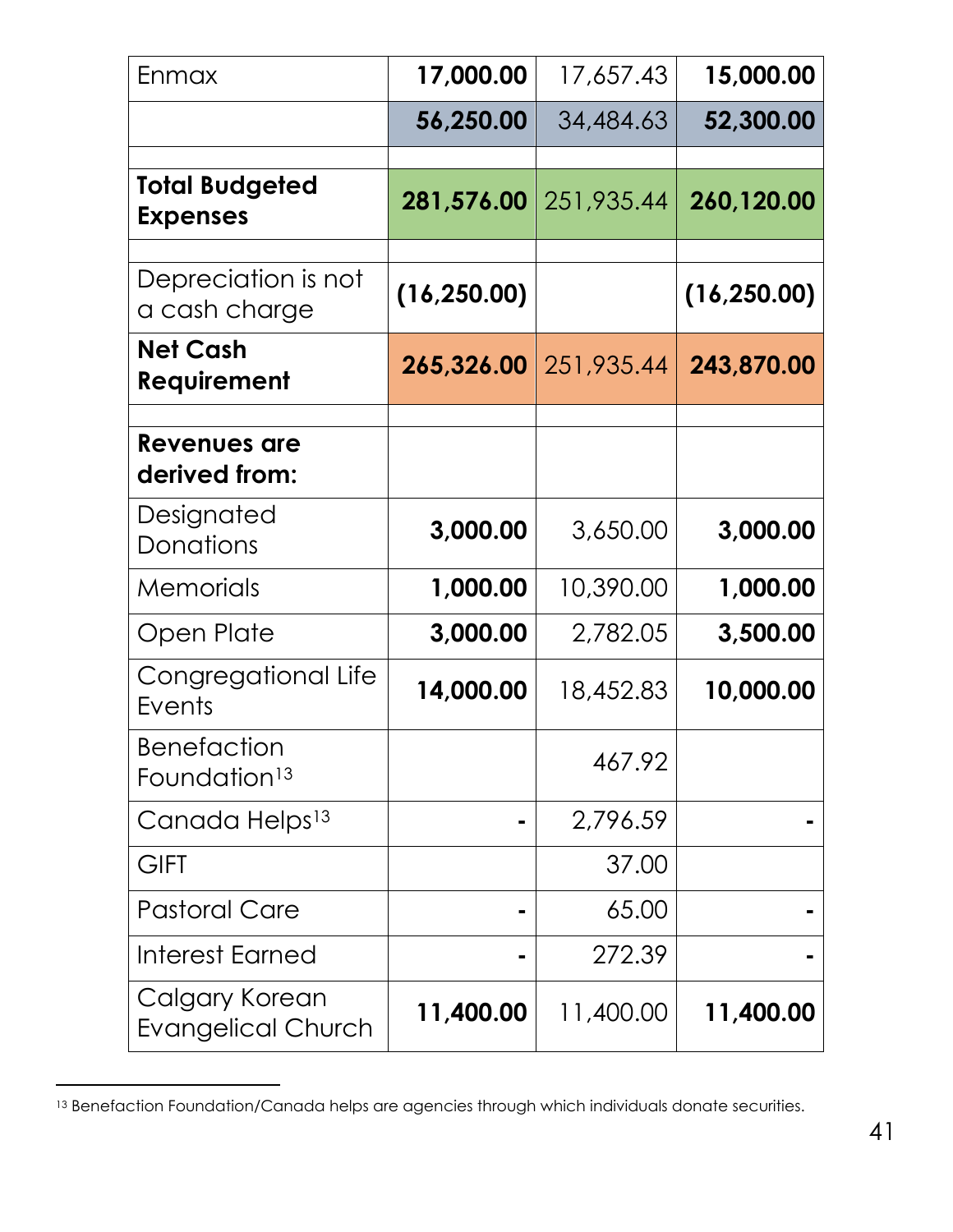| | | | |
|---|---|---|---|
| Enmax | **17,000.00** | 17,657.43 | **15,000.00** |
| | **56,250.00** | 34,484.63 | **52,300.00** |
| | | | |
| **Total Budgeted Expenses** | **281,576.00** | 251,935.44 | **260,120.00** |
| | | | |
| Depreciation is not a cash charge | **(16,250.00)** | | **(16,250.00)** |
| **Net Cash Requirement** | **265,326.00** | 251,935.44 | **243,870.00** |
| | | | |
| **Revenues are derived from:** | | | |
| Designated Donations | **3,000.00** | 3,650.00 | **3,000.00** |
| Memorials | **1,000.00** | 10,390.00 | **1,000.00** |
| Open Plate | **3,000.00** | 2,782.05 | **3,500.00** |
| Congregational Life Events | **14,000.00** | 18,452.83 | **10,000.00** |
| Benefaction Foundation[13] | | 467.92 | |
| Canada Helps[13] | **-** | 2,796.59 | **-** |
| GIFT | | 37.00 | |
| Pastoral Care | **-** | 65.00 | **-** |
| Interest Earned | **-** | 272.39 | **-** |
| Calgary Korean Evangelical Church | **11,400.00** | 11,400.00 | **11,400.00** |

[13] Benefaction Foundation/Canada helps are agencies through which individuals donate securities.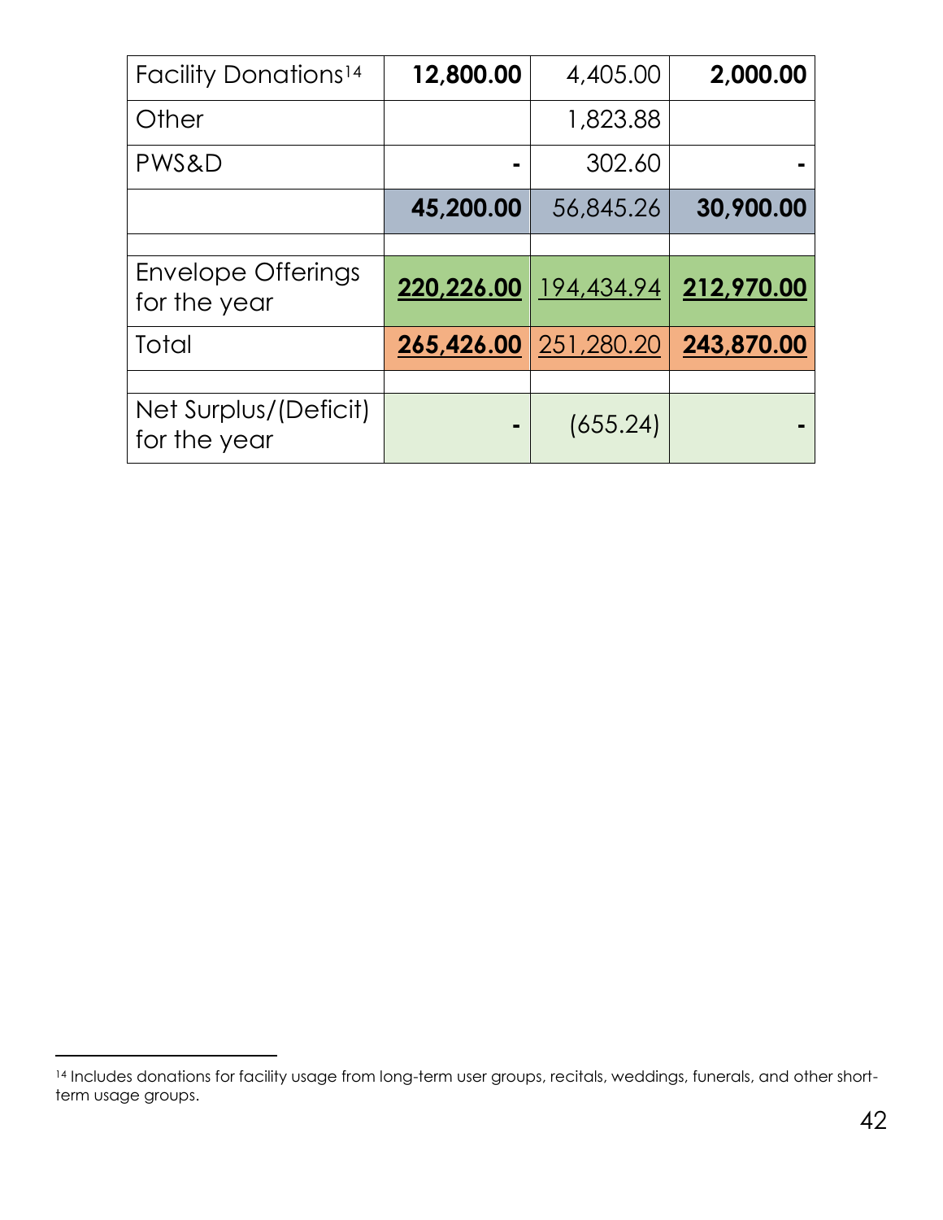| | | | |
|---|---|---|---|
| Facility Donations[14] | **12,800.00** | 4,405.00 | **2,000.00** |
| Other | | 1,823.88 | |
| PWS&D | **-** | 302.60 | **-** |
| | **45,200.00** | 56,845.26 | **30,900.00** |
| | | | |
| Envelope Offerings for the year | **220,226.00** | 194,434.94 | **212,970.00** |
| Total | **265,426.00** | 251,280.20 | **243,870.00** |
| | | | |
| Net Surplus/(Deficit) for the year | **-** | (655.24) | **-** |

[14] Includes donations for facility usage from long-term user groups, recitals, weddings, funerals, and other short-term usage groups.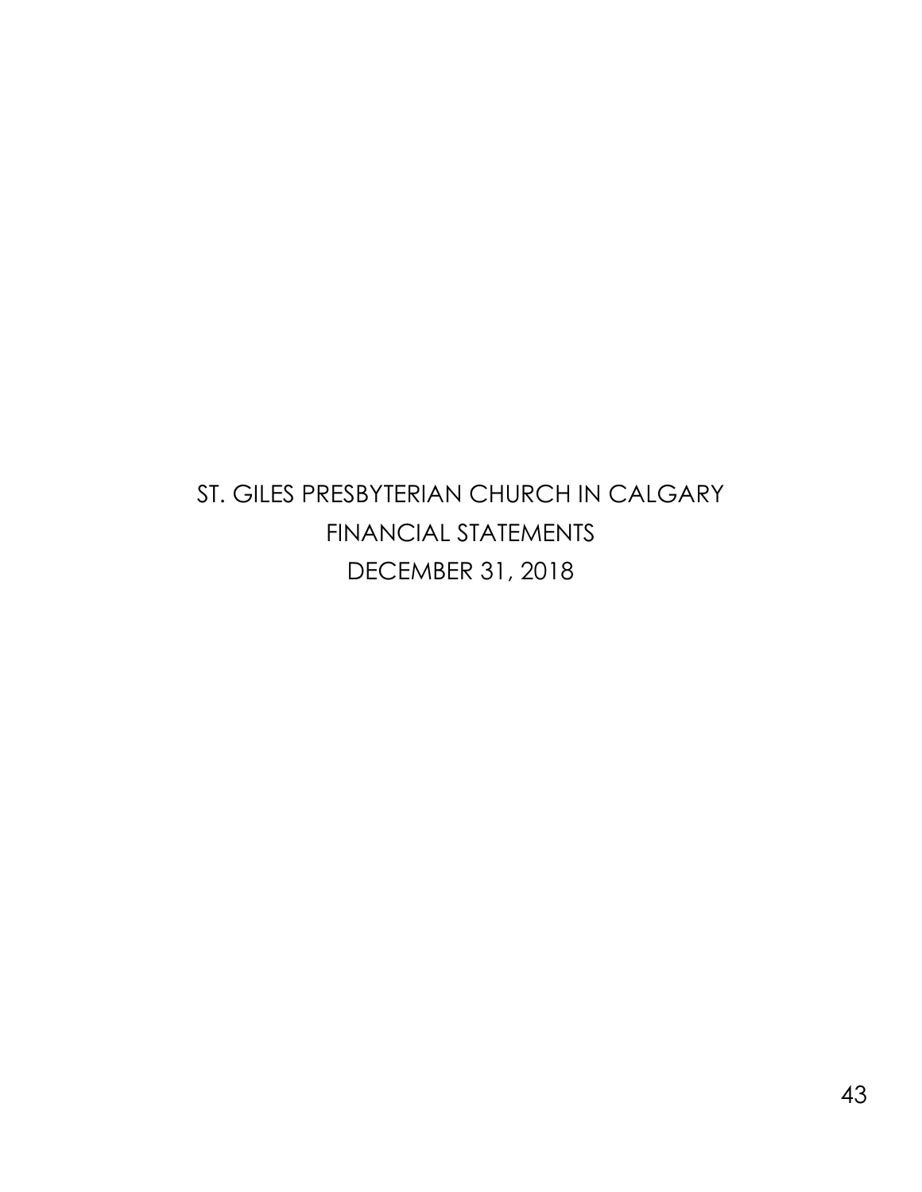# ST. GILES PRESBYTERIAN CHURCH IN CALGARY

# FINANCIAL STATEMENTS

# DECEMBER 31, 2018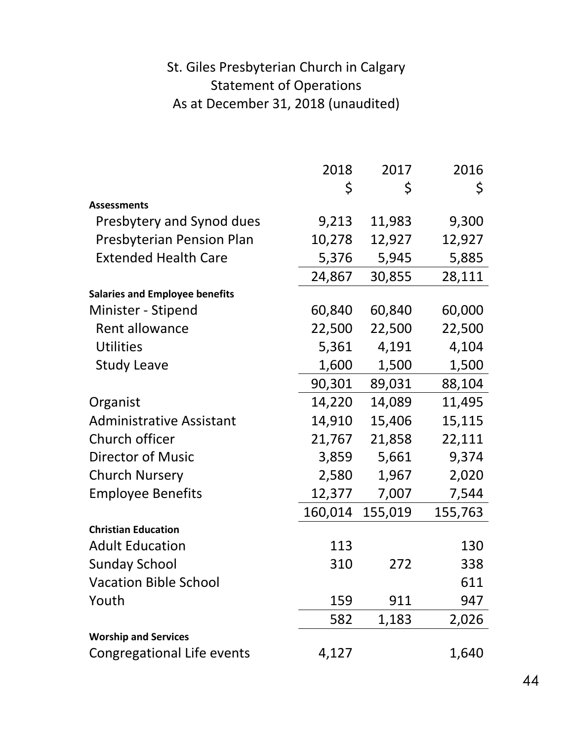St. Giles Presbyterian Church in Calgary
Statement of Operations
As at December 31, 2018 (unaudited)

| | 2018 | 2017 | 2016 |
|---|---|---|---|
| | $ | $ | $ |
| **Assessments** | | | |
| Presbytery and Synod dues | 9,213 | 11,983 | 9,300 |
| Presbyterian Pension Plan | 10,278 | 12,927 | 12,927 |
| Extended Health Care | 5,376 | 5,945 | 5,885 |
| | 24,867 | 30,855 | 28,111 |
| **Salaries and Employee benefits** | | | |
| Minister - Stipend | 60,840 | 60,840 | 60,000 |
| Rent allowance | 22,500 | 22,500 | 22,500 |
| Utilities | 5,361 | 4,191 | 4,104 |
| Study Leave | 1,600 | 1,500 | 1,500 |
| | 90,301 | 89,031 | 88,104 |
| Organist | 14,220 | 14,089 | 11,495 |
| Administrative Assistant | 14,910 | 15,406 | 15,115 |
| Church officer | 21,767 | 21,858 | 22,111 |
| Director of Music | 3,859 | 5,661 | 9,374 |
| Church Nursery | 2,580 | 1,967 | 2,020 |
| Employee Benefits | 12,377 | 7,007 | 7,544 |
| | 160,014 | 155,019 | 155,763 |
| **Christian Education** | | | |
| Adult Education | 113 | | 130 |
| Sunday School | 310 | 272 | 338 |
| Vacation Bible School | | | 611 |
| Youth | 159 | 911 | 947 |
| | 582 | 1,183 | 2,026 |
| **Worship and Services** | | | |
| Congregational Life events | 4,127 | | 1,640 |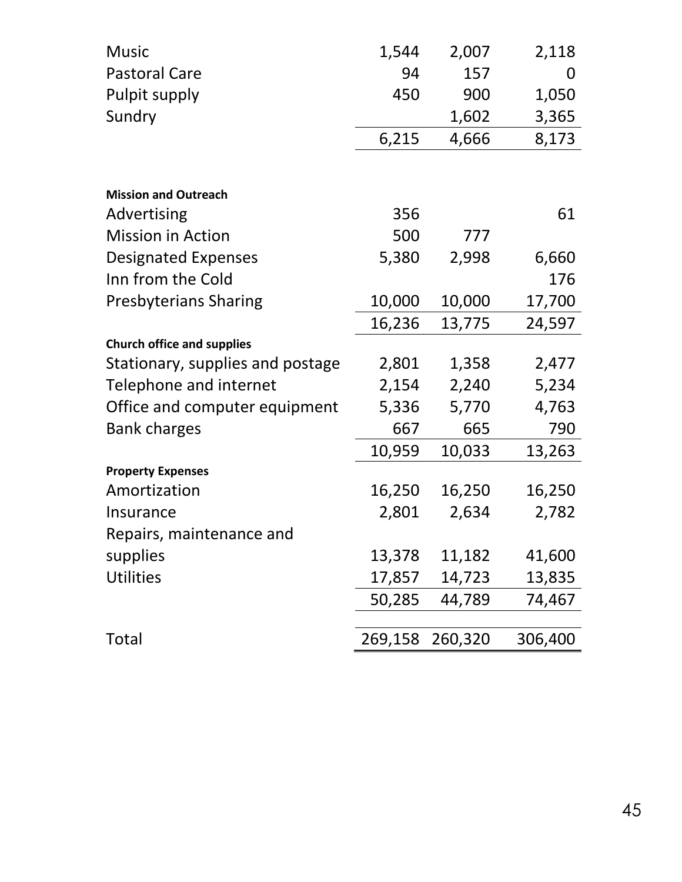| | | | |
|---|---|---|---|
| Music | 1,544 | 2,007 | 2,118 |
| Pastoral Care | 94 | 157 | 0 |
| Pulpit supply | 450 | 900 | 1,050 |
| Sundry | | 1,602 | 3,365 |
| | 6,215 | 4,666 | 8,173 |
| **Mission and Outreach** | | | |
| Advertising | 356 | | 61 |
| Mission in Action | 500 | 777 | |
| Designated Expenses | 5,380 | 2,998 | 6,660 |
| Inn from the Cold | | | 176 |
| Presbyterians Sharing | 10,000 | 10,000 | 17,700 |
| | 16,236 | 13,775 | 24,597 |
| **Church office and supplies** | | | |
| Stationary, supplies and postage | 2,801 | 1,358 | 2,477 |
| Telephone and internet | 2,154 | 2,240 | 5,234 |
| Office and computer equipment | 5,336 | 5,770 | 4,763 |
| Bank charges | 667 | 665 | 790 |
| | 10,959 | 10,033 | 13,263 |
| **Property Expenses** | | | |
| Amortization | 16,250 | 16,250 | 16,250 |
| Insurance | 2,801 | 2,634 | 2,782 |
| Repairs, maintenance and supplies | 13,378 | 11,182 | 41,600 |
| Utilities | 17,857 | 14,723 | 13,835 |
| | 50,285 | 44,789 | 74,467 |
| Total | 269,158 | 260,320 | 306,400 |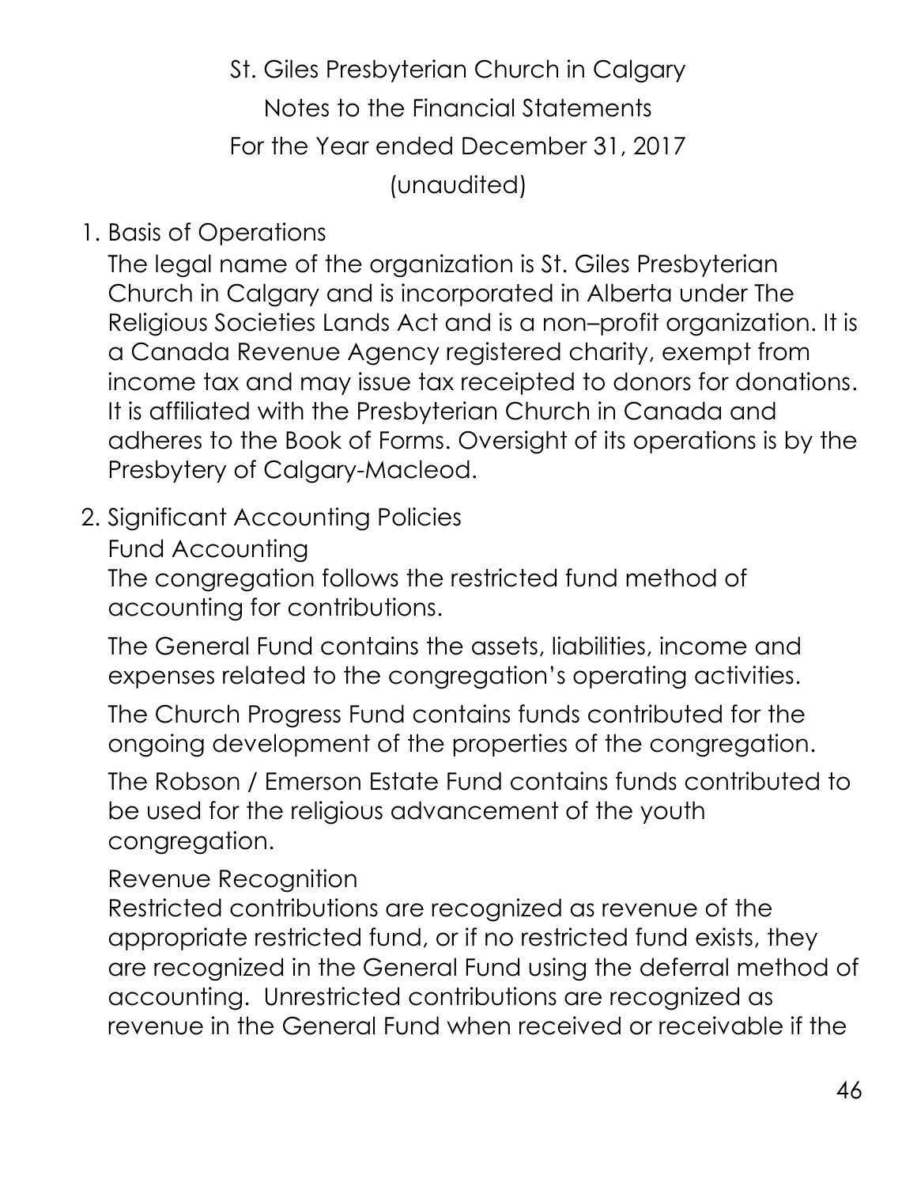# St. Giles Presbyterian Church in Calgary
## Notes to the Financial Statements
## For the Year ended December 31, 2017
## (unaudited)

1. Basis of Operations

   The legal name of the organization is St. Giles Presbyterian Church in Calgary and is incorporated in Alberta under The Religious Societies Lands Act and is a non–profit organization. It is a Canada Revenue Agency registered charity, exempt from income tax and may issue tax receipted to donors for donations. It is affiliated with the Presbyterian Church in Canada and adheres to the Book of Forms. Oversight of its operations is by the Presbytery of Calgary-Macleod.

2. Significant Accounting Policies

   Fund Accounting

   The congregation follows the restricted fund method of accounting for contributions.

   The General Fund contains the assets, liabilities, income and expenses related to the congregation's operating activities.

   The Church Progress Fund contains funds contributed for the ongoing development of the properties of the congregation.

   The Robson / Emerson Estate Fund contains funds contributed to be used for the religious advancement of the youth congregation.

   Revenue Recognition

   Restricted contributions are recognized as revenue of the appropriate restricted fund, or if no restricted fund exists, they are recognized in the General Fund using the deferral method of accounting. Unrestricted contributions are recognized as revenue in the General Fund when received or receivable if the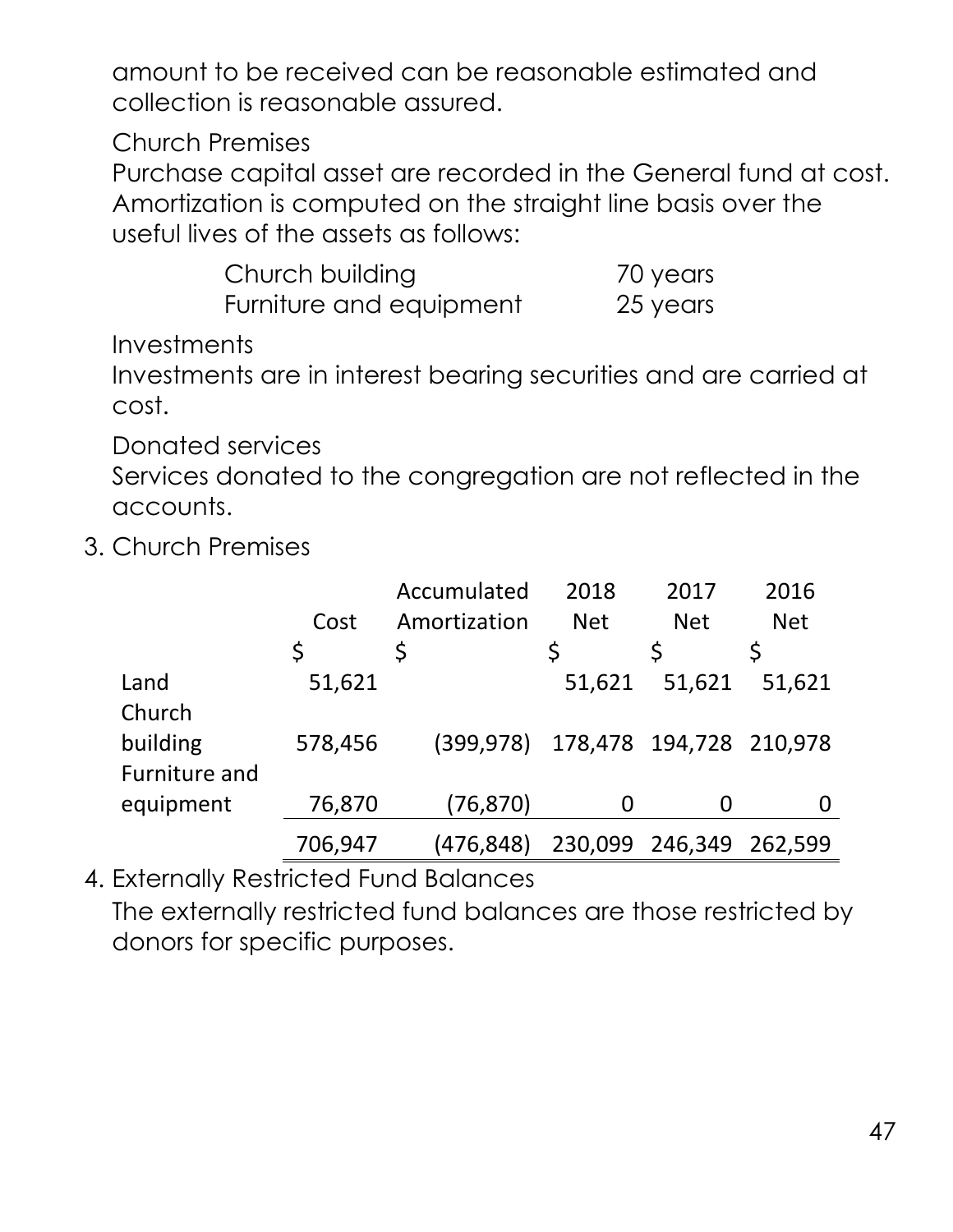amount to be received can be reasonable estimated and collection is reasonable assured.

Church Premises

Purchase capital asset are recorded in the General fund at cost. Amortization is computed on the straight line basis over the useful lives of the assets as follows:

| | |
|---|---|
| Church building | 70 years |
| Furniture and equipment | 25 years |

Investments

Investments are in interest bearing securities and are carried at cost.

Donated services

Services donated to the congregation are not reflected in the accounts.

3. Church Premises

| | Cost | Accumulated Amortization | 2018 Net | 2017 Net | 2016 Net |
|---|---|---|---|---|---|
| | $ | $ | $ | $ | $ |
| Land | 51,621 | | 51,621 | 51,621 | 51,621 |
| Church building | 578,456 | (399,978) | 178,478 | 194,728 | 210,978 |
| Furniture and equipment | 76,870 | (76,870) | 0 | 0 | 0 |
| | 706,947 | (476,848) | 230,099 | 246,349 | 262,599 |

4. Externally Restricted Fund Balances

The externally restricted fund balances are those restricted by donors for specific purposes.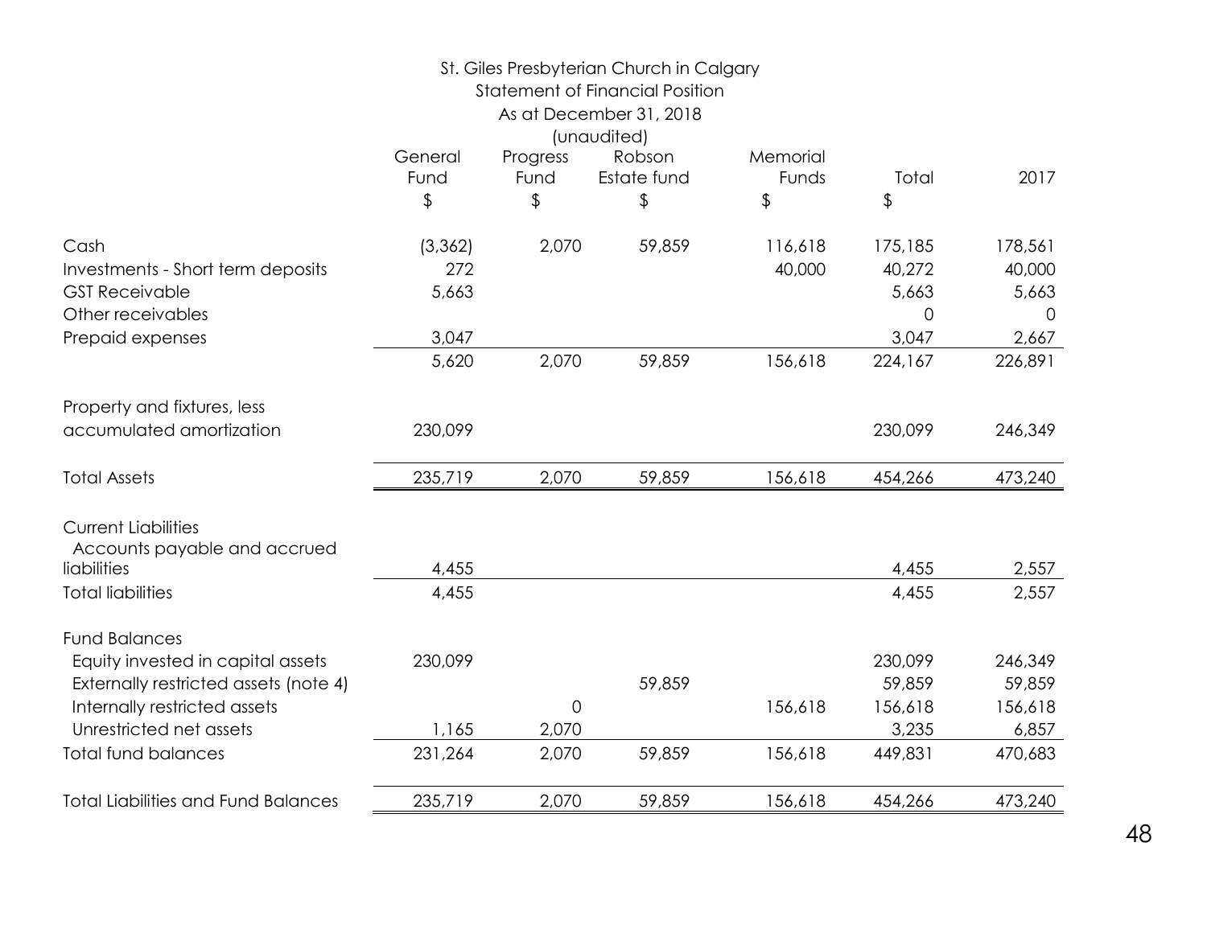# St. Giles Presbyterian Church in Calgary

## Statement of Financial Position

### As at December 31, 2018

(unaudited)

| | General Fund | Progress Fund | Robson Estate fund | Memorial Funds | Total | 2017 |
|---|---|---|---|---|---|---|
| | $ | $ | $ | $ | $ | |
| Cash | (3,362) | 2,070 | 59,859 | 116,618 | 175,185 | 178,561 |
| Investments - Short term deposits | 272 | | | 40,000 | 40,272 | 40,000 |
| GST Receivable | 5,663 | | | | 5,663 | 5,663 |
| Other receivables | | | | | 0 | 0 |
| Prepaid expenses | 3,047 | | | | 3,047 | 2,667 |
| | 5,620 | 2,070 | 59,859 | 156,618 | 224,167 | 226,891 |
| Property and fixtures, less accumulated amortization | 230,099 | | | | 230,099 | 246,349 |
| Total Assets | 235,719 | 2,070 | 59,859 | 156,618 | 454,266 | 473,240 |
| Current Liabilities | | | | | | |
| Accounts payable and accrued liabilities | 4,455 | | | | 4,455 | 2,557 |
| Total liabilities | 4,455 | | | | 4,455 | 2,557 |
| Fund Balances | | | | | | |
| Equity invested in capital assets | 230,099 | | | | 230,099 | 246,349 |
| Externally restricted assets (note 4) | | | 59,859 | | 59,859 | 59,859 |
| Internally restricted assets | | 0 | | 156,618 | 156,618 | 156,618 |
| Unrestricted net assets | 1,165 | 2,070 | | | 3,235 | 6,857 |
| Total fund balances | 231,264 | 2,070 | 59,859 | 156,618 | 449,831 | 470,683 |
| Total Liabilities and Fund Balances | 235,719 | 2,070 | 59,859 | 156,618 | 454,266 | 473,240 |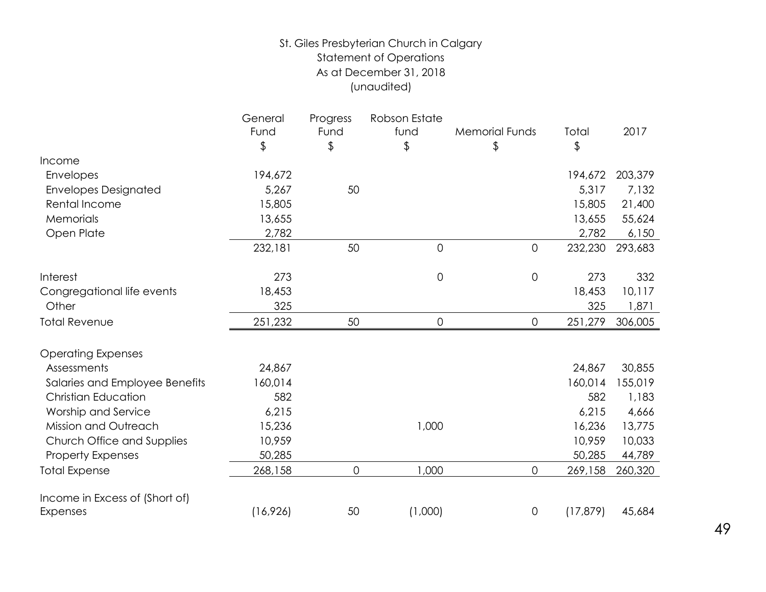St. Giles Presbyterian Church in Calgary
Statement of Operations
As at December 31, 2018
(unaudited)

| | General Fund $ | Progress Fund $ | Robson Estate fund $ | Memorial Funds $ | Total $ | 2017 |
|---|---|---|---|---|---|---|
| Income | | | | | | |
| Envelopes | 194,672 | | | | 194,672 | 203,379 |
| Envelopes Designated | 5,267 | 50 | | | 5,317 | 7,132 |
| Rental Income | 15,805 | | | | 15,805 | 21,400 |
| Memorials | 13,655 | | | | 13,655 | 55,624 |
| Open Plate | 2,782 | | | | 2,782 | 6,150 |
| | 232,181 | 50 | 0 | 0 | 232,230 | 293,683 |
| Interest | 273 | | 0 | 0 | 273 | 332 |
| Congregational life events | 18,453 | | | | 18,453 | 10,117 |
| Other | 325 | | | | 325 | 1,871 |
| Total Revenue | 251,232 | 50 | 0 | 0 | 251,279 | 306,005 |
| Operating Expenses | | | | | | |
| Assessments | 24,867 | | | | 24,867 | 30,855 |
| Salaries and Employee Benefits | 160,014 | | | | 160,014 | 155,019 |
| Christian Education | 582 | | | | 582 | 1,183 |
| Worship and Service | 6,215 | | | | 6,215 | 4,666 |
| Mission and Outreach | 15,236 | | 1,000 | | 16,236 | 13,775 |
| Church Office and Supplies | 10,959 | | | | 10,959 | 10,033 |
| Property Expenses | 50,285 | | | | 50,285 | 44,789 |
| Total Expense | 268,158 | 0 | 1,000 | 0 | 269,158 | 260,320 |
| Income in Excess of (Short of) Expenses | (16,926) | 50 | (1,000) | 0 | (17,879) | 45,684 |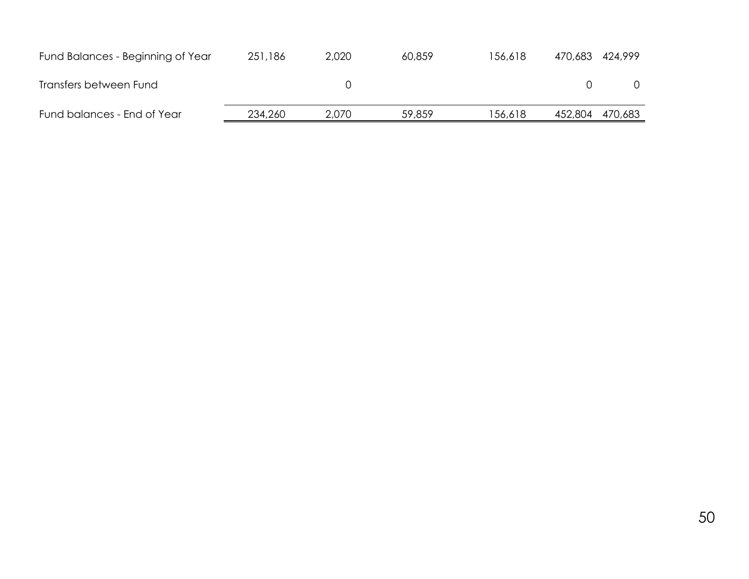| | | | | | | |
|---|---|---|---|---|---|---|
| Fund Balances - Beginning of Year | 251,186 | 2,020 | 60,859 | 156,618 | 470,683 | 424,999 |
| Transfers between Fund | | 0 | | | 0 | 0 |
| Fund balances - End of Year | 234,260 | 2,070 | 59,859 | 156,618 | 452,804 | 470,683 |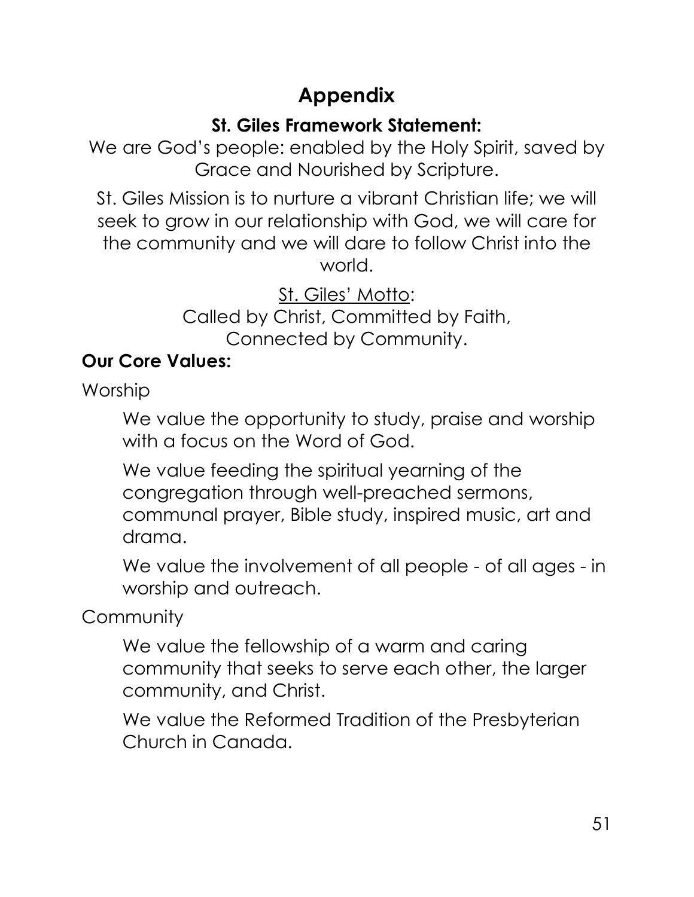# Appendix

## St. Giles Framework Statement:

We are God's people: enabled by the Holy Spirit, saved by Grace and Nourished by Scripture.

St. Giles Mission is to nurture a vibrant Christian life; we will seek to grow in our relationship with God, we will care for the community and we will dare to follow Christ into the world.

St. Giles' Motto:
Called by Christ, Committed by Faith,
Connected by Community.

**Our Core Values:**

Worship

> We value the opportunity to study, praise and worship with a focus on the Word of God.
>
> We value feeding the spiritual yearning of the congregation through well-preached sermons, communal prayer, Bible study, inspired music, art and drama.
>
> We value the involvement of all people - of all ages - in worship and outreach.

Community

> We value the fellowship of a warm and caring community that seeks to serve each other, the larger community, and Christ.
>
> We value the Reformed Tradition of the Presbyterian Church in Canada.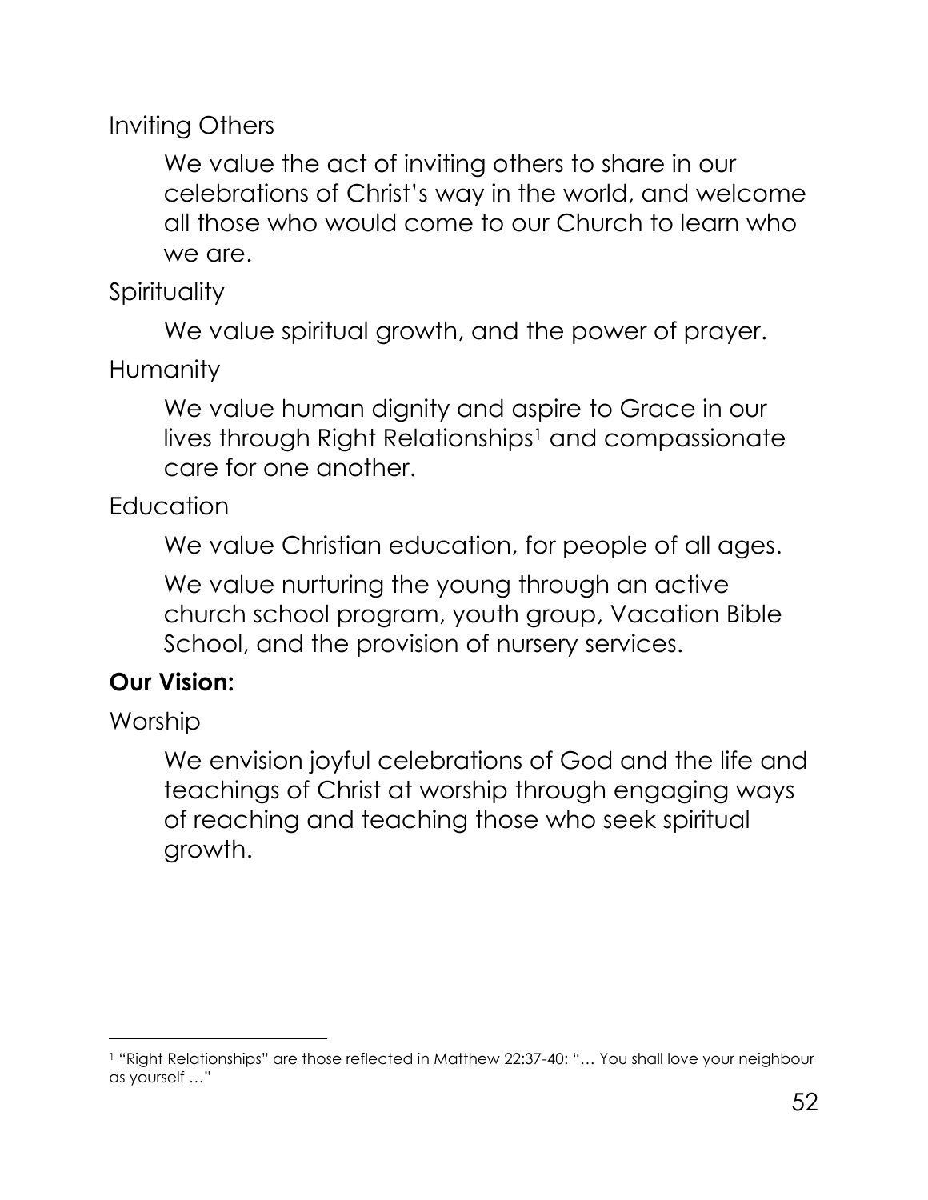Inviting Others

We value the act of inviting others to share in our celebrations of Christ's way in the world, and welcome all those who would come to our Church to learn who we are.

Spirituality

We value spiritual growth, and the power of prayer.

Humanity

We value human dignity and aspire to Grace in our lives through Right Relationships[1] and compassionate care for one another.

Education

We value Christian education, for people of all ages.

We value nurturing the young through an active church school program, youth group, Vacation Bible School, and the provision of nursery services.

**Our Vision:**

Worship

We envision joyful celebrations of God and the life and teachings of Christ at worship through engaging ways of reaching and teaching those who seek spiritual growth.

---

[1] "Right Relationships" are those reflected in Matthew 22:37-40: "… You shall love your neighbour as yourself …"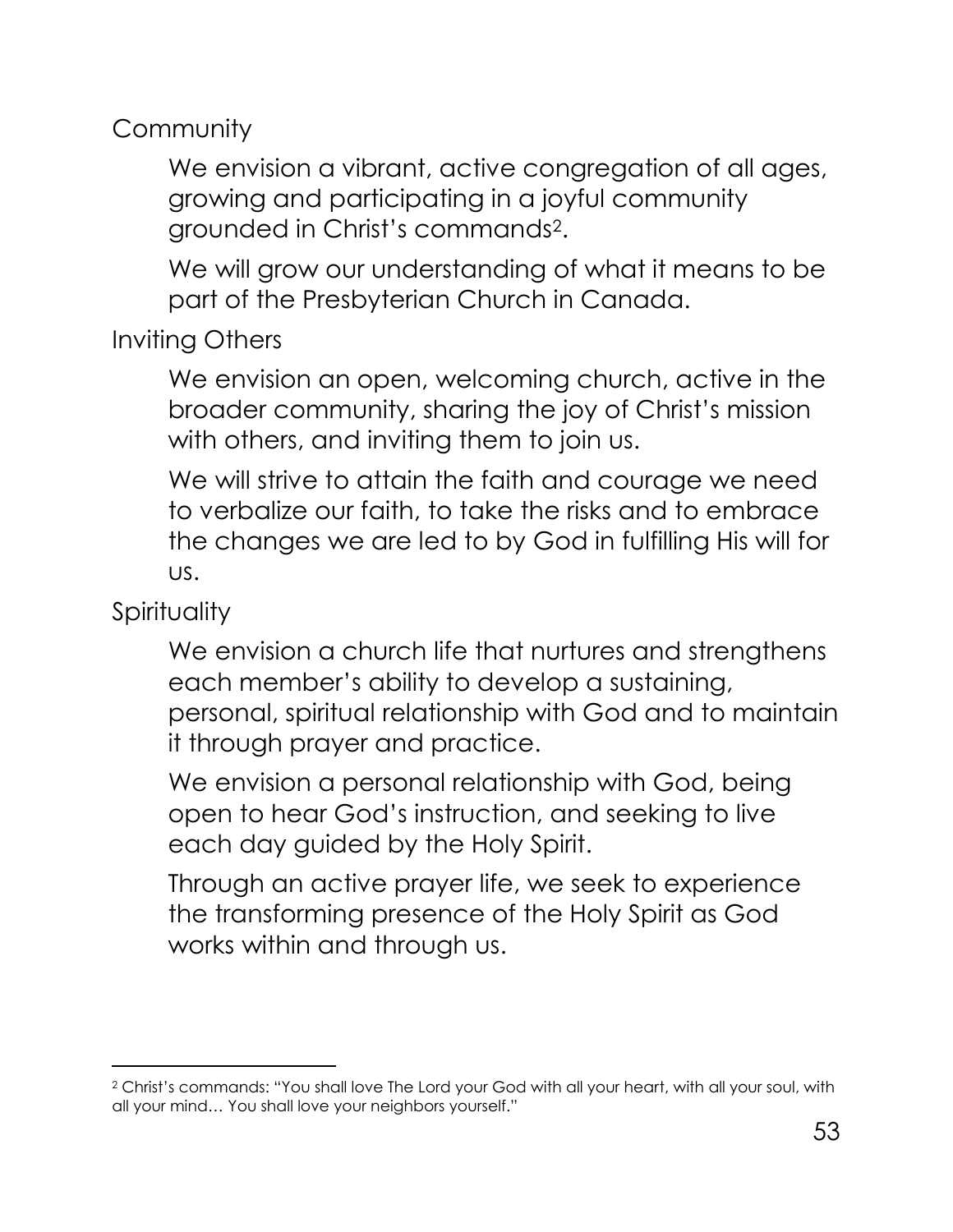### Community

We envision a vibrant, active congregation of all ages, growing and participating in a joyful community grounded in Christ's commands[2].

We will grow our understanding of what it means to be part of the Presbyterian Church in Canada.

### Inviting Others

We envision an open, welcoming church, active in the broader community, sharing the joy of Christ's mission with others, and inviting them to join us.

We will strive to attain the faith and courage we need to verbalize our faith, to take the risks and to embrace the changes we are led to by God in fulfilling His will for us.

### Spirituality

We envision a church life that nurtures and strengthens each member's ability to develop a sustaining, personal, spiritual relationship with God and to maintain it through prayer and practice.

We envision a personal relationship with God, being open to hear God's instruction, and seeking to live each day guided by the Holy Spirit.

Through an active prayer life, we seek to experience the transforming presence of the Holy Spirit as God works within and through us.

---

[2] Christ's commands: "You shall love The Lord your God with all your heart, with all your soul, with all your mind… You shall love your neighbors yourself."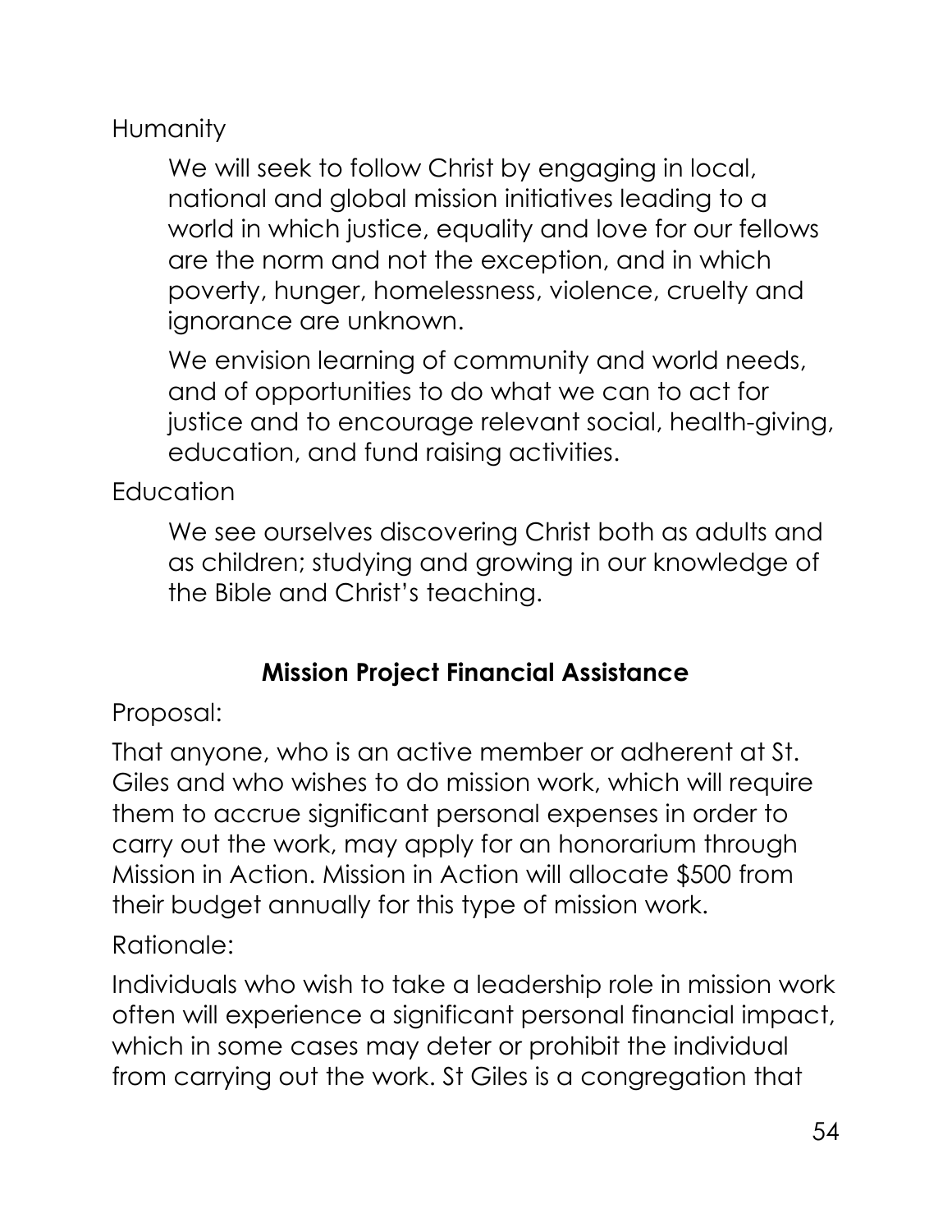Humanity

We will seek to follow Christ by engaging in local, national and global mission initiatives leading to a world in which justice, equality and love for our fellows are the norm and not the exception, and in which poverty, hunger, homelessness, violence, cruelty and ignorance are unknown.

We envision learning of community and world needs, and of opportunities to do what we can to act for justice and to encourage relevant social, health-giving, education, and fund raising activities.

Education

We see ourselves discovering Christ both as adults and as children; studying and growing in our knowledge of the Bible and Christ's teaching.

## Mission Project Financial Assistance

Proposal:

That anyone, who is an active member or adherent at St. Giles and who wishes to do mission work, which will require them to accrue significant personal expenses in order to carry out the work, may apply for an honorarium through Mission in Action. Mission in Action will allocate $500 from their budget annually for this type of mission work.

Rationale:

Individuals who wish to take a leadership role in mission work often will experience a significant personal financial impact, which in some cases may deter or prohibit the individual from carrying out the work. St Giles is a congregation that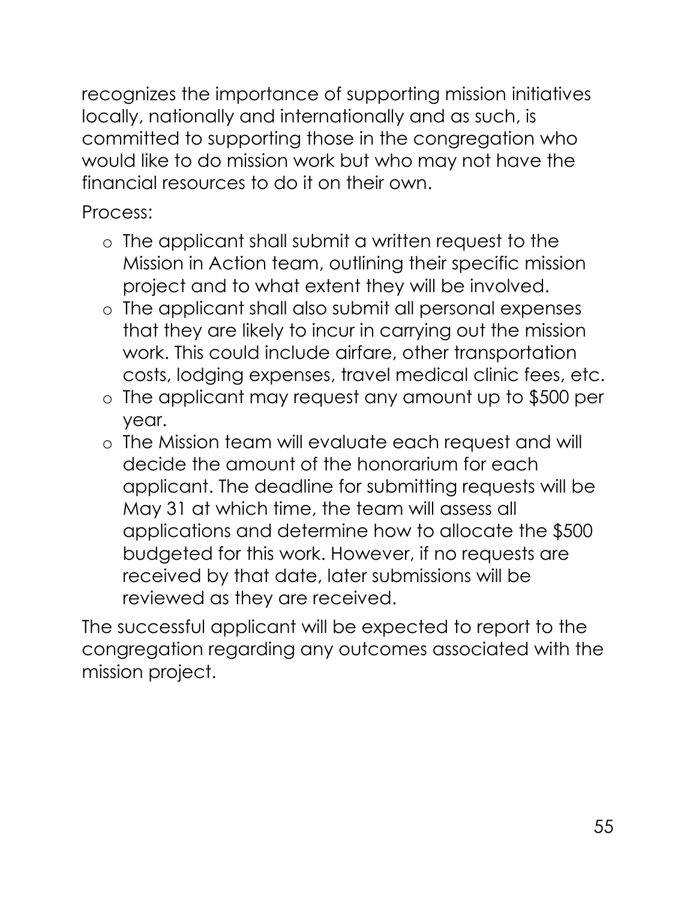recognizes the importance of supporting mission initiatives locally, nationally and internationally and as such, is committed to supporting those in the congregation who would like to do mission work but who may not have the financial resources to do it on their own.

Process:

- The applicant shall submit a written request to the Mission in Action team, outlining their specific mission project and to what extent they will be involved.
- The applicant shall also submit all personal expenses that they are likely to incur in carrying out the mission work. This could include airfare, other transportation costs, lodging expenses, travel medical clinic fees, etc.
- The applicant may request any amount up to $500 per year.
- The Mission team will evaluate each request and will decide the amount of the honorarium for each applicant. The deadline for submitting requests will be May 31 at which time, the team will assess all applications and determine how to allocate the $500 budgeted for this work. However, if no requests are received by that date, later submissions will be reviewed as they are received.

The successful applicant will be expected to report to the congregation regarding any outcomes associated with the mission project.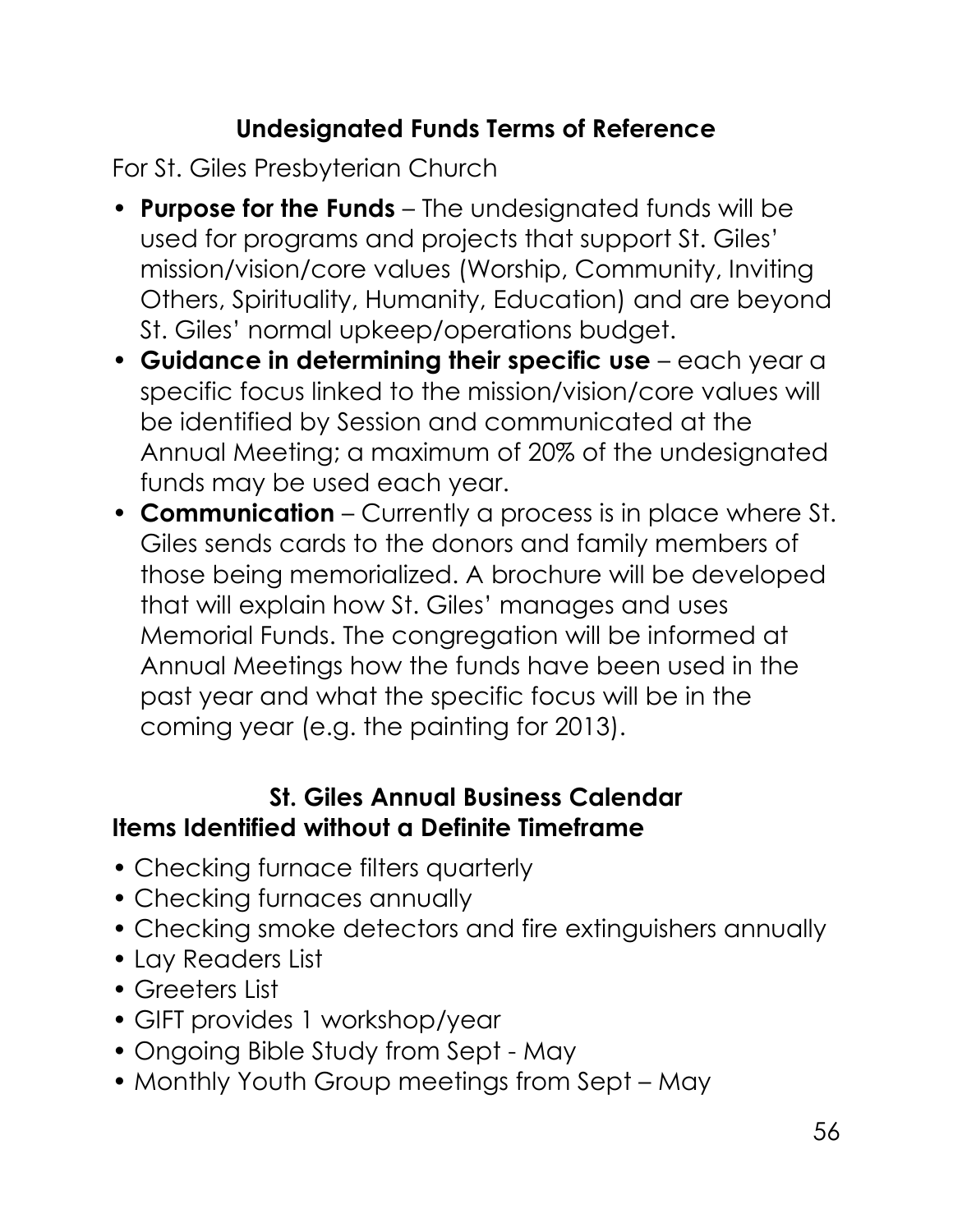## Undesignated Funds Terms of Reference

For St. Giles Presbyterian Church

- **Purpose for the Funds** – The undesignated funds will be used for programs and projects that support St. Giles' mission/vision/core values (Worship, Community, Inviting Others, Spirituality, Humanity, Education) and are beyond St. Giles' normal upkeep/operations budget.
- **Guidance in determining their specific use** – each year a specific focus linked to the mission/vision/core values will be identified by Session and communicated at the Annual Meeting; a maximum of 20% of the undesignated funds may be used each year.
- **Communication** – Currently a process is in place where St. Giles sends cards to the donors and family members of those being memorialized. A brochure will be developed that will explain how St. Giles' manages and uses Memorial Funds. The congregation will be informed at Annual Meetings how the funds have been used in the past year and what the specific focus will be in the coming year (e.g. the painting for 2013).

## St. Giles Annual Business Calendar

### Items Identified without a Definite Timeframe

- Checking furnace filters quarterly
- Checking furnaces annually
- Checking smoke detectors and fire extinguishers annually
- Lay Readers List
- Greeters List
- GIFT provides 1 workshop/year
- Ongoing Bible Study from Sept - May
- Monthly Youth Group meetings from Sept – May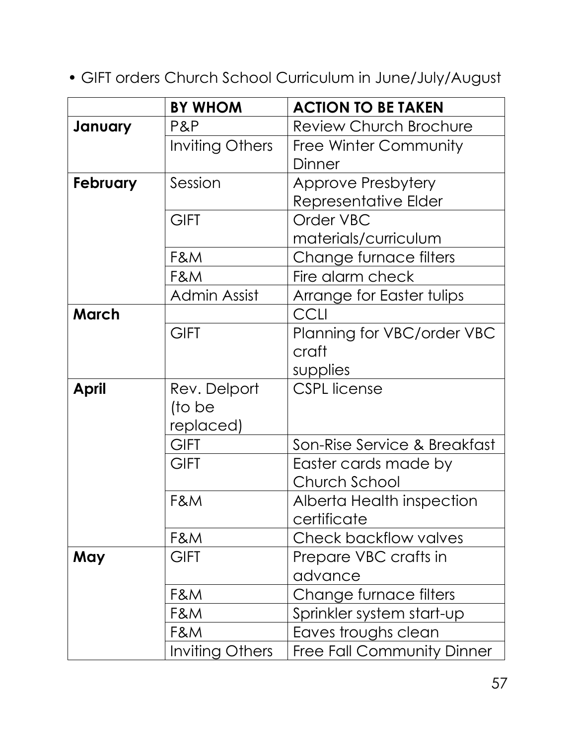- GIFT orders Church School Curriculum in June/July/August

| | BY WHOM | ACTION TO BE TAKEN |
|---|---|---|
| **January** | P&P | Review Church Brochure |
| | Inviting Others | Free Winter Community Dinner |
| **February** | Session | Approve Presbytery Representative Elder |
| | GIFT | Order VBC materials/curriculum |
| | F&M | Change furnace filters |
| | F&M | Fire alarm check |
| | Admin Assist | Arrange for Easter tulips |
| **March** | | CCLI |
| | GIFT | Planning for VBC/order VBC craft supplies |
| **April** | Rev. Delport (to be replaced) | CSPL license |
| | GIFT | Son-Rise Service & Breakfast |
| | GIFT | Easter cards made by Church School |
| | F&M | Alberta Health inspection certificate |
| | F&M | Check backflow valves |
| **May** | GIFT | Prepare VBC crafts in advance |
| | F&M | Change furnace filters |
| | F&M | Sprinkler system start-up |
| | F&M | Eaves troughs clean |
| | Inviting Others | Free Fall Community Dinner |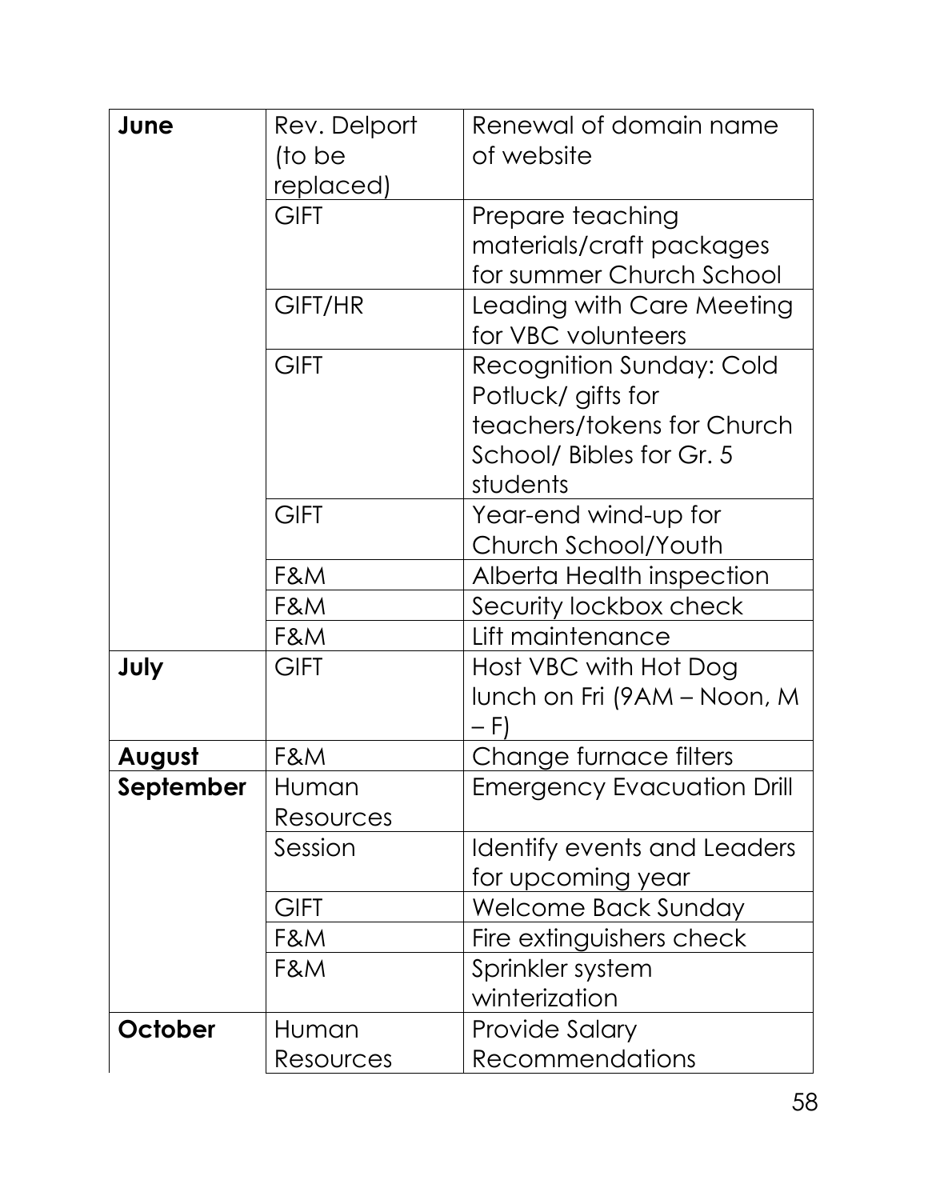| | | |
|---|---|---|
| **June** | Rev. Delport (to be replaced) | Renewal of domain name of website |
| | GIFT | Prepare teaching materials/craft packages for summer Church School |
| | GIFT/HR | Leading with Care Meeting for VBC volunteers |
| | GIFT | Recognition Sunday: Cold Potluck/ gifts for teachers/tokens for Church School/ Bibles for Gr. 5 students |
| | GIFT | Year-end wind-up for Church School/Youth |
| | F&M | Alberta Health inspection |
| | F&M | Security lockbox check |
| | F&M | Lift maintenance |
| **July** | GIFT | Host VBC with Hot Dog lunch on Fri (9AM – Noon, M – F) |
| **August** | F&M | Change furnace filters |
| **September** | Human Resources | Emergency Evacuation Drill |
| | Session | Identify events and Leaders for upcoming year |
| | GIFT | Welcome Back Sunday |
| | F&M | Fire extinguishers check |
| | F&M | Sprinkler system winterization |
| **October** | Human Resources | Provide Salary Recommendations |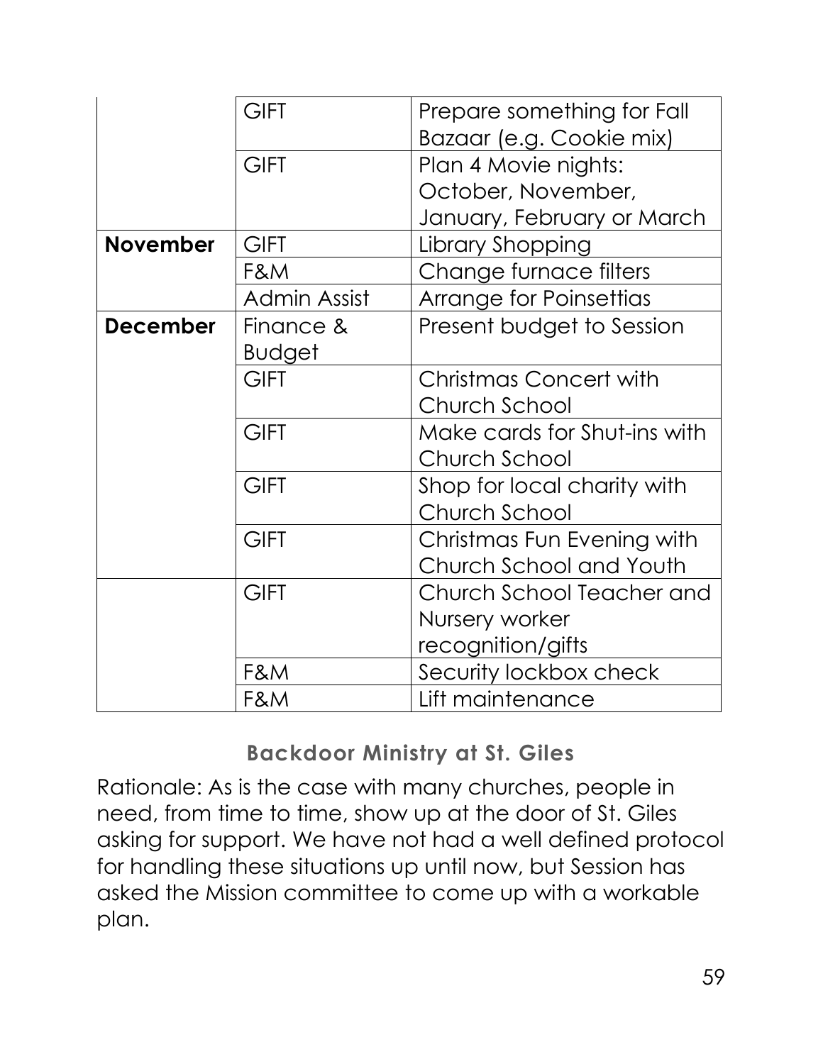| | | |
|---|---|---|
| | GIFT | Prepare something for Fall Bazaar (e.g. Cookie mix) |
| | GIFT | Plan 4 Movie nights: October, November, January, February or March |
| **November** | GIFT | Library Shopping |
| | F&M | Change furnace filters |
| | Admin Assist | Arrange for Poinsettias |
| **December** | Finance & Budget | Present budget to Session |
| | GIFT | Christmas Concert with Church School |
| | GIFT | Make cards for Shut-ins with Church School |
| | GIFT | Shop for local charity with Church School |
| | GIFT | Christmas Fun Evening with Church School and Youth |
| | GIFT | Church School Teacher and Nursery worker recognition/gifts |
| | F&M | Security lockbox check |
| | F&M | Lift maintenance |

## Backdoor Ministry at St. Giles

Rationale: As is the case with many churches, people in need, from time to time, show up at the door of St. Giles asking for support. We have not had a well defined protocol for handling these situations up until now, but Session has asked the Mission committee to come up with a workable plan.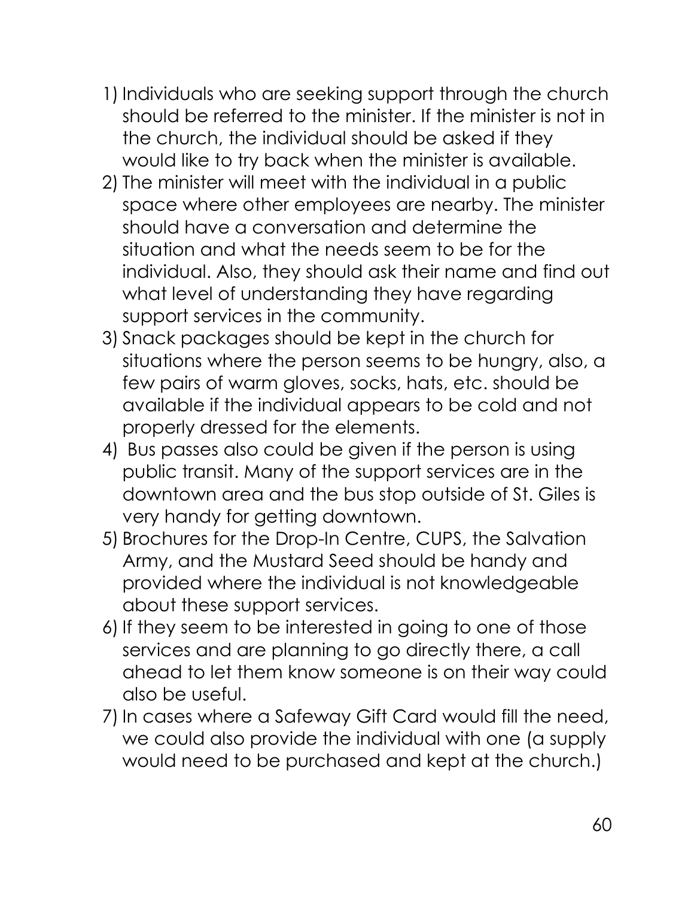1) Individuals who are seeking support through the church should be referred to the minister. If the minister is not in the church, the individual should be asked if they would like to try back when the minister is available.
2) The minister will meet with the individual in a public space where other employees are nearby. The minister should have a conversation and determine the situation and what the needs seem to be for the individual. Also, they should ask their name and find out what level of understanding they have regarding support services in the community.
3) Snack packages should be kept in the church for situations where the person seems to be hungry, also, a few pairs of warm gloves, socks, hats, etc. should be available if the individual appears to be cold and not properly dressed for the elements.
4) Bus passes also could be given if the person is using public transit. Many of the support services are in the downtown area and the bus stop outside of St. Giles is very handy for getting downtown.
5) Brochures for the Drop-In Centre, CUPS, the Salvation Army, and the Mustard Seed should be handy and provided where the individual is not knowledgeable about these support services.
6) If they seem to be interested in going to one of those services and are planning to go directly there, a call ahead to let them know someone is on their way could also be useful.
7) In cases where a Safeway Gift Card would fill the need, we could also provide the individual with one (a supply would need to be purchased and kept at the church.)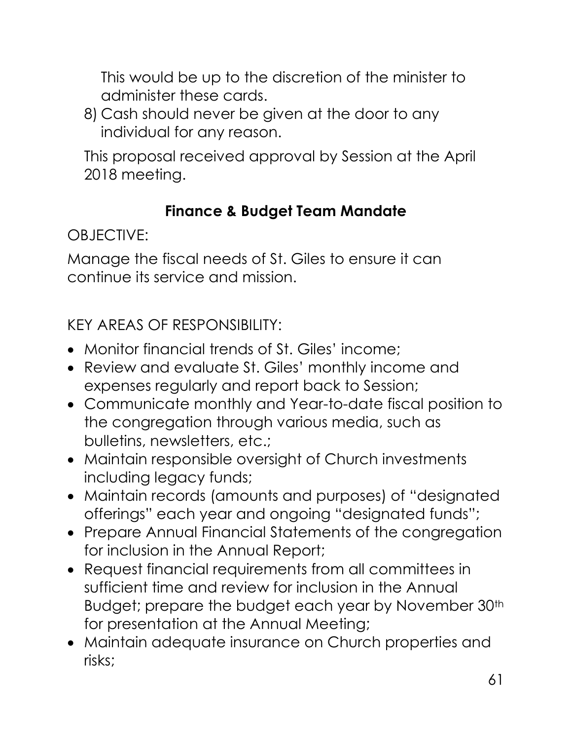This would be up to the discretion of the minister to administer these cards.

8) Cash should never be given at the door to any individual for any reason.

This proposal received approval by Session at the April 2018 meeting.

## Finance & Budget Team Mandate

OBJECTIVE:

Manage the fiscal needs of St. Giles to ensure it can continue its service and mission.

KEY AREAS OF RESPONSIBILITY:

- Monitor financial trends of St. Giles' income;
- Review and evaluate St. Giles' monthly income and expenses regularly and report back to Session;
- Communicate monthly and Year-to-date fiscal position to the congregation through various media, such as bulletins, newsletters, etc.;
- Maintain responsible oversight of Church investments including legacy funds;
- Maintain records (amounts and purposes) of "designated offerings" each year and ongoing "designated funds";
- Prepare Annual Financial Statements of the congregation for inclusion in the Annual Report;
- Request financial requirements from all committees in sufficient time and review for inclusion in the Annual Budget; prepare the budget each year by November 30th for presentation at the Annual Meeting;
- Maintain adequate insurance on Church properties and risks;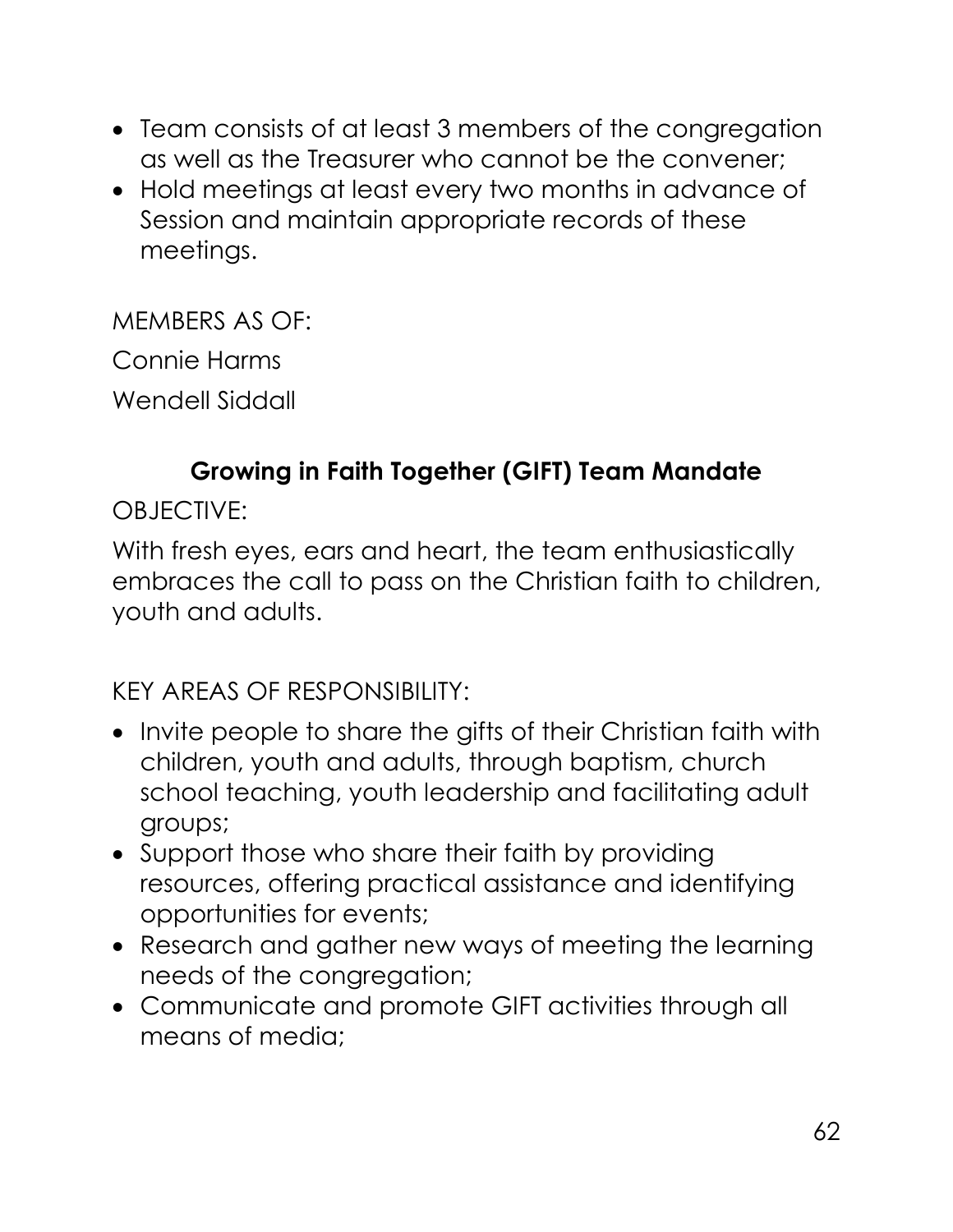- Team consists of at least 3 members of the congregation as well as the Treasurer who cannot be the convener;
- Hold meetings at least every two months in advance of Session and maintain appropriate records of these meetings.

MEMBERS AS OF:

Connie Harms

Wendell Siddall

## Growing in Faith Together (GIFT) Team Mandate

OBJECTIVE:

With fresh eyes, ears and heart, the team enthusiastically embraces the call to pass on the Christian faith to children, youth and adults.

KEY AREAS OF RESPONSIBILITY:

- Invite people to share the gifts of their Christian faith with children, youth and adults, through baptism, church school teaching, youth leadership and facilitating adult groups;
- Support those who share their faith by providing resources, offering practical assistance and identifying opportunities for events;
- Research and gather new ways of meeting the learning needs of the congregation;
- Communicate and promote GIFT activities through all means of media;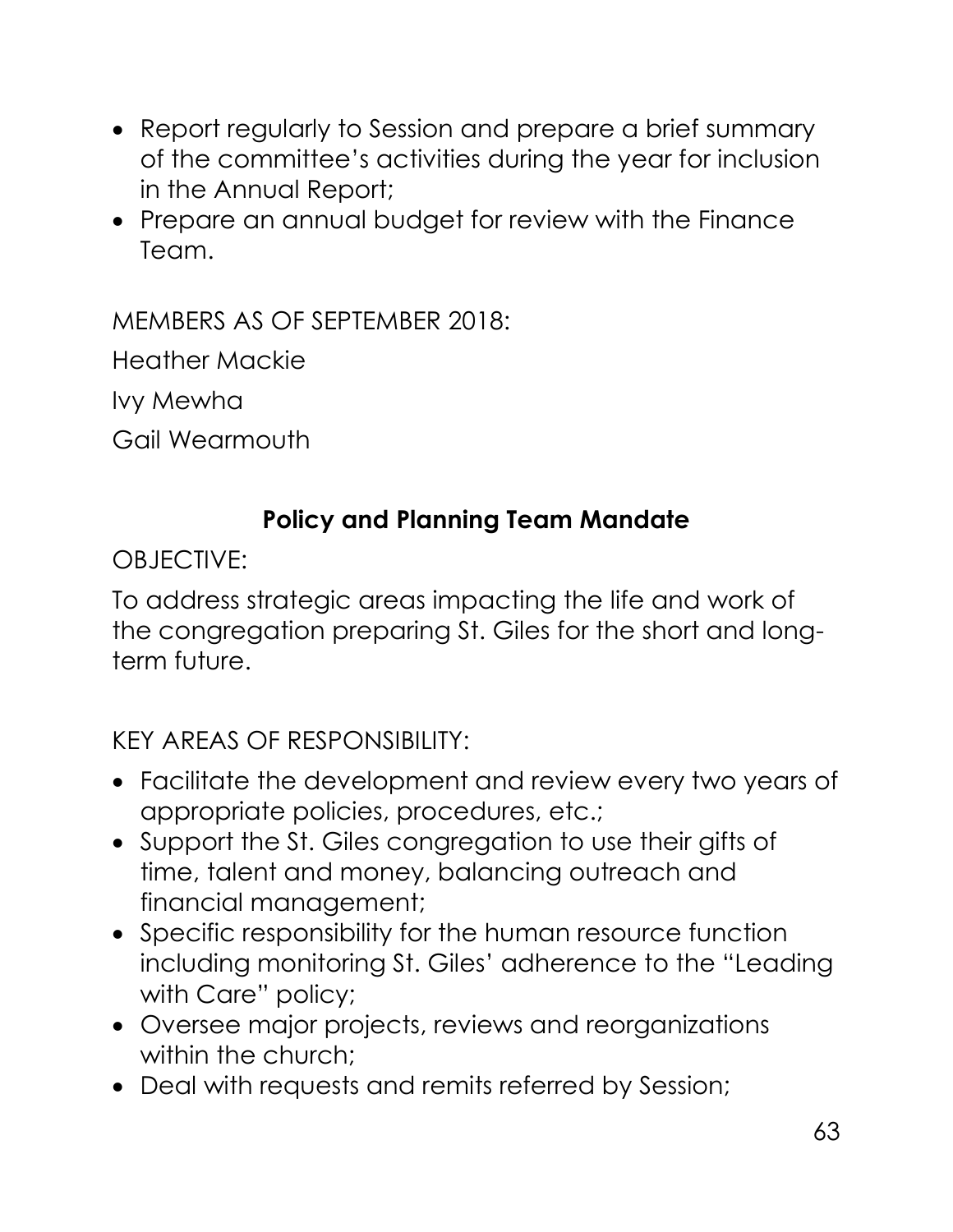- Report regularly to Session and prepare a brief summary of the committee's activities during the year for inclusion in the Annual Report;
- Prepare an annual budget for review with the Finance Team.

MEMBERS AS OF SEPTEMBER 2018:

Heather Mackie

Ivy Mewha

Gail Wearmouth

## Policy and Planning Team Mandate

OBJECTIVE:

To address strategic areas impacting the life and work of the congregation preparing St. Giles for the short and long-term future.

KEY AREAS OF RESPONSIBILITY:

- Facilitate the development and review every two years of appropriate policies, procedures, etc.;
- Support the St. Giles congregation to use their gifts of time, talent and money, balancing outreach and financial management;
- Specific responsibility for the human resource function including monitoring St. Giles' adherence to the "Leading with Care" policy;
- Oversee major projects, reviews and reorganizations within the church;
- Deal with requests and remits referred by Session;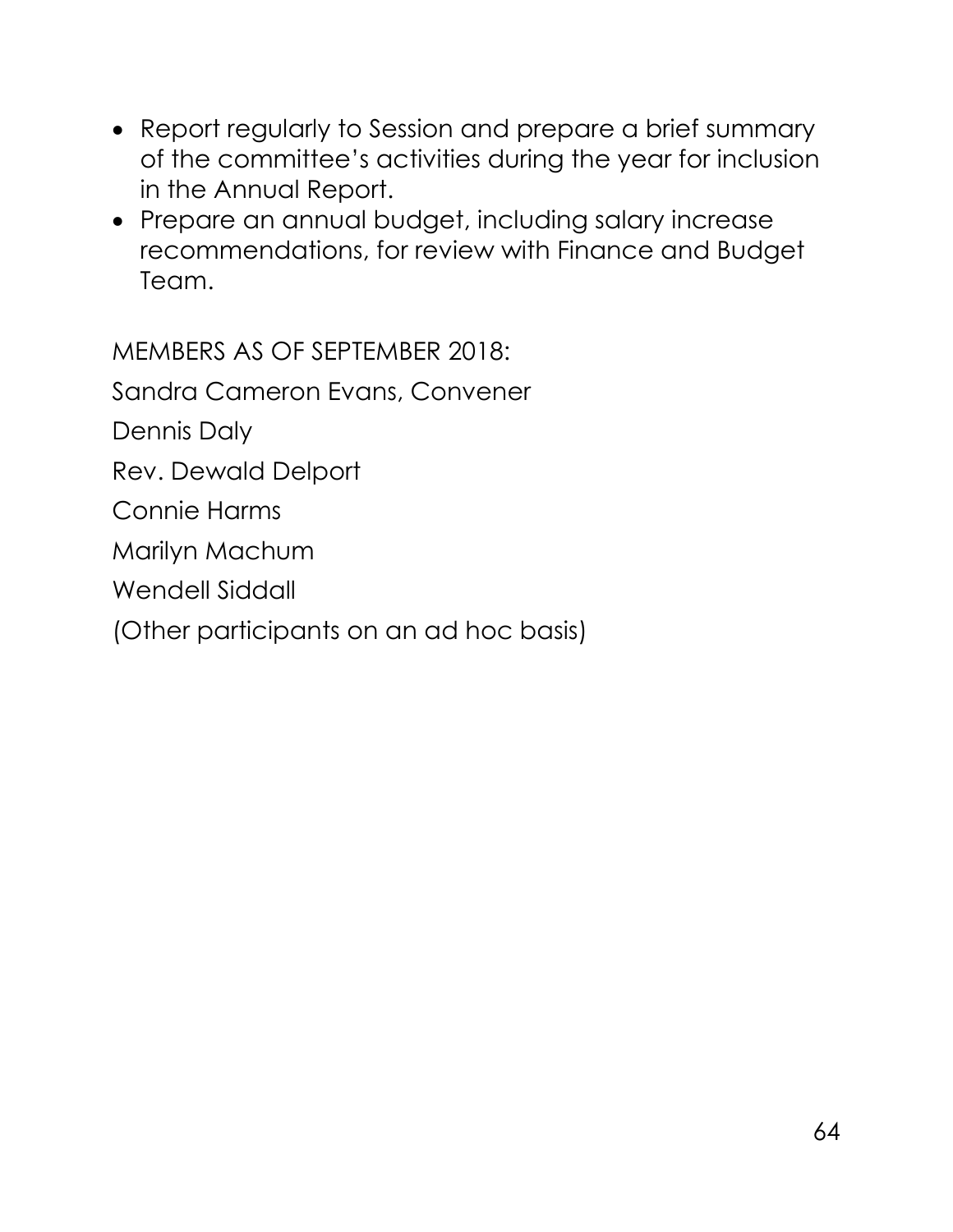- Report regularly to Session and prepare a brief summary of the committee's activities during the year for inclusion in the Annual Report.
- Prepare an annual budget, including salary increase recommendations, for review with Finance and Budget Team.

MEMBERS AS OF SEPTEMBER 2018:

Sandra Cameron Evans, Convener

Dennis Daly

Rev. Dewald Delport

Connie Harms

Marilyn Machum

Wendell Siddall

(Other participants on an ad hoc basis)